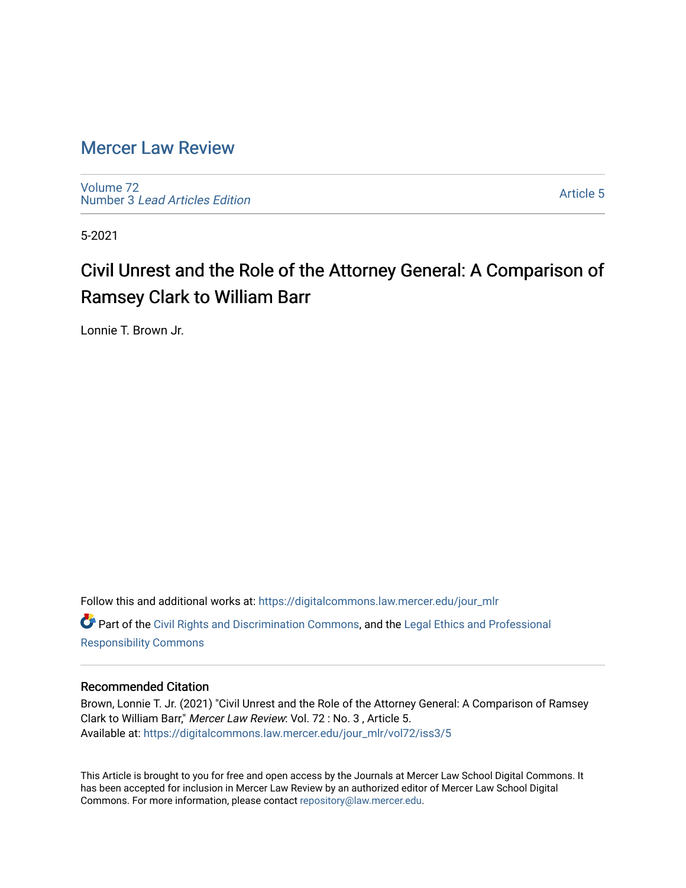# Mercer Law Review

Volume 72
Number 3 *Lead Articles Edition*

Article 5

5-2021

## Civil Unrest and the Role of the Attorney General: A Comparison of Ramsey Clark to William Barr

Lonnie T. Brown Jr.

Follow this and additional works at: https://digitalcommons.law.mercer.edu/jour_mlr

Part of the Civil Rights and Discrimination Commons, and the Legal Ethics and Professional Responsibility Commons

### Recommended Citation

Brown, Lonnie T. Jr. (2021) "Civil Unrest and the Role of the Attorney General: A Comparison of Ramsey Clark to William Barr," *Mercer Law Review*: Vol. 72 : No. 3 , Article 5.
Available at: https://digitalcommons.law.mercer.edu/jour_mlr/vol72/iss3/5

This Article is brought to you for free and open access by the Journals at Mercer Law School Digital Commons. It has been accepted for inclusion in Mercer Law Review by an authorized editor of Mercer Law School Digital Commons. For more information, please contact repository@law.mercer.edu.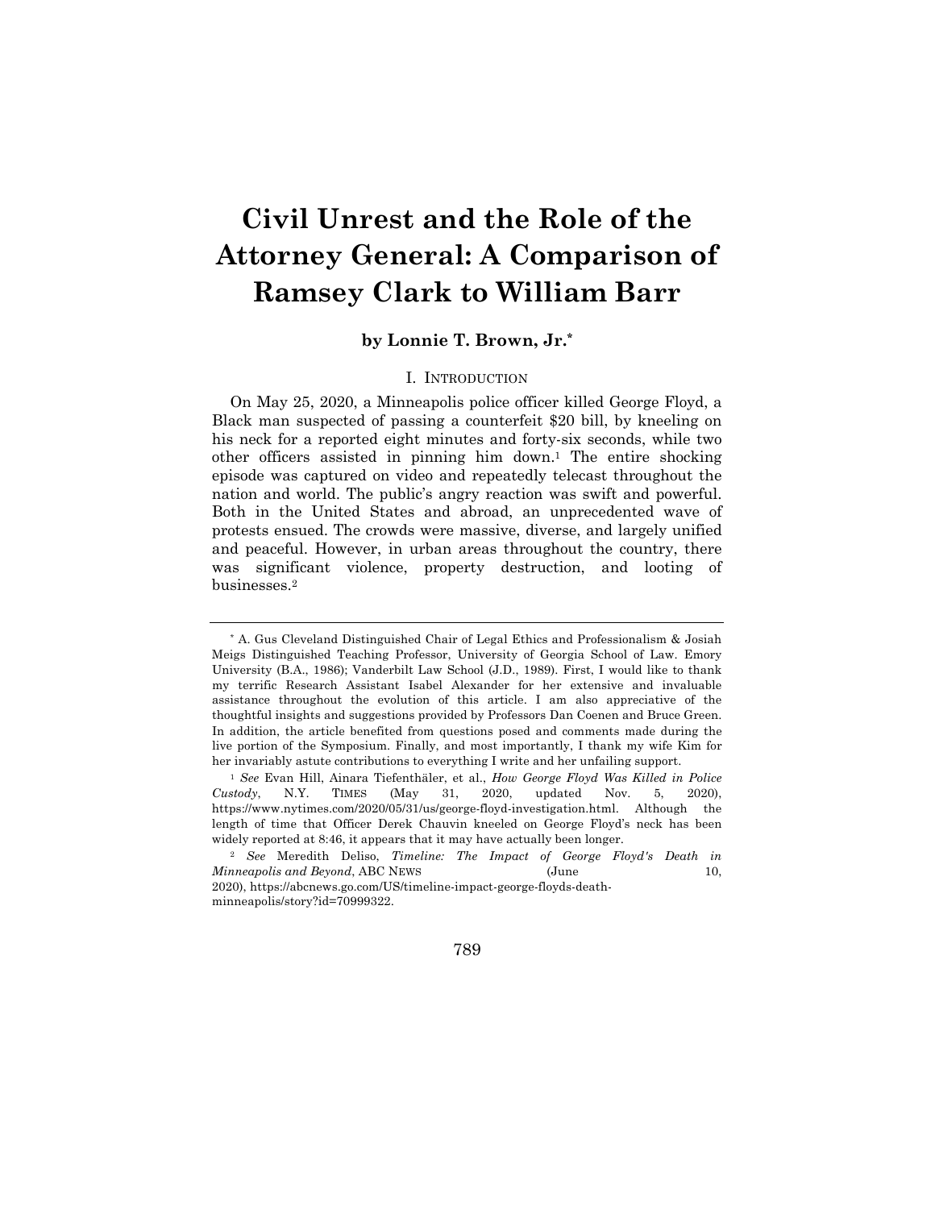# Civil Unrest and the Role of the Attorney General: A Comparison of Ramsey Clark to William Barr

**by Lonnie T. Brown, Jr.[*]**

## I. INTRODUCTION

On May 25, 2020, a Minneapolis police officer killed George Floyd, a Black man suspected of passing a counterfeit $20 bill, by kneeling on his neck for a reported eight minutes and forty-six seconds, while two other officers assisted in pinning him down.[1] The entire shocking episode was captured on video and repeatedly telecast throughout the nation and world. The public's angry reaction was swift and powerful. Both in the United States and abroad, an unprecedented wave of protests ensued. The crowds were massive, diverse, and largely unified and peaceful. However, in urban areas throughout the country, there was significant violence, property destruction, and looting of businesses.[2]

---

[*] A. Gus Cleveland Distinguished Chair of Legal Ethics and Professionalism & Josiah Meigs Distinguished Teaching Professor, University of Georgia School of Law. Emory University (B.A., 1986); Vanderbilt Law School (J.D., 1989). First, I would like to thank my terrific Research Assistant Isabel Alexander for her extensive and invaluable assistance throughout the evolution of this article. I am also appreciative of the thoughtful insights and suggestions provided by Professors Dan Coenen and Bruce Green. In addition, the article benefited from questions posed and comments made during the live portion of the Symposium. Finally, and most importantly, I thank my wife Kim for her invariably astute contributions to everything I write and her unfailing support.

[1] *See* Evan Hill, Ainara Tiefenthäler, et al., *How George Floyd Was Killed in Police Custody*, N.Y. TIMES (May 31, 2020, updated Nov. 5, 2020), https://www.nytimes.com/2020/05/31/us/george-floyd-investigation.html. Although the length of time that Officer Derek Chauvin kneeled on George Floyd's neck has been widely reported at 8:46, it appears that it may have actually been longer.

[2] *See* Meredith Deliso, *Timeline: The Impact of George Floyd's Death in Minneapolis and Beyond*, ABC NEWS (June 10, 2020), https://abcnews.go.com/US/timeline-impact-george-floyds-death-minneapolis/story?id=70999322.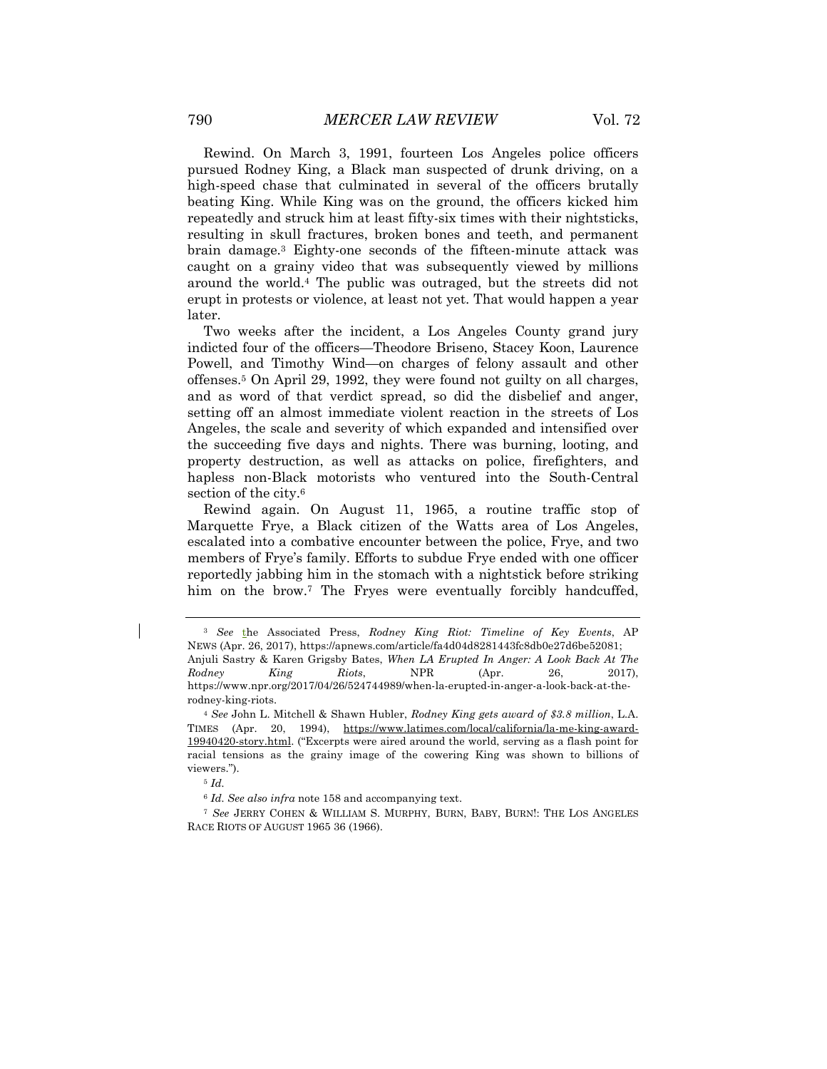Rewind. On March 3, 1991, fourteen Los Angeles police officers pursued Rodney King, a Black man suspected of drunk driving, on a high-speed chase that culminated in several of the officers brutally beating King. While King was on the ground, the officers kicked him repeatedly and struck him at least fifty-six times with their nightsticks, resulting in skull fractures, broken bones and teeth, and permanent brain damage.[3] Eighty-one seconds of the fifteen-minute attack was caught on a grainy video that was subsequently viewed by millions around the world.[4] The public was outraged, but the streets did not erupt in protests or violence, at least not yet. That would happen a year later.

Two weeks after the incident, a Los Angeles County grand jury indicted four of the officers—Theodore Briseno, Stacey Koon, Laurence Powell, and Timothy Wind—on charges of felony assault and other offenses.[5] On April 29, 1992, they were found not guilty on all charges, and as word of that verdict spread, so did the disbelief and anger, setting off an almost immediate violent reaction in the streets of Los Angeles, the scale and severity of which expanded and intensified over the succeeding five days and nights. There was burning, looting, and property destruction, as well as attacks on police, firefighters, and hapless non-Black motorists who ventured into the South-Central section of the city.[6]

Rewind again. On August 11, 1965, a routine traffic stop of Marquette Frye, a Black citizen of the Watts area of Los Angeles, escalated into a combative encounter between the police, Frye, and two members of Frye's family. Efforts to subdue Frye ended with one officer reportedly jabbing him in the stomach with a nightstick before striking him on the brow.[7] The Fryes were eventually forcibly handcuffed,

---

[3] *See* the Associated Press, *Rodney King Riot: Timeline of Key Events*, AP NEWS (Apr. 26, 2017), https://apnews.com/article/fa4d04d8281443fc8db0e27d6be52081; Anjuli Sastry & Karen Grigsby Bates, *When LA Erupted In Anger: A Look Back At The Rodney King Riots*, NPR (Apr. 26, 2017), https://www.npr.org/2017/04/26/524744989/when-la-erupted-in-anger-a-look-back-at-the-rodney-king-riots.

[4] *See* John L. Mitchell & Shawn Hubler, *Rodney King gets award of $3.8 million*, L.A. TIMES (Apr. 20, 1994), https://www.latimes.com/local/california/la-me-king-award-19940420-story.html. ("Excerpts were aired around the world, serving as a flash point for racial tensions as the grainy image of the cowering King was shown to billions of viewers.").

[5] *Id.*

[6] *Id. See also infra* note 158 and accompanying text.

[7] *See* JERRY COHEN & WILLIAM S. MURPHY, BURN, BABY, BURN!: THE LOS ANGELES RACE RIOTS OF AUGUST 1965 36 (1966).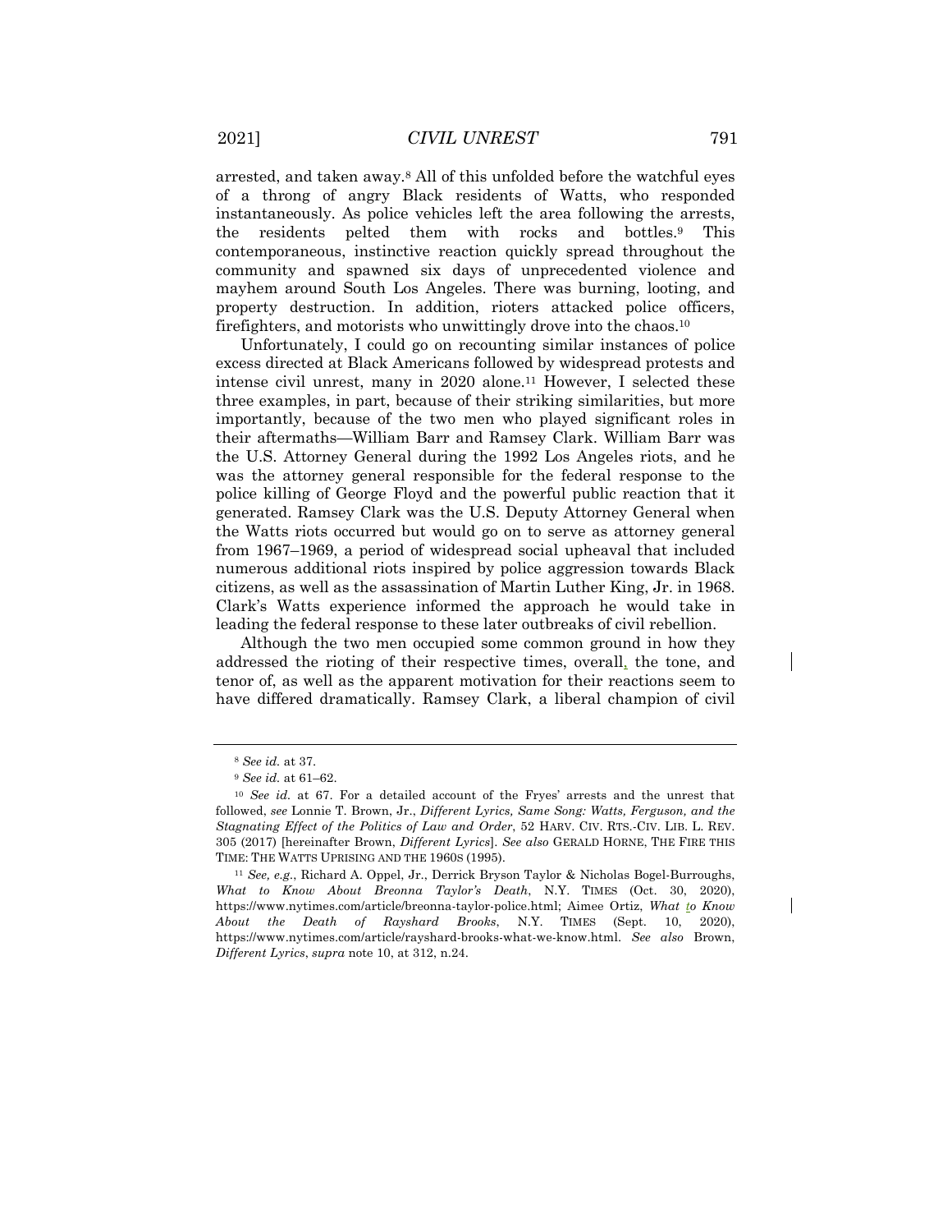arrested, and taken away.[8] All of this unfolded before the watchful eyes of a throng of angry Black residents of Watts, who responded instantaneously. As police vehicles left the area following the arrests, the residents pelted them with rocks and bottles.[9] This contemporaneous, instinctive reaction quickly spread throughout the community and spawned six days of unprecedented violence and mayhem around South Los Angeles. There was burning, looting, and property destruction. In addition, rioters attacked police officers, firefighters, and motorists who unwittingly drove into the chaos.[10]

Unfortunately, I could go on recounting similar instances of police excess directed at Black Americans followed by widespread protests and intense civil unrest, many in 2020 alone.[11] However, I selected these three examples, in part, because of their striking similarities, but more importantly, because of the two men who played significant roles in their aftermaths—William Barr and Ramsey Clark. William Barr was the U.S. Attorney General during the 1992 Los Angeles riots, and he was the attorney general responsible for the federal response to the police killing of George Floyd and the powerful public reaction that it generated. Ramsey Clark was the U.S. Deputy Attorney General when the Watts riots occurred but would go on to serve as attorney general from 1967–1969, a period of widespread social upheaval that included numerous additional riots inspired by police aggression towards Black citizens, as well as the assassination of Martin Luther King, Jr. in 1968. Clark's Watts experience informed the approach he would take in leading the federal response to these later outbreaks of civil rebellion.

Although the two men occupied some common ground in how they addressed the rioting of their respective times, overall, the tone, and tenor of, as well as the apparent motivation for their reactions seem to have differed dramatically. Ramsey Clark, a liberal champion of civil

---

[8] *See id.* at 37.

[9] *See id.* at 61–62.

[10] *See id.* at 67. For a detailed account of the Fryes' arrests and the unrest that followed, *see* Lonnie T. Brown, Jr., *Different Lyrics, Same Song: Watts, Ferguson, and the Stagnating Effect of the Politics of Law and Order*, 52 HARV. CIV. RTS.-CIV. LIB. L. REV. 305 (2017) [hereinafter Brown, *Different Lyrics*]. *See also* GERALD HORNE, THE FIRE THIS TIME: THE WATTS UPRISING AND THE 1960S (1995).

[11] *See, e.g.*, Richard A. Oppel, Jr., Derrick Bryson Taylor & Nicholas Bogel-Burroughs, *What to Know About Breonna Taylor's Death*, N.Y. TIMES (Oct. 30, 2020), https://www.nytimes.com/article/breonna-taylor-police.html; Aimee Ortiz, *What to Know About the Death of Rayshard Brooks*, N.Y. TIMES (Sept. 10, 2020), https://www.nytimes.com/article/rayshard-brooks-what-we-know.html. *See also* Brown, *Different Lyrics*, *supra* note 10, at 312, n.24.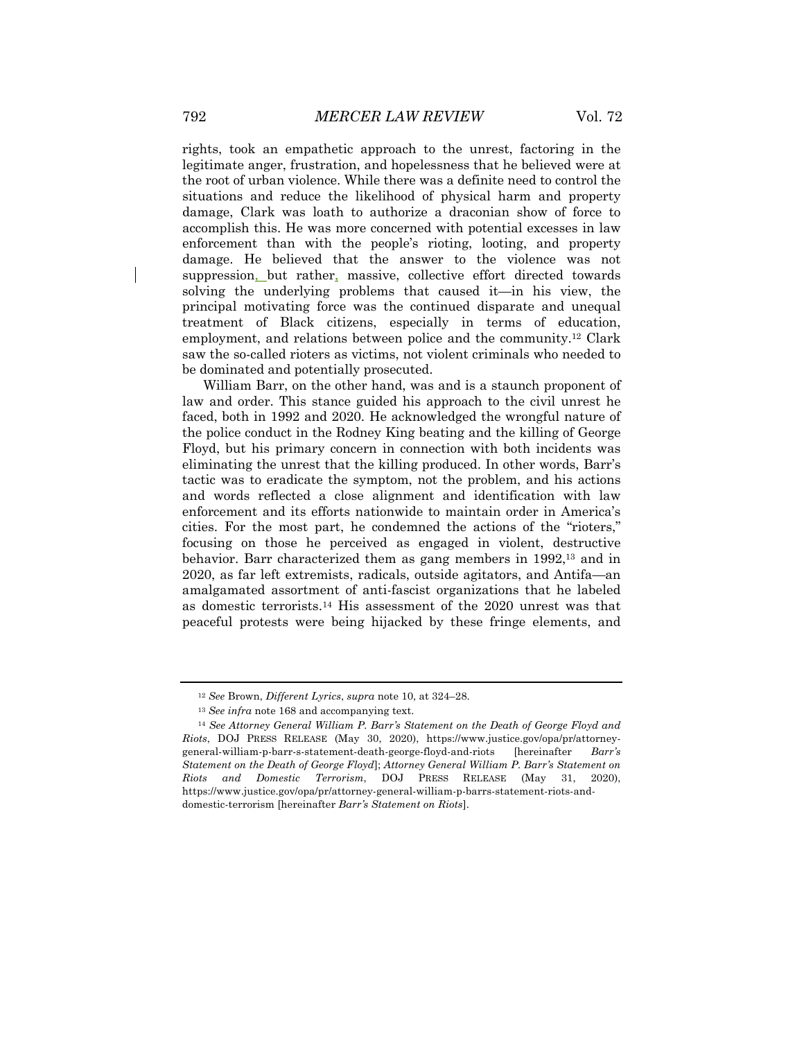rights, took an empathetic approach to the unrest, factoring in the legitimate anger, frustration, and hopelessness that he believed were at the root of urban violence. While there was a definite need to control the situations and reduce the likelihood of physical harm and property damage, Clark was loath to authorize a draconian show of force to accomplish this. He was more concerned with potential excesses in law enforcement than with the people's rioting, looting, and property damage. He believed that the answer to the violence was not suppression, but rather, massive, collective effort directed towards solving the underlying problems that caused it—in his view, the principal motivating force was the continued disparate and unequal treatment of Black citizens, especially in terms of education, employment, and relations between police and the community.[12] Clark saw the so-called rioters as victims, not violent criminals who needed to be dominated and potentially prosecuted.

William Barr, on the other hand, was and is a staunch proponent of law and order. This stance guided his approach to the civil unrest he faced, both in 1992 and 2020. He acknowledged the wrongful nature of the police conduct in the Rodney King beating and the killing of George Floyd, but his primary concern in connection with both incidents was eliminating the unrest that the killing produced. In other words, Barr's tactic was to eradicate the symptom, not the problem, and his actions and words reflected a close alignment and identification with law enforcement and its efforts nationwide to maintain order in America's cities. For the most part, he condemned the actions of the "rioters," focusing on those he perceived as engaged in violent, destructive behavior. Barr characterized them as gang members in 1992,[13] and in 2020, as far left extremists, radicals, outside agitators, and Antifa—an amalgamated assortment of anti-fascist organizations that he labeled as domestic terrorists.[14] His assessment of the 2020 unrest was that peaceful protests were being hijacked by these fringe elements, and

---

[12] *See* Brown, *Different Lyrics*, *supra* note 10, at 324–28.

[13] *See infra* note 168 and accompanying text.

[14] *See Attorney General William P. Barr's Statement on the Death of George Floyd and Riots*, DOJ PRESS RELEASE (May 30, 2020), https://www.justice.gov/opa/pr/attorney-general-william-p-barr-s-statement-death-george-floyd-and-riots [hereinafter *Barr's Statement on the Death of George Floyd*]; *Attorney General William P. Barr's Statement on Riots and Domestic Terrorism*, DOJ PRESS RELEASE (May 31, 2020), https://www.justice.gov/opa/pr/attorney-general-william-p-barrs-statement-riots-and-domestic-terrorism [hereinafter *Barr's Statement on Riots*].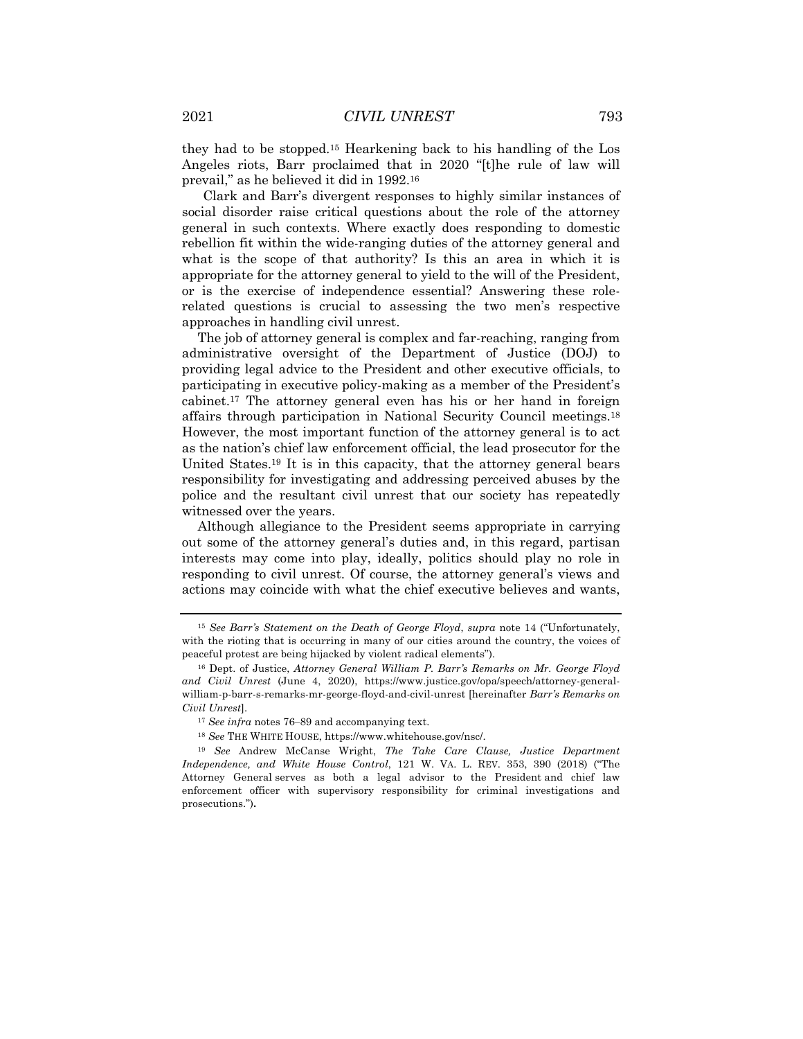they had to be stopped.[15] Hearkening back to his handling of the Los Angeles riots, Barr proclaimed that in 2020 "[t]he rule of law will prevail," as he believed it did in 1992.[16]

Clark and Barr's divergent responses to highly similar instances of social disorder raise critical questions about the role of the attorney general in such contexts. Where exactly does responding to domestic rebellion fit within the wide-ranging duties of the attorney general and what is the scope of that authority? Is this an area in which it is appropriate for the attorney general to yield to the will of the President, or is the exercise of independence essential? Answering these role-related questions is crucial to assessing the two men's respective approaches in handling civil unrest.

The job of attorney general is complex and far-reaching, ranging from administrative oversight of the Department of Justice (DOJ) to providing legal advice to the President and other executive officials, to participating in executive policy-making as a member of the President's cabinet.[17] The attorney general even has his or her hand in foreign affairs through participation in National Security Council meetings.[18] However, the most important function of the attorney general is to act as the nation's chief law enforcement official, the lead prosecutor for the United States.[19] It is in this capacity, that the attorney general bears responsibility for investigating and addressing perceived abuses by the police and the resultant civil unrest that our society has repeatedly witnessed over the years.

Although allegiance to the President seems appropriate in carrying out some of the attorney general's duties and, in this regard, partisan interests may come into play, ideally, politics should play no role in responding to civil unrest. Of course, the attorney general's views and actions may coincide with what the chief executive believes and wants,

---

[15] *See Barr's Statement on the Death of George Floyd*, *supra* note 14 ("Unfortunately, with the rioting that is occurring in many of our cities around the country, the voices of peaceful protest are being hijacked by violent radical elements").

[16] Dept. of Justice, *Attorney General William P. Barr's Remarks on Mr. George Floyd and Civil Unrest* (June 4, 2020), https://www.justice.gov/opa/speech/attorney-general-william-p-barr-s-remarks-mr-george-floyd-and-civil-unrest [hereinafter *Barr's Remarks on Civil Unrest*].

[17] *See infra* notes 76–89 and accompanying text.

[18] *See* THE WHITE HOUSE, https://www.whitehouse.gov/nsc/.

[19] *See* Andrew McCanse Wright, *The Take Care Clause, Justice Department Independence, and White House Control*, 121 W. VA. L. REV. 353, 390 (2018) ("The Attorney General serves as both a legal advisor to the President and chief law enforcement officer with supervisory responsibility for criminal investigations and prosecutions.").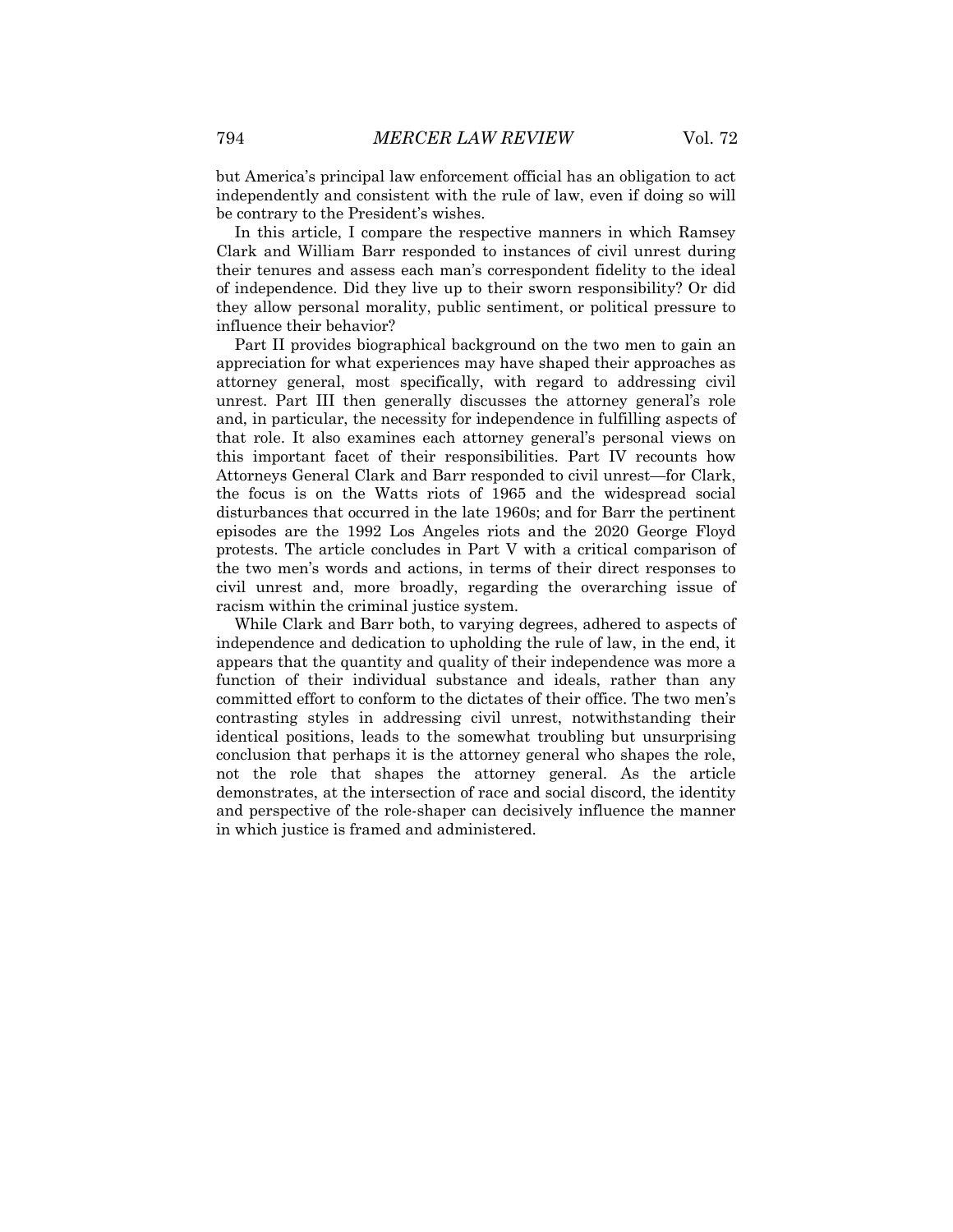but America's principal law enforcement official has an obligation to act independently and consistent with the rule of law, even if doing so will be contrary to the President's wishes.

In this article, I compare the respective manners in which Ramsey Clark and William Barr responded to instances of civil unrest during their tenures and assess each man's correspondent fidelity to the ideal of independence. Did they live up to their sworn responsibility? Or did they allow personal morality, public sentiment, or political pressure to influence their behavior?

Part II provides biographical background on the two men to gain an appreciation for what experiences may have shaped their approaches as attorney general, most specifically, with regard to addressing civil unrest. Part III then generally discusses the attorney general's role and, in particular, the necessity for independence in fulfilling aspects of that role. It also examines each attorney general's personal views on this important facet of their responsibilities. Part IV recounts how Attorneys General Clark and Barr responded to civil unrest—for Clark, the focus is on the Watts riots of 1965 and the widespread social disturbances that occurred in the late 1960s; and for Barr the pertinent episodes are the 1992 Los Angeles riots and the 2020 George Floyd protests. The article concludes in Part V with a critical comparison of the two men's words and actions, in terms of their direct responses to civil unrest and, more broadly, regarding the overarching issue of racism within the criminal justice system.

While Clark and Barr both, to varying degrees, adhered to aspects of independence and dedication to upholding the rule of law, in the end, it appears that the quantity and quality of their independence was more a function of their individual substance and ideals, rather than any committed effort to conform to the dictates of their office. The two men's contrasting styles in addressing civil unrest, notwithstanding their identical positions, leads to the somewhat troubling but unsurprising conclusion that perhaps it is the attorney general who shapes the role, not the role that shapes the attorney general. As the article demonstrates, at the intersection of race and social discord, the identity and perspective of the role-shaper can decisively influence the manner in which justice is framed and administered.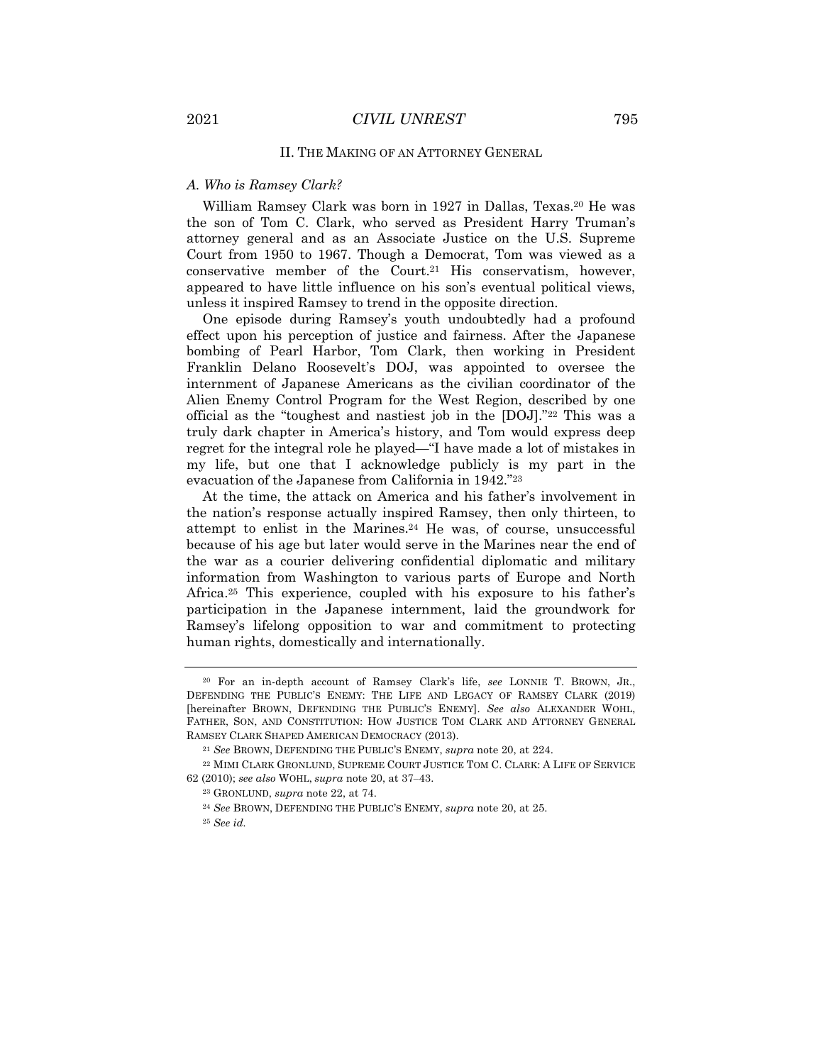## II. THE MAKING OF AN ATTORNEY GENERAL

### *A. Who is Ramsey Clark?*

William Ramsey Clark was born in 1927 in Dallas, Texas.[20] He was the son of Tom C. Clark, who served as President Harry Truman's attorney general and as an Associate Justice on the U.S. Supreme Court from 1950 to 1967. Though a Democrat, Tom was viewed as a conservative member of the Court.[21] His conservatism, however, appeared to have little influence on his son's eventual political views, unless it inspired Ramsey to trend in the opposite direction.

One episode during Ramsey's youth undoubtedly had a profound effect upon his perception of justice and fairness. After the Japanese bombing of Pearl Harbor, Tom Clark, then working in President Franklin Delano Roosevelt's DOJ, was appointed to oversee the internment of Japanese Americans as the civilian coordinator of the Alien Enemy Control Program for the West Region, described by one official as the "toughest and nastiest job in the [DOJ]."[22] This was a truly dark chapter in America's history, and Tom would express deep regret for the integral role he played—"I have made a lot of mistakes in my life, but one that I acknowledge publicly is my part in the evacuation of the Japanese from California in 1942."[23]

At the time, the attack on America and his father's involvement in the nation's response actually inspired Ramsey, then only thirteen, to attempt to enlist in the Marines.[24] He was, of course, unsuccessful because of his age but later would serve in the Marines near the end of the war as a courier delivering confidential diplomatic and military information from Washington to various parts of Europe and North Africa.[25] This experience, coupled with his exposure to his father's participation in the Japanese internment, laid the groundwork for Ramsey's lifelong opposition to war and commitment to protecting human rights, domestically and internationally.

---

[20] For an in-depth account of Ramsey Clark's life, *see* LONNIE T. BROWN, JR., DEFENDING THE PUBLIC'S ENEMY: THE LIFE AND LEGACY OF RAMSEY CLARK (2019) [hereinafter BROWN, DEFENDING THE PUBLIC'S ENEMY]. *See also* ALEXANDER WOHL, FATHER, SON, AND CONSTITUTION: HOW JUSTICE TOM CLARK AND ATTORNEY GENERAL RAMSEY CLARK SHAPED AMERICAN DEMOCRACY (2013).

[21] *See* BROWN, DEFENDING THE PUBLIC'S ENEMY, *supra* note 20, at 224.

[22] MIMI CLARK GRONLUND, SUPREME COURT JUSTICE TOM C. CLARK: A LIFE OF SERVICE 62 (2010); *see also* WOHL, *supra* note 20, at 37–43.

[23] GRONLUND, *supra* note 22, at 74.

[24] *See* BROWN, DEFENDING THE PUBLIC'S ENEMY, *supra* note 20, at 25.

[25] *See id.*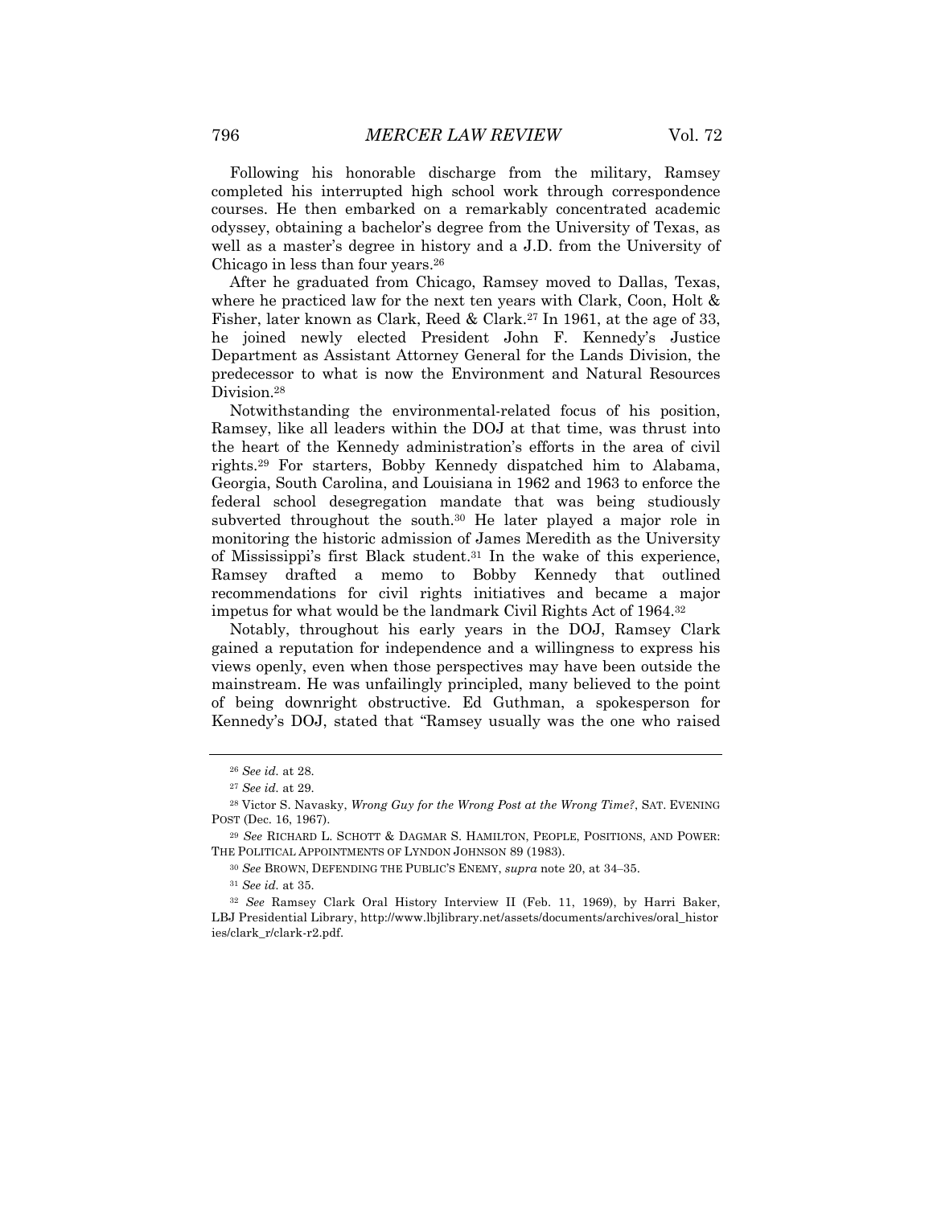Following his honorable discharge from the military, Ramsey completed his interrupted high school work through correspondence courses. He then embarked on a remarkably concentrated academic odyssey, obtaining a bachelor's degree from the University of Texas, as well as a master's degree in history and a J.D. from the University of Chicago in less than four years.[26]

After he graduated from Chicago, Ramsey moved to Dallas, Texas, where he practiced law for the next ten years with Clark, Coon, Holt & Fisher, later known as Clark, Reed & Clark.[27] In 1961, at the age of 33, he joined newly elected President John F. Kennedy's Justice Department as Assistant Attorney General for the Lands Division, the predecessor to what is now the Environment and Natural Resources Division.[28]

Notwithstanding the environmental-related focus of his position, Ramsey, like all leaders within the DOJ at that time, was thrust into the heart of the Kennedy administration's efforts in the area of civil rights.[29] For starters, Bobby Kennedy dispatched him to Alabama, Georgia, South Carolina, and Louisiana in 1962 and 1963 to enforce the federal school desegregation mandate that was being studiously subverted throughout the south.[30] He later played a major role in monitoring the historic admission of James Meredith as the University of Mississippi's first Black student.[31] In the wake of this experience, Ramsey drafted a memo to Bobby Kennedy that outlined recommendations for civil rights initiatives and became a major impetus for what would be the landmark Civil Rights Act of 1964.[32]

Notably, throughout his early years in the DOJ, Ramsey Clark gained a reputation for independence and a willingness to express his views openly, even when those perspectives may have been outside the mainstream. He was unfailingly principled, many believed to the point of being downright obstructive. Ed Guthman, a spokesperson for Kennedy's DOJ, stated that "Ramsey usually was the one who raised

---

[26] *See id.* at 28.

[27] *See id.* at 29.

[28] Victor S. Navasky, *Wrong Guy for the Wrong Post at the Wrong Time?*, SAT. EVENING POST (Dec. 16, 1967).

[29] *See* RICHARD L. SCHOTT & DAGMAR S. HAMILTON, PEOPLE, POSITIONS, AND POWER: THE POLITICAL APPOINTMENTS OF LYNDON JOHNSON 89 (1983).

[30] *See* BROWN, DEFENDING THE PUBLIC'S ENEMY, *supra* note 20, at 34–35.

[31] *See id.* at 35.

[32] *See* Ramsey Clark Oral History Interview II (Feb. 11, 1969), by Harri Baker, LBJ Presidential Library, http://www.lbjlibrary.net/assets/documents/archives/oral_histories/clark_r/clark-r2.pdf.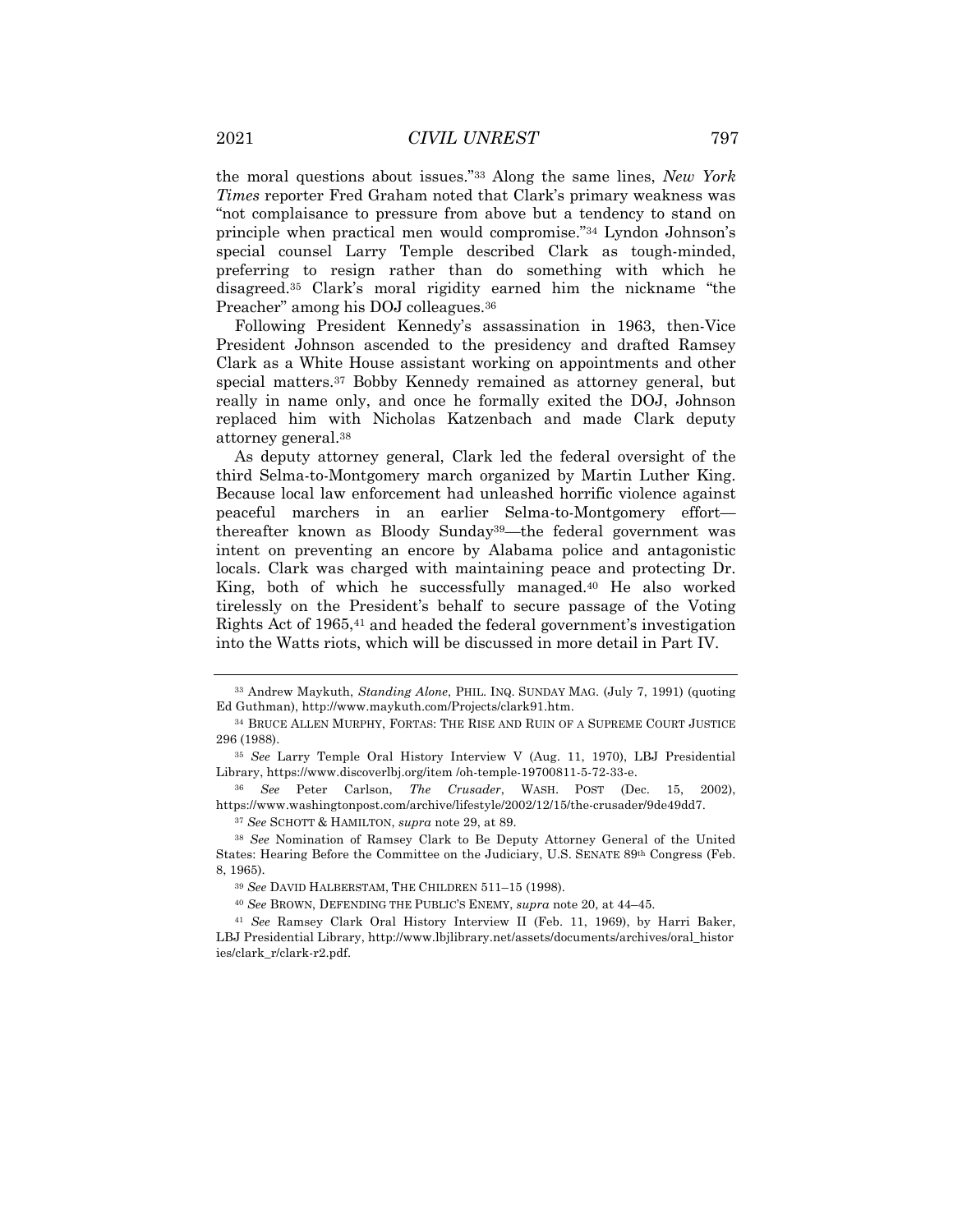the moral questions about issues."[33] Along the same lines, *New York Times* reporter Fred Graham noted that Clark's primary weakness was "not complaisance to pressure from above but a tendency to stand on principle when practical men would compromise."[34] Lyndon Johnson's special counsel Larry Temple described Clark as tough-minded, preferring to resign rather than do something with which he disagreed.[35] Clark's moral rigidity earned him the nickname "the Preacher" among his DOJ colleagues.[36]

Following President Kennedy's assassination in 1963, then-Vice President Johnson ascended to the presidency and drafted Ramsey Clark as a White House assistant working on appointments and other special matters.[37] Bobby Kennedy remained as attorney general, but really in name only, and once he formally exited the DOJ, Johnson replaced him with Nicholas Katzenbach and made Clark deputy attorney general.[38]

As deputy attorney general, Clark led the federal oversight of the third Selma-to-Montgomery march organized by Martin Luther King. Because local law enforcement had unleashed horrific violence against peaceful marchers in an earlier Selma-to-Montgomery effort—thereafter known as Bloody Sunday[39]—the federal government was intent on preventing an encore by Alabama police and antagonistic locals. Clark was charged with maintaining peace and protecting Dr. King, both of which he successfully managed.[40] He also worked tirelessly on the President's behalf to secure passage of the Voting Rights Act of 1965,[41] and headed the federal government's investigation into the Watts riots, which will be discussed in more detail in Part IV.

---

[33] Andrew Maykuth, *Standing Alone*, PHIL. INQ. SUNDAY MAG. (July 7, 1991) (quoting Ed Guthman), http://www.maykuth.com/Projects/clark91.htm.

[34] BRUCE ALLEN MURPHY, FORTAS: THE RISE AND RUIN OF A SUPREME COURT JUSTICE 296 (1988).

[35] *See* Larry Temple Oral History Interview V (Aug. 11, 1970), LBJ Presidential Library, https://www.discoverlbj.org/item /oh-temple-19700811-5-72-33-e.

[36] *See* Peter Carlson, *The Crusader*, WASH. POST (Dec. 15, 2002), https://www.washingtonpost.com/archive/lifestyle/2002/12/15/the-crusader/9de49dd7.

[37] *See* SCHOTT & HAMILTON, *supra* note 29, at 89.

[38] *See* Nomination of Ramsey Clark to Be Deputy Attorney General of the United States: Hearing Before the Committee on the Judiciary, U.S. SENATE 89th Congress (Feb. 8, 1965).

[39] *See* DAVID HALBERSTAM, THE CHILDREN 511–15 (1998).

[40] *See* BROWN, DEFENDING THE PUBLIC'S ENEMY, *supra* note 20, at 44–45.

[41] *See* Ramsey Clark Oral History Interview II (Feb. 11, 1969), by Harri Baker, LBJ Presidential Library, http://www.lbjlibrary.net/assets/documents/archives/oral_histories/clark_r/clark-r2.pdf.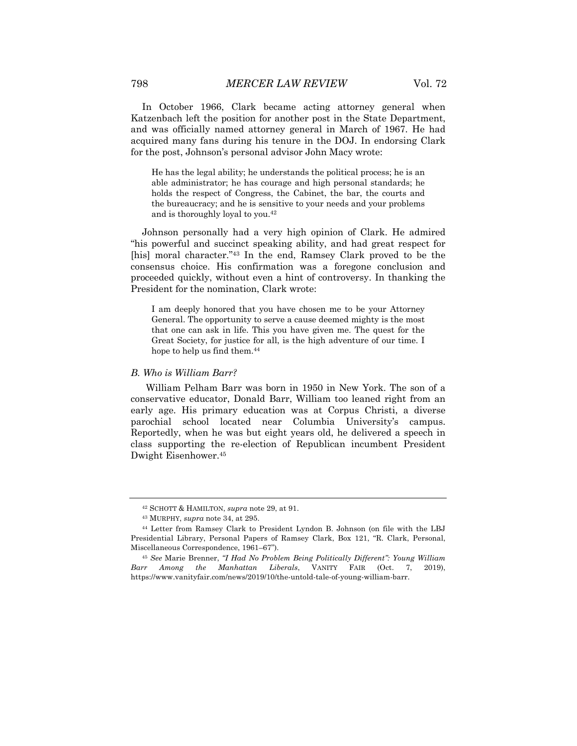In October 1966, Clark became acting attorney general when Katzenbach left the position for another post in the State Department, and was officially named attorney general in March of 1967. He had acquired many fans during his tenure in the DOJ. In endorsing Clark for the post, Johnson's personal advisor John Macy wrote:

> He has the legal ability; he understands the political process; he is an able administrator; he has courage and high personal standards; he holds the respect of Congress, the Cabinet, the bar, the courts and the bureaucracy; and he is sensitive to your needs and your problems and is thoroughly loyal to you.[42]

Johnson personally had a very high opinion of Clark. He admired "his powerful and succinct speaking ability, and had great respect for [his] moral character."[43] In the end, Ramsey Clark proved to be the consensus choice. His confirmation was a foregone conclusion and proceeded quickly, without even a hint of controversy. In thanking the President for the nomination, Clark wrote:

> I am deeply honored that you have chosen me to be your Attorney General. The opportunity to serve a cause deemed mighty is the most that one can ask in life. This you have given me. The quest for the Great Society, for justice for all, is the high adventure of our time. I hope to help us find them.[44]

### *B. Who is William Barr?*

William Pelham Barr was born in 1950 in New York. The son of a conservative educator, Donald Barr, William too leaned right from an early age. His primary education was at Corpus Christi, a diverse parochial school located near Columbia University's campus. Reportedly, when he was but eight years old, he delivered a speech in class supporting the re-election of Republican incumbent President Dwight Eisenhower.[45]

---

[42] SCHOTT & HAMILTON, *supra* note 29, at 91.

[43] MURPHY, *supra* note 34, at 295.

[44] Letter from Ramsey Clark to President Lyndon B. Johnson (on file with the LBJ Presidential Library, Personal Papers of Ramsey Clark, Box 121, "R. Clark, Personal, Miscellaneous Correspondence, 1961–67").

[45] *See* Marie Brenner, *"I Had No Problem Being Politically Different": Young William Barr Among the Manhattan Liberals*, VANITY FAIR (Oct. 7, 2019), https://www.vanityfair.com/news/2019/10/the-untold-tale-of-young-william-barr.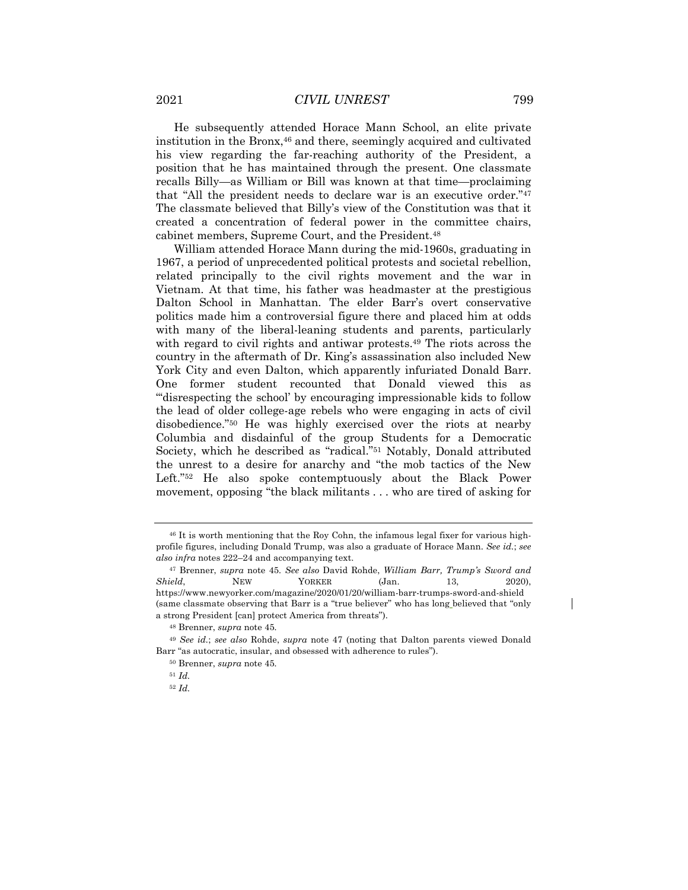He subsequently attended Horace Mann School, an elite private institution in the Bronx,[46] and there, seemingly acquired and cultivated his view regarding the far-reaching authority of the President, a position that he has maintained through the present. One classmate recalls Billy—as William or Bill was known at that time—proclaiming that "All the president needs to declare war is an executive order."[47] The classmate believed that Billy's view of the Constitution was that it created a concentration of federal power in the committee chairs, cabinet members, Supreme Court, and the President.[48]

William attended Horace Mann during the mid-1960s, graduating in 1967, a period of unprecedented political protests and societal rebellion, related principally to the civil rights movement and the war in Vietnam. At that time, his father was headmaster at the prestigious Dalton School in Manhattan. The elder Barr's overt conservative politics made him a controversial figure there and placed him at odds with many of the liberal-leaning students and parents, particularly with regard to civil rights and antiwar protests.[49] The riots across the country in the aftermath of Dr. King's assassination also included New York City and even Dalton, which apparently infuriated Donald Barr. One former student recounted that Donald viewed this as "'disrespecting the school' by encouraging impressionable kids to follow the lead of older college-age rebels who were engaging in acts of civil disobedience."[50] He was highly exercised over the riots at nearby Columbia and disdainful of the group Students for a Democratic Society, which he described as "radical."[51] Notably, Donald attributed the unrest to a desire for anarchy and "the mob tactics of the New Left."[52] He also spoke contemptuously about the Black Power movement, opposing "the black militants . . . who are tired of asking for

---

[46] It is worth mentioning that the Roy Cohn, the infamous legal fixer for various high-profile figures, including Donald Trump, was also a graduate of Horace Mann. *See id.*; *see also infra* notes 222–24 and accompanying text.

[47] Brenner, *supra* note 45. *See also* David Rohde, *William Barr, Trump's Sword and Shield*, NEW YORKER (Jan. 13, 2020), https://www.newyorker.com/magazine/2020/01/20/william-barr-trumps-sword-and-shield (same classmate observing that Barr is a "true believer" who has long believed that "only a strong President [can] protect America from threats").

[48] Brenner, *supra* note 45.

[49] *See id.*; *see also* Rohde, *supra* note 47 (noting that Dalton parents viewed Donald Barr "as autocratic, insular, and obsessed with adherence to rules").

[50] Brenner, *supra* note 45.

[51] *Id.*

[52] *Id.*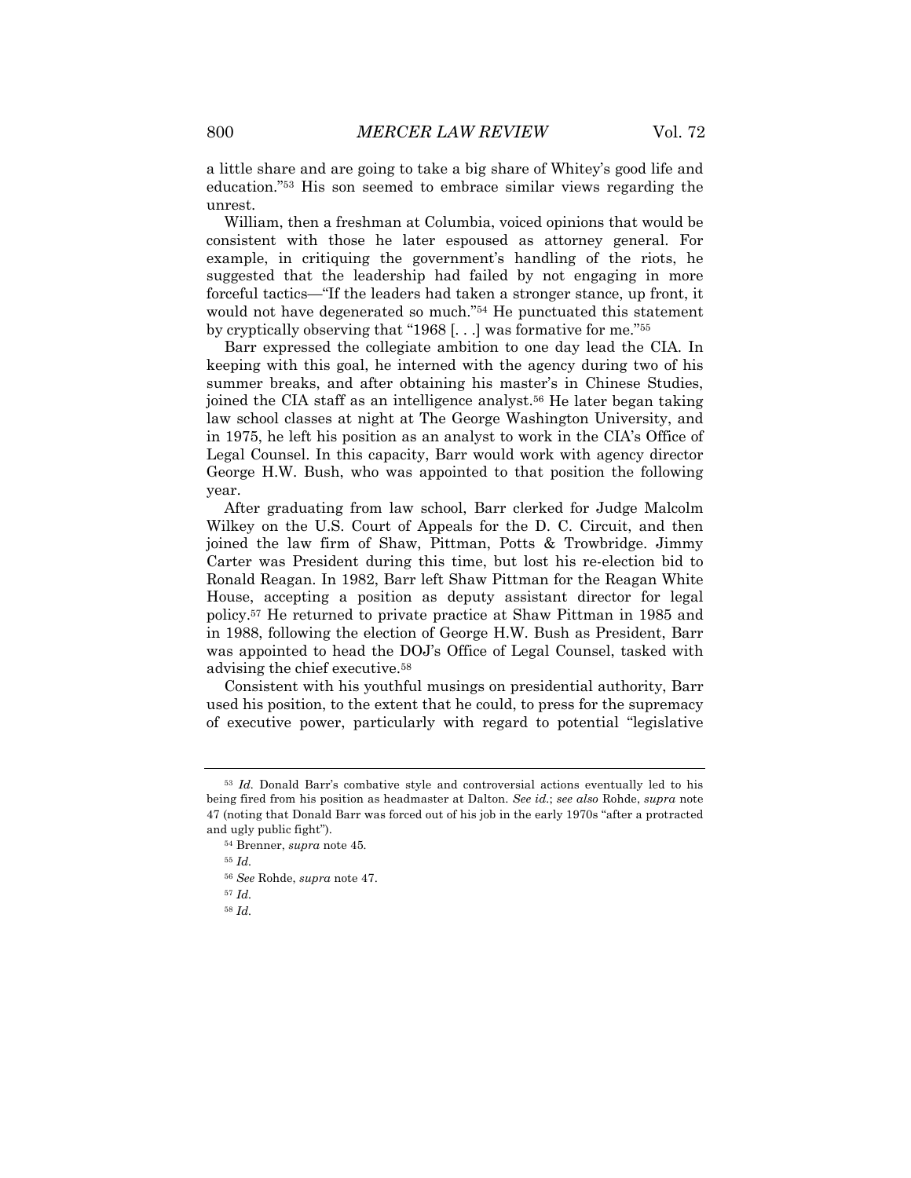a little share and are going to take a big share of Whitey's good life and education."[53] His son seemed to embrace similar views regarding the unrest.

William, then a freshman at Columbia, voiced opinions that would be consistent with those he later espoused as attorney general. For example, in critiquing the government's handling of the riots, he suggested that the leadership had failed by not engaging in more forceful tactics—"If the leaders had taken a stronger stance, up front, it would not have degenerated so much."[54] He punctuated this statement by cryptically observing that "1968 [. . .] was formative for me."[55]

Barr expressed the collegiate ambition to one day lead the CIA. In keeping with this goal, he interned with the agency during two of his summer breaks, and after obtaining his master's in Chinese Studies, joined the CIA staff as an intelligence analyst.[56] He later began taking law school classes at night at The George Washington University, and in 1975, he left his position as an analyst to work in the CIA's Office of Legal Counsel. In this capacity, Barr would work with agency director George H.W. Bush, who was appointed to that position the following year.

After graduating from law school, Barr clerked for Judge Malcolm Wilkey on the U.S. Court of Appeals for the D. C. Circuit, and then joined the law firm of Shaw, Pittman, Potts & Trowbridge. Jimmy Carter was President during this time, but lost his re-election bid to Ronald Reagan. In 1982, Barr left Shaw Pittman for the Reagan White House, accepting a position as deputy assistant director for legal policy.[57] He returned to private practice at Shaw Pittman in 1985 and in 1988, following the election of George H.W. Bush as President, Barr was appointed to head the DOJ's Office of Legal Counsel, tasked with advising the chief executive.[58]

Consistent with his youthful musings on presidential authority, Barr used his position, to the extent that he could, to press for the supremacy of executive power, particularly with regard to potential "legislative

---

[53] *Id.* Donald Barr's combative style and controversial actions eventually led to his being fired from his position as headmaster at Dalton. *See id.*; *see also* Rohde, *supra* note 47 (noting that Donald Barr was forced out of his job in the early 1970s "after a protracted and ugly public fight").

[54] Brenner, *supra* note 45.

[55] *Id.*

[56] *See* Rohde, *supra* note 47.

[57] *Id.*

[58] *Id.*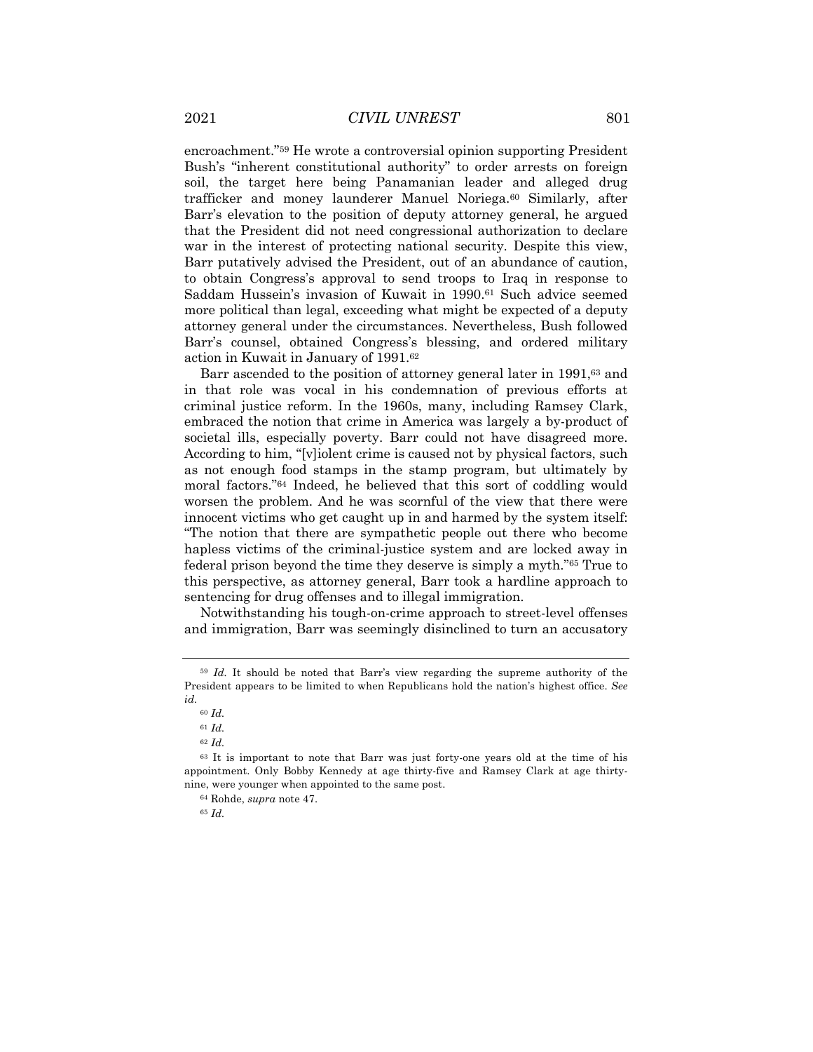encroachment."[59] He wrote a controversial opinion supporting President Bush's "inherent constitutional authority" to order arrests on foreign soil, the target here being Panamanian leader and alleged drug trafficker and money launderer Manuel Noriega.[60] Similarly, after Barr's elevation to the position of deputy attorney general, he argued that the President did not need congressional authorization to declare war in the interest of protecting national security. Despite this view, Barr putatively advised the President, out of an abundance of caution, to obtain Congress's approval to send troops to Iraq in response to Saddam Hussein's invasion of Kuwait in 1990.[61] Such advice seemed more political than legal, exceeding what might be expected of a deputy attorney general under the circumstances. Nevertheless, Bush followed Barr's counsel, obtained Congress's blessing, and ordered military action in Kuwait in January of 1991.[62]

Barr ascended to the position of attorney general later in 1991,[63] and in that role was vocal in his condemnation of previous efforts at criminal justice reform. In the 1960s, many, including Ramsey Clark, embraced the notion that crime in America was largely a by-product of societal ills, especially poverty. Barr could not have disagreed more. According to him, "[v]iolent crime is caused not by physical factors, such as not enough food stamps in the stamp program, but ultimately by moral factors."[64] Indeed, he believed that this sort of coddling would worsen the problem. And he was scornful of the view that there were innocent victims who get caught up in and harmed by the system itself: "The notion that there are sympathetic people out there who become hapless victims of the criminal-justice system and are locked away in federal prison beyond the time they deserve is simply a myth."[65] True to this perspective, as attorney general, Barr took a hardline approach to sentencing for drug offenses and to illegal immigration.

Notwithstanding his tough-on-crime approach to street-level offenses and immigration, Barr was seemingly disinclined to turn an accusatory

---

[59] *Id.* It should be noted that Barr's view regarding the supreme authority of the President appears to be limited to when Republicans hold the nation's highest office. *See id.*

[60] *Id.*

[61] *Id.*

[62] *Id.*

[63] It is important to note that Barr was just forty-one years old at the time of his appointment. Only Bobby Kennedy at age thirty-five and Ramsey Clark at age thirty-nine, were younger when appointed to the same post.

[64] Rohde, *supra* note 47.

[65] *Id.*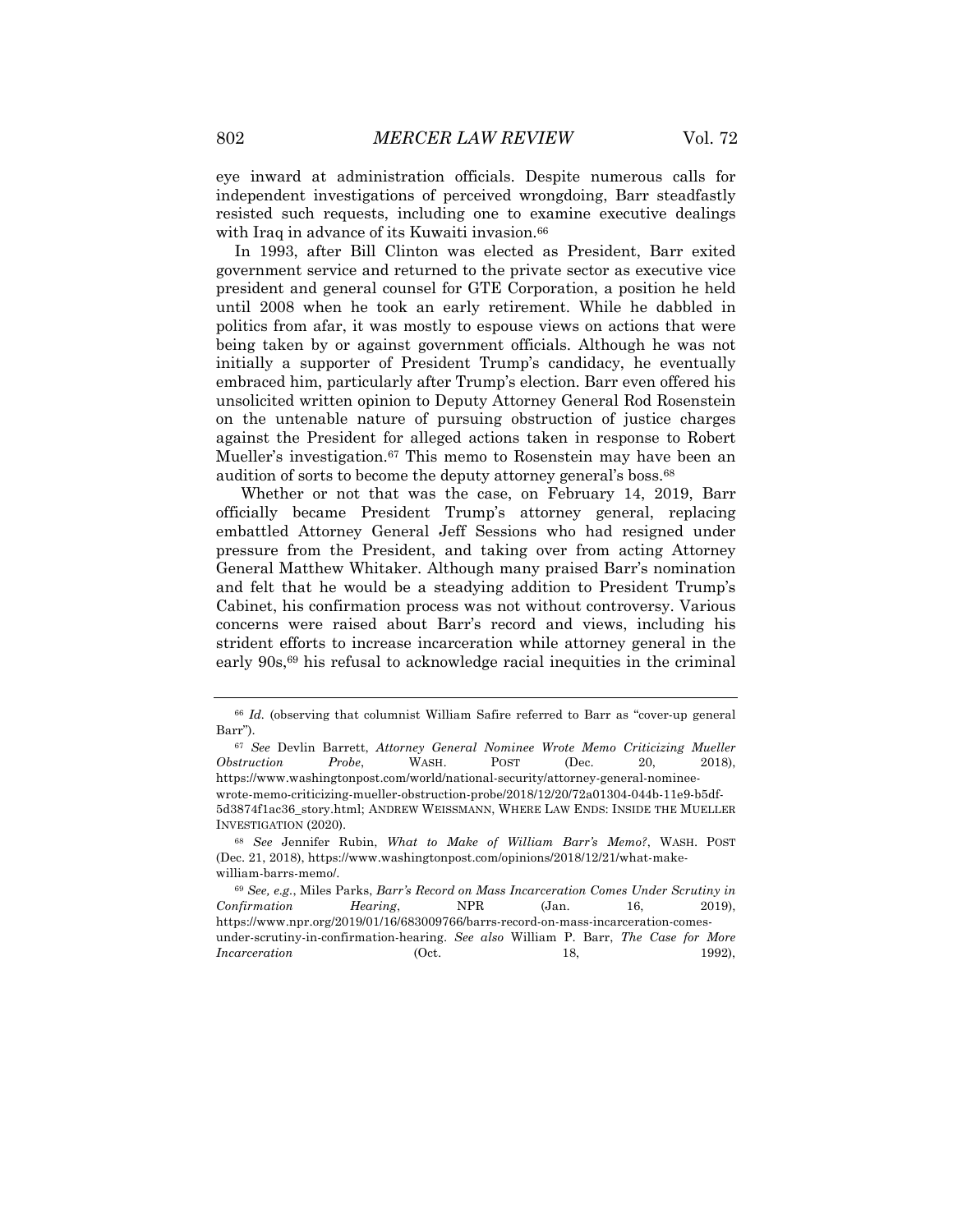eye inward at administration officials. Despite numerous calls for independent investigations of perceived wrongdoing, Barr steadfastly resisted such requests, including one to examine executive dealings with Iraq in advance of its Kuwaiti invasion.[66]

In 1993, after Bill Clinton was elected as President, Barr exited government service and returned to the private sector as executive vice president and general counsel for GTE Corporation, a position he held until 2008 when he took an early retirement. While he dabbled in politics from afar, it was mostly to espouse views on actions that were being taken by or against government officials. Although he was not initially a supporter of President Trump's candidacy, he eventually embraced him, particularly after Trump's election. Barr even offered his unsolicited written opinion to Deputy Attorney General Rod Rosenstein on the untenable nature of pursuing obstruction of justice charges against the President for alleged actions taken in response to Robert Mueller's investigation.[67] This memo to Rosenstein may have been an audition of sorts to become the deputy attorney general's boss.[68]

Whether or not that was the case, on February 14, 2019, Barr officially became President Trump's attorney general, replacing embattled Attorney General Jeff Sessions who had resigned under pressure from the President, and taking over from acting Attorney General Matthew Whitaker. Although many praised Barr's nomination and felt that he would be a steadying addition to President Trump's Cabinet, his confirmation process was not without controversy. Various concerns were raised about Barr's record and views, including his strident efforts to increase incarceration while attorney general in the early 90s,[69] his refusal to acknowledge racial inequities in the criminal

---

[66] *Id.* (observing that columnist William Safire referred to Barr as "cover-up general Barr").

[67] *See* Devlin Barrett, *Attorney General Nominee Wrote Memo Criticizing Mueller Obstruction Probe*, WASH. POST (Dec. 20, 2018), https://www.washingtonpost.com/world/national-security/attorney-general-nominee-wrote-memo-criticizing-mueller-obstruction-probe/2018/12/20/72a01304-044b-11e9-b5df-5d3874f1ac36_story.html; ANDREW WEISSMANN, WHERE LAW ENDS: INSIDE THE MUELLER INVESTIGATION (2020).

[68] *See* Jennifer Rubin, *What to Make of William Barr's Memo?*, WASH. POST (Dec. 21, 2018), https://www.washingtonpost.com/opinions/2018/12/21/what-make-william-barrs-memo/.

[69] *See, e.g.*, Miles Parks, *Barr's Record on Mass Incarceration Comes Under Scrutiny in Confirmation Hearing*, NPR (Jan. 16, 2019), https://www.npr.org/2019/01/16/683009766/barrs-record-on-mass-incarceration-comes-under-scrutiny-in-confirmation-hearing. *See also* William P. Barr, *The Case for More Incarceration* (Oct. 18, 1992),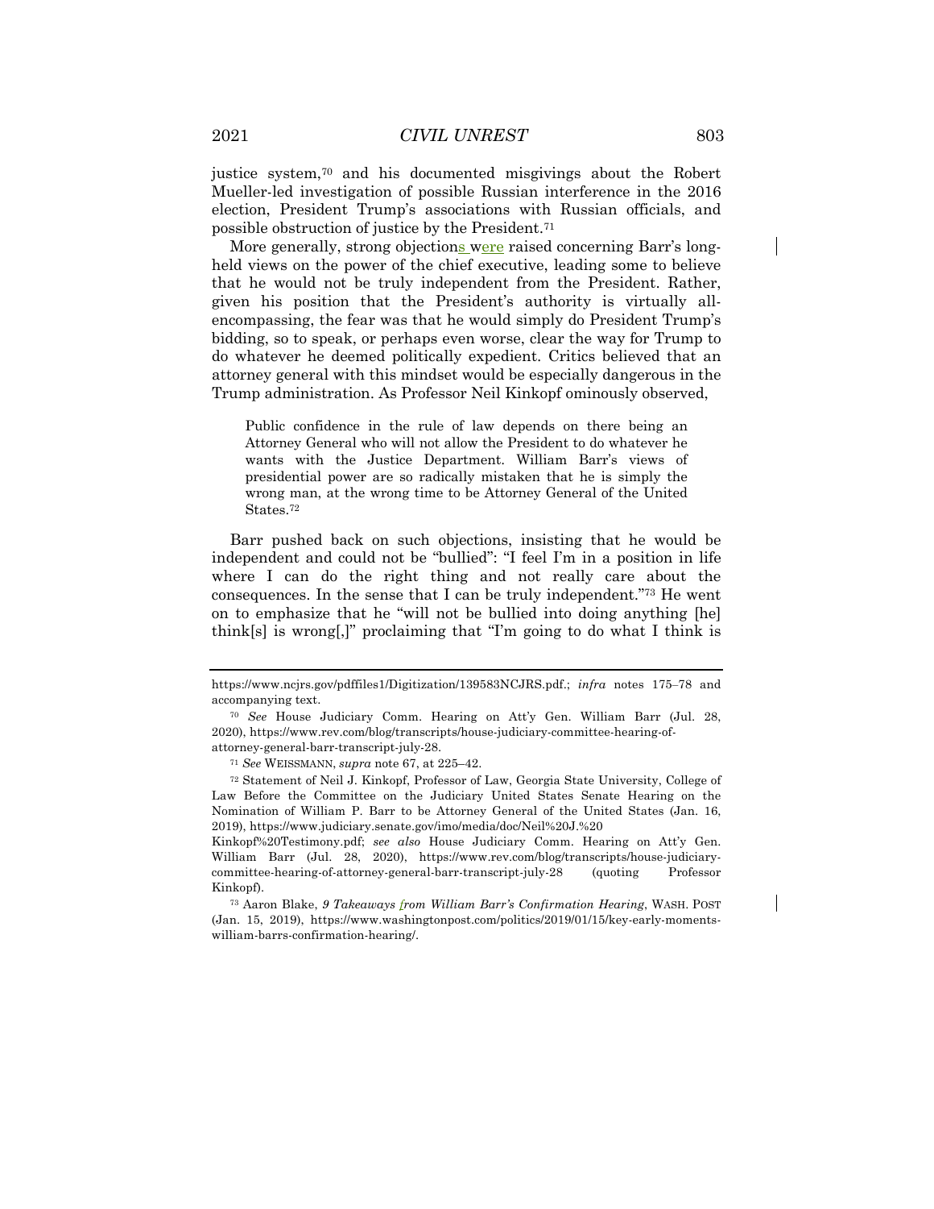justice system,[70] and his documented misgivings about the Robert Mueller-led investigation of possible Russian interference in the 2016 election, President Trump's associations with Russian officials, and possible obstruction of justice by the President.[71]

More generally, strong objections were raised concerning Barr's long-held views on the power of the chief executive, leading some to believe that he would not be truly independent from the President. Rather, given his position that the President's authority is virtually all-encompassing, the fear was that he would simply do President Trump's bidding, so to speak, or perhaps even worse, clear the way for Trump to do whatever he deemed politically expedient. Critics believed that an attorney general with this mindset would be especially dangerous in the Trump administration. As Professor Neil Kinkopf ominously observed,

> Public confidence in the rule of law depends on there being an Attorney General who will not allow the President to do whatever he wants with the Justice Department. William Barr's views of presidential power are so radically mistaken that he is simply the wrong man, at the wrong time to be Attorney General of the United States.[72]

Barr pushed back on such objections, insisting that he would be independent and could not be "bullied": "I feel I'm in a position in life where I can do the right thing and not really care about the consequences. In the sense that I can be truly independent."[73] He went on to emphasize that he "will not be bullied into doing anything [he] think[s] is wrong[,]" proclaiming that "I'm going to do what I think is

---

https://www.ncjrs.gov/pdffiles1/Digitization/139583NCJRS.pdf.; *infra* notes 175–78 and accompanying text.

[70] *See* House Judiciary Comm. Hearing on Att'y Gen. William Barr (Jul. 28, 2020), https://www.rev.com/blog/transcripts/house-judiciary-committee-hearing-of-attorney-general-barr-transcript-july-28.

[71] *See* WEISSMANN, *supra* note 67, at 225–42.

[72] Statement of Neil J. Kinkopf, Professor of Law, Georgia State University, College of Law Before the Committee on the Judiciary United States Senate Hearing on the Nomination of William P. Barr to be Attorney General of the United States (Jan. 16, 2019), https://www.judiciary.senate.gov/imo/media/doc/Neil%20J.%20Kinkopf%20Testimony.pdf; *see also* House Judiciary Comm. Hearing on Att'y Gen. William Barr (Jul. 28, 2020), https://www.rev.com/blog/transcripts/house-judiciary-committee-hearing-of-attorney-general-barr-transcript-july-28 (quoting Professor Kinkopf).

[73] Aaron Blake, *9 Takeaways from William Barr's Confirmation Hearing*, WASH. POST (Jan. 15, 2019), https://www.washingtonpost.com/politics/2019/01/15/key-early-moments-william-barrs-confirmation-hearing/.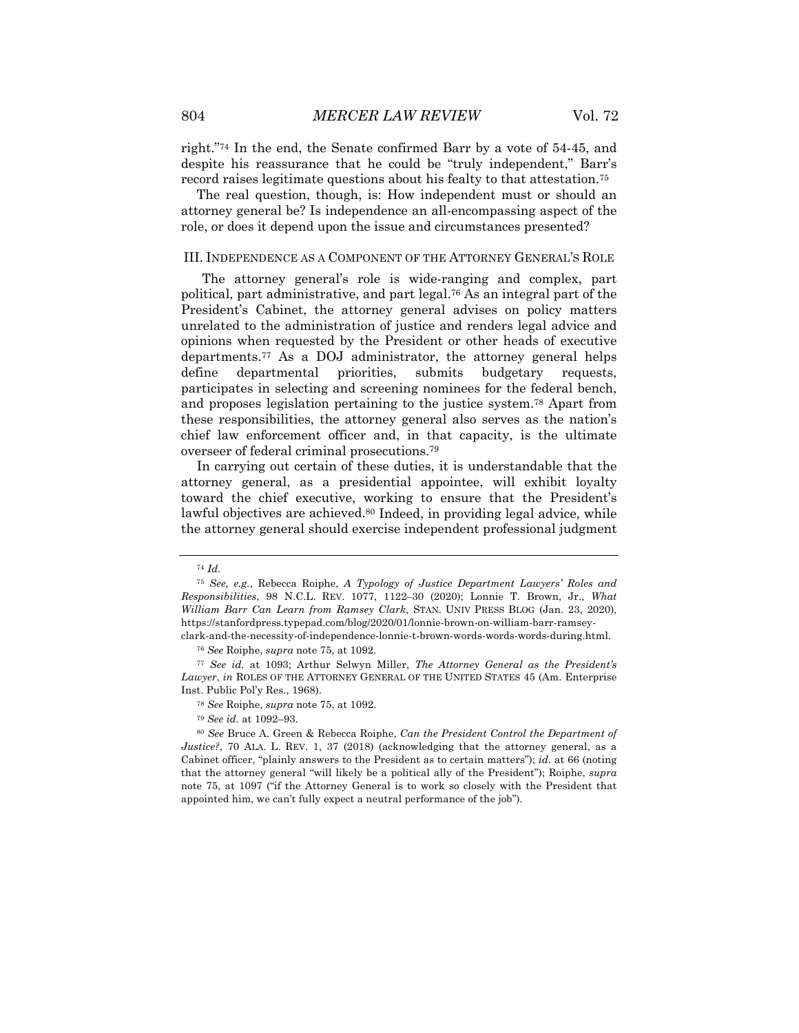right."[74] In the end, the Senate confirmed Barr by a vote of 54-45, and despite his reassurance that he could be "truly independent," Barr's record raises legitimate questions about his fealty to that attestation.[75]

The real question, though, is: How independent must or should an attorney general be? Is independence an all-encompassing aspect of the role, or does it depend upon the issue and circumstances presented?

## III. INDEPENDENCE AS A COMPONENT OF THE ATTORNEY GENERAL'S ROLE

The attorney general's role is wide-ranging and complex, part political, part administrative, and part legal.[76] As an integral part of the President's Cabinet, the attorney general advises on policy matters unrelated to the administration of justice and renders legal advice and opinions when requested by the President or other heads of executive departments.[77] As a DOJ administrator, the attorney general helps define departmental priorities, submits budgetary requests, participates in selecting and screening nominees for the federal bench, and proposes legislation pertaining to the justice system.[78] Apart from these responsibilities, the attorney general also serves as the nation's chief law enforcement officer and, in that capacity, is the ultimate overseer of federal criminal prosecutions.[79]

In carrying out certain of these duties, it is understandable that the attorney general, as a presidential appointee, will exhibit loyalty toward the chief executive, working to ensure that the President's lawful objectives are achieved.[80] Indeed, in providing legal advice, while the attorney general should exercise independent professional judgment

---

[74] *Id.*

[75] *See, e.g.*, Rebecca Roiphe, *A Typology of Justice Department Lawyers' Roles and Responsibilities*, 98 N.C.L. REV. 1077, 1122–30 (2020); Lonnie T. Brown, Jr., *What William Barr Can Learn from Ramsey Clark*, STAN. UNIV PRESS BLOG (Jan. 23, 2020), https://stanfordpress.typepad.com/blog/2020/01/lonnie-brown-on-william-barr-ramsey-clark-and-the-necessity-of-independence-lonnie-t-brown-words-words-words-during.html.

[76] *See* Roiphe, *supra* note 75, at 1092.

[77] *See id.* at 1093; Arthur Selwyn Miller, *The Attorney General as the President's Lawyer*, *in* ROLES OF THE ATTORNEY GENERAL OF THE UNITED STATES 45 (Am. Enterprise Inst. Public Pol'y Res., 1968).

[78] *See* Roiphe, *supra* note 75, at 1092.

[79] *See id.* at 1092–93.

[80] *See* Bruce A. Green & Rebecca Roiphe, *Can the President Control the Department of Justice?*, 70 ALA. L. REV. 1, 37 (2018) (acknowledging that the attorney general, as a Cabinet officer, "plainly answers to the President as to certain matters"); *id.* at 66 (noting that the attorney general "will likely be a political ally of the President"); Roiphe, *supra* note 75, at 1097 ("if the Attorney General is to work so closely with the President that appointed him, we can't fully expect a neutral performance of the job").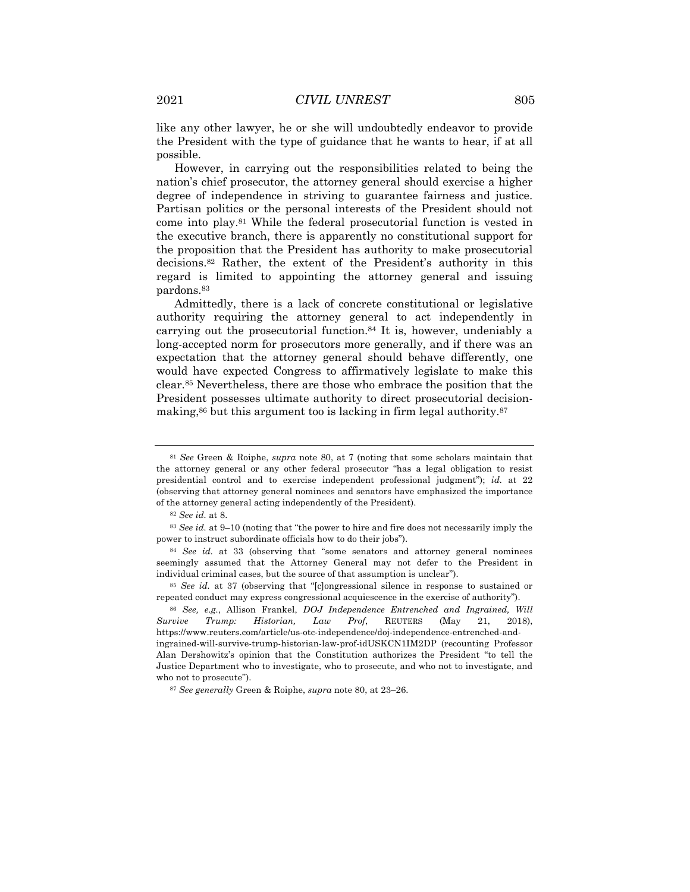like any other lawyer, he or she will undoubtedly endeavor to provide the President with the type of guidance that he wants to hear, if at all possible.

However, in carrying out the responsibilities related to being the nation's chief prosecutor, the attorney general should exercise a higher degree of independence in striving to guarantee fairness and justice. Partisan politics or the personal interests of the President should not come into play.[81] While the federal prosecutorial function is vested in the executive branch, there is apparently no constitutional support for the proposition that the President has authority to make prosecutorial decisions.[82] Rather, the extent of the President's authority in this regard is limited to appointing the attorney general and issuing pardons.[83]

Admittedly, there is a lack of concrete constitutional or legislative authority requiring the attorney general to act independently in carrying out the prosecutorial function.[84] It is, however, undeniably a long-accepted norm for prosecutors more generally, and if there was an expectation that the attorney general should behave differently, one would have expected Congress to affirmatively legislate to make this clear.[85] Nevertheless, there are those who embrace the position that the President possesses ultimate authority to direct prosecutorial decision-making,[86] but this argument too is lacking in firm legal authority.[87]

---

[81] *See* Green & Roiphe, *supra* note 80, at 7 (noting that some scholars maintain that the attorney general or any other federal prosecutor "has a legal obligation to resist presidential control and to exercise independent professional judgment"); *id.* at 22 (observing that attorney general nominees and senators have emphasized the importance of the attorney general acting independently of the President).

[82] *See id.* at 8.

[83] *See id.* at 9–10 (noting that "the power to hire and fire does not necessarily imply the power to instruct subordinate officials how to do their jobs").

[84] *See id.* at 33 (observing that "some senators and attorney general nominees seemingly assumed that the Attorney General may not defer to the President in individual criminal cases, but the source of that assumption is unclear").

[85] *See id.* at 37 (observing that "[c]ongressional silence in response to sustained or repeated conduct may express congressional acquiescence in the exercise of authority").

[86] *See, e.g.*, Allison Frankel, *DOJ Independence Entrenched and Ingrained, Will Survive Trump: Historian, Law Prof*, REUTERS (May 21, 2018), https://www.reuters.com/article/us-otc-independence/doj-independence-entrenched-and-ingrained-will-survive-trump-historian-law-prof-idUSKCN1IM2DP (recounting Professor Alan Dershowitz's opinion that the Constitution authorizes the President "to tell the Justice Department who to investigate, who to prosecute, and who not to investigate, and who not to prosecute").

[87] *See generally* Green & Roiphe, *supra* note 80, at 23–26.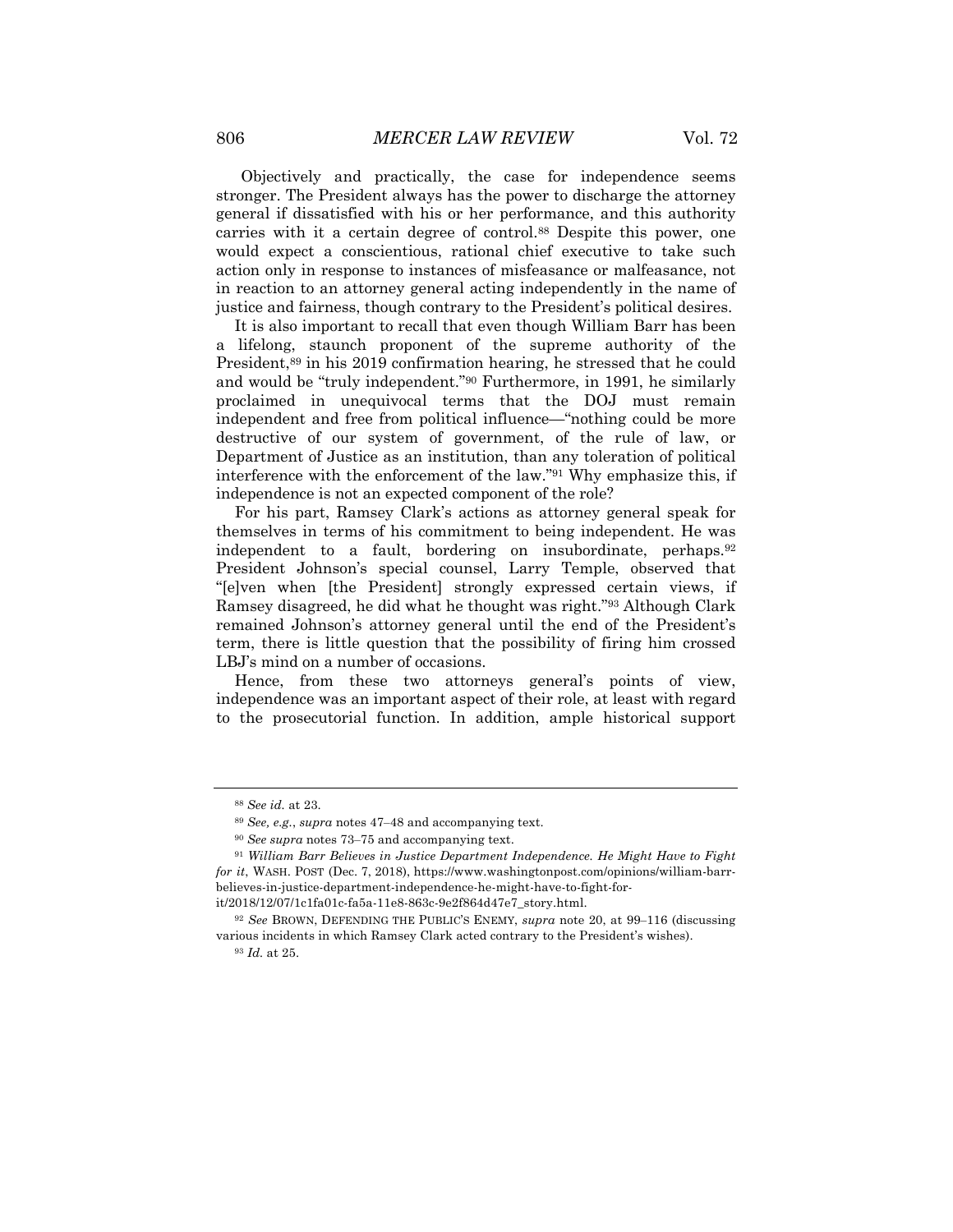Objectively and practically, the case for independence seems stronger. The President always has the power to discharge the attorney general if dissatisfied with his or her performance, and this authority carries with it a certain degree of control.[88] Despite this power, one would expect a conscientious, rational chief executive to take such action only in response to instances of misfeasance or malfeasance, not in reaction to an attorney general acting independently in the name of justice and fairness, though contrary to the President's political desires.

It is also important to recall that even though William Barr has been a lifelong, staunch proponent of the supreme authority of the President,[89] in his 2019 confirmation hearing, he stressed that he could and would be "truly independent."[90] Furthermore, in 1991, he similarly proclaimed in unequivocal terms that the DOJ must remain independent and free from political influence—"nothing could be more destructive of our system of government, of the rule of law, or Department of Justice as an institution, than any toleration of political interference with the enforcement of the law."[91] Why emphasize this, if independence is not an expected component of the role?

For his part, Ramsey Clark's actions as attorney general speak for themselves in terms of his commitment to being independent. He was independent to a fault, bordering on insubordinate, perhaps.[92] President Johnson's special counsel, Larry Temple, observed that "[e]ven when [the President] strongly expressed certain views, if Ramsey disagreed, he did what he thought was right."[93] Although Clark remained Johnson's attorney general until the end of the President's term, there is little question that the possibility of firing him crossed LBJ's mind on a number of occasions.

Hence, from these two attorneys general's points of view, independence was an important aspect of their role, at least with regard to the prosecutorial function. In addition, ample historical support

---

[88] *See id.* at 23.

[89] *See, e.g.*, *supra* notes 47–48 and accompanying text.

[90] *See supra* notes 73–75 and accompanying text.

[91] *William Barr Believes in Justice Department Independence. He Might Have to Fight for it*, WASH. POST (Dec. 7, 2018), https://www.washingtonpost.com/opinions/william-barr-believes-in-justice-department-independence-he-might-have-to-fight-for-it/2018/12/07/1c1fa01c-fa5a-11e8-863c-9e2f864d47e7_story.html.

[92] *See* BROWN, DEFENDING THE PUBLIC'S ENEMY, *supra* note 20, at 99–116 (discussing various incidents in which Ramsey Clark acted contrary to the President's wishes).

[93] *Id.* at 25.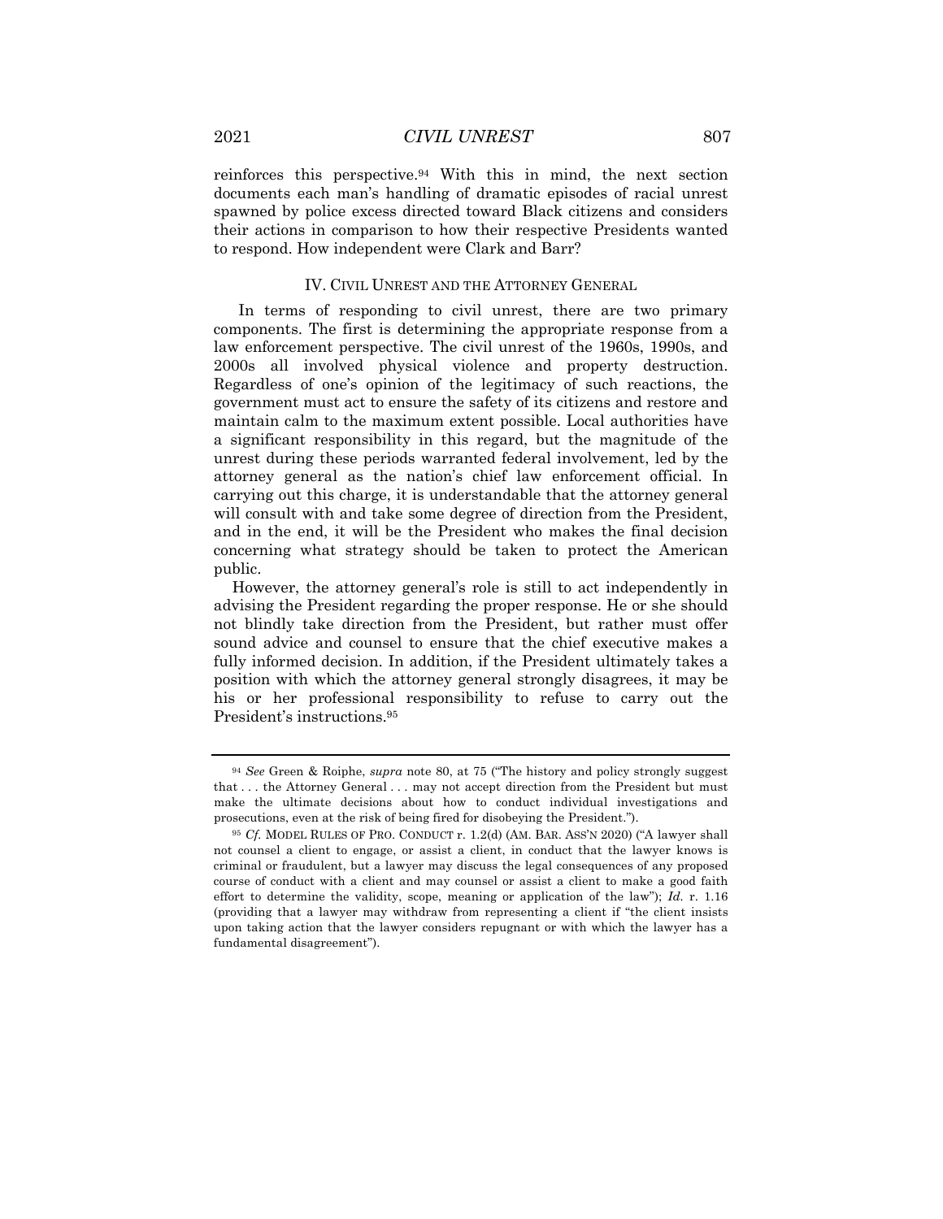reinforces this perspective.[94] With this in mind, the next section documents each man's handling of dramatic episodes of racial unrest spawned by police excess directed toward Black citizens and considers their actions in comparison to how their respective Presidents wanted to respond. How independent were Clark and Barr?

## IV. CIVIL UNREST AND THE ATTORNEY GENERAL

In terms of responding to civil unrest, there are two primary components. The first is determining the appropriate response from a law enforcement perspective. The civil unrest of the 1960s, 1990s, and 2000s all involved physical violence and property destruction. Regardless of one's opinion of the legitimacy of such reactions, the government must act to ensure the safety of its citizens and restore and maintain calm to the maximum extent possible. Local authorities have a significant responsibility in this regard, but the magnitude of the unrest during these periods warranted federal involvement, led by the attorney general as the nation's chief law enforcement official. In carrying out this charge, it is understandable that the attorney general will consult with and take some degree of direction from the President, and in the end, it will be the President who makes the final decision concerning what strategy should be taken to protect the American public.

However, the attorney general's role is still to act independently in advising the President regarding the proper response. He or she should not blindly take direction from the President, but rather must offer sound advice and counsel to ensure that the chief executive makes a fully informed decision. In addition, if the President ultimately takes a position with which the attorney general strongly disagrees, it may be his or her professional responsibility to refuse to carry out the President's instructions.[95]

---

[94] *See* Green & Roiphe, *supra* note 80, at 75 ("The history and policy strongly suggest that . . . the Attorney General . . . may not accept direction from the President but must make the ultimate decisions about how to conduct individual investigations and prosecutions, even at the risk of being fired for disobeying the President.").

[95] *Cf.* MODEL RULES OF PRO. CONDUCT r. 1.2(d) (AM. BAR. ASS'N 2020) ("A lawyer shall not counsel a client to engage, or assist a client, in conduct that the lawyer knows is criminal or fraudulent, but a lawyer may discuss the legal consequences of any proposed course of conduct with a client and may counsel or assist a client to make a good faith effort to determine the validity, scope, meaning or application of the law"); *Id.* r. 1.16 (providing that a lawyer may withdraw from representing a client if "the client insists upon taking action that the lawyer considers repugnant or with which the lawyer has a fundamental disagreement").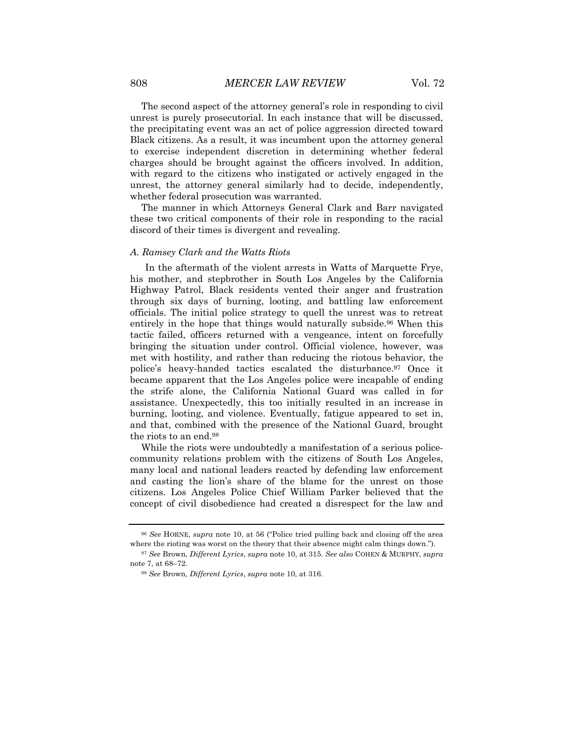The second aspect of the attorney general's role in responding to civil unrest is purely prosecutorial. In each instance that will be discussed, the precipitating event was an act of police aggression directed toward Black citizens. As a result, it was incumbent upon the attorney general to exercise independent discretion in determining whether federal charges should be brought against the officers involved. In addition, with regard to the citizens who instigated or actively engaged in the unrest, the attorney general similarly had to decide, independently, whether federal prosecution was warranted.

The manner in which Attorneys General Clark and Barr navigated these two critical components of their role in responding to the racial discord of their times is divergent and revealing.

### *A. Ramsey Clark and the Watts Riots*

In the aftermath of the violent arrests in Watts of Marquette Frye, his mother, and stepbrother in South Los Angeles by the California Highway Patrol, Black residents vented their anger and frustration through six days of burning, looting, and battling law enforcement officials. The initial police strategy to quell the unrest was to retreat entirely in the hope that things would naturally subside.[96] When this tactic failed, officers returned with a vengeance, intent on forcefully bringing the situation under control. Official violence, however, was met with hostility, and rather than reducing the riotous behavior, the police's heavy-handed tactics escalated the disturbance.[97] Once it became apparent that the Los Angeles police were incapable of ending the strife alone, the California National Guard was called in for assistance. Unexpectedly, this too initially resulted in an increase in burning, looting, and violence. Eventually, fatigue appeared to set in, and that, combined with the presence of the National Guard, brought the riots to an end.[98]

While the riots were undoubtedly a manifestation of a serious police-community relations problem with the citizens of South Los Angeles, many local and national leaders reacted by defending law enforcement and casting the lion's share of the blame for the unrest on those citizens. Los Angeles Police Chief William Parker believed that the concept of civil disobedience had created a disrespect for the law and

---

[96] *See* HORNE, *supra* note 10, at 56 ("Police tried pulling back and closing off the area where the rioting was worst on the theory that their absence might calm things down.").

[97] *See* Brown, *Different Lyrics*, *supra* note 10, at 315. *See also* COHEN & MURPHY, *supra* note 7, at 68–72.

[98] *See* Brown, *Different Lyrics*, *supra* note 10, at 316.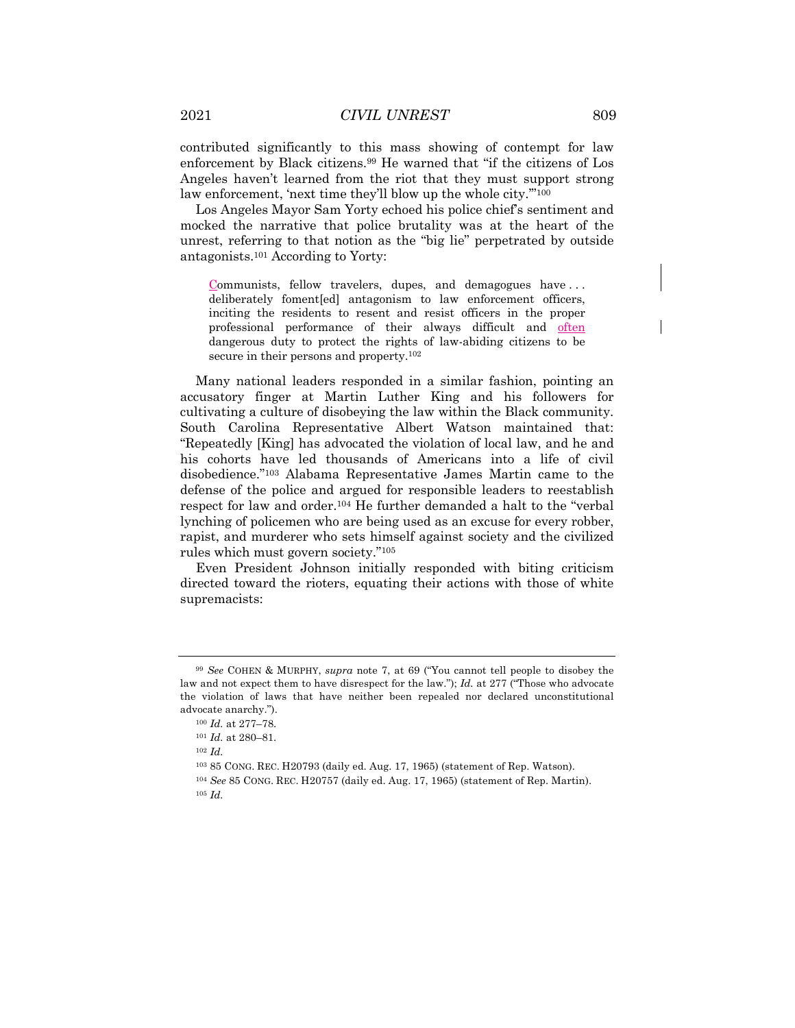contributed significantly to this mass showing of contempt for law enforcement by Black citizens.[99] He warned that "if the citizens of Los Angeles haven't learned from the riot that they must support strong law enforcement, 'next time they'll blow up the whole city.'"[100]

Los Angeles Mayor Sam Yorty echoed his police chief's sentiment and mocked the narrative that police brutality was at the heart of the unrest, referring to that notion as the "big lie" perpetrated by outside antagonists.[101] According to Yorty:

> Communists, fellow travelers, dupes, and demagogues have . . . deliberately foment[ed] antagonism to law enforcement officers, inciting the residents to resent and resist officers in the proper professional performance of their always difficult and often dangerous duty to protect the rights of law-abiding citizens to be secure in their persons and property.[102]

Many national leaders responded in a similar fashion, pointing an accusatory finger at Martin Luther King and his followers for cultivating a culture of disobeying the law within the Black community. South Carolina Representative Albert Watson maintained that: "Repeatedly [King] has advocated the violation of local law, and he and his cohorts have led thousands of Americans into a life of civil disobedience."[103] Alabama Representative James Martin came to the defense of the police and argued for responsible leaders to reestablish respect for law and order.[104] He further demanded a halt to the "verbal lynching of policemen who are being used as an excuse for every robber, rapist, and murderer who sets himself against society and the civilized rules which must govern society."[105]

Even President Johnson initially responded with biting criticism directed toward the rioters, equating their actions with those of white supremacists:

---

[99] *See* COHEN & MURPHY, *supra* note 7, at 69 ("You cannot tell people to disobey the law and not expect them to have disrespect for the law."); *Id.* at 277 ("Those who advocate the violation of laws that have neither been repealed nor declared unconstitutional advocate anarchy.").

[100] *Id.* at 277–78.

[101] *Id.* at 280–81.

[102] *Id.*

[103] 85 CONG. REC. H20793 (daily ed. Aug. 17, 1965) (statement of Rep. Watson).

[104] *See* 85 CONG. REC. H20757 (daily ed. Aug. 17, 1965) (statement of Rep. Martin).

[105] *Id.*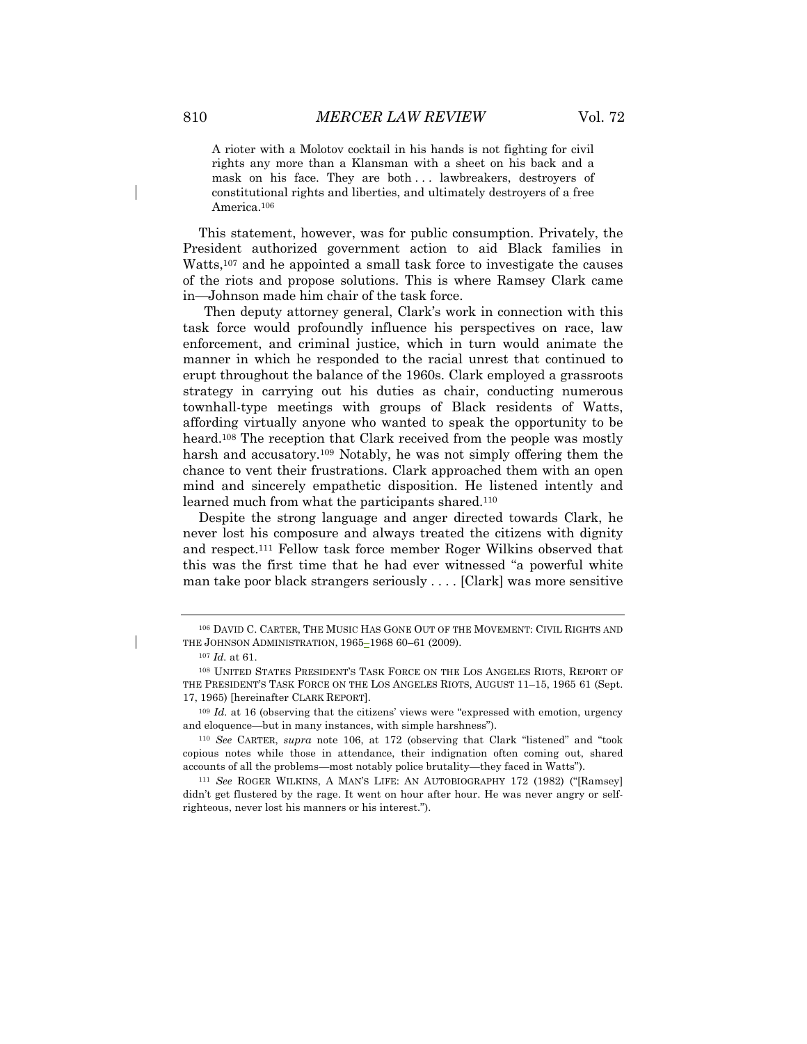> A rioter with a Molotov cocktail in his hands is not fighting for civil rights any more than a Klansman with a sheet on his back and a mask on his face. They are both . . . lawbreakers, destroyers of constitutional rights and liberties, and ultimately destroyers of a free America.[106]

This statement, however, was for public consumption. Privately, the President authorized government action to aid Black families in Watts,[107] and he appointed a small task force to investigate the causes of the riots and propose solutions. This is where Ramsey Clark came in—Johnson made him chair of the task force.

Then deputy attorney general, Clark's work in connection with this task force would profoundly influence his perspectives on race, law enforcement, and criminal justice, which in turn would animate the manner in which he responded to the racial unrest that continued to erupt throughout the balance of the 1960s. Clark employed a grassroots strategy in carrying out his duties as chair, conducting numerous townhall-type meetings with groups of Black residents of Watts, affording virtually anyone who wanted to speak the opportunity to be heard.[108] The reception that Clark received from the people was mostly harsh and accusatory.[109] Notably, he was not simply offering them the chance to vent their frustrations. Clark approached them with an open mind and sincerely empathetic disposition. He listened intently and learned much from what the participants shared.[110]

Despite the strong language and anger directed towards Clark, he never lost his composure and always treated the citizens with dignity and respect.[111] Fellow task force member Roger Wilkins observed that this was the first time that he had ever witnessed "a powerful white man take poor black strangers seriously . . . . [Clark] was more sensitive

---

[106] DAVID C. CARTER, THE MUSIC HAS GONE OUT OF THE MOVEMENT: CIVIL RIGHTS AND THE JOHNSON ADMINISTRATION, 1965–1968 60–61 (2009).

[107] *Id.* at 61.

[108] UNITED STATES PRESIDENT'S TASK FORCE ON THE LOS ANGELES RIOTS, REPORT OF THE PRESIDENT'S TASK FORCE ON THE LOS ANGELES RIOTS, AUGUST 11–15, 1965 61 (Sept. 17, 1965) [hereinafter CLARK REPORT].

[109] *Id.* at 16 (observing that the citizens' views were "expressed with emotion, urgency and eloquence—but in many instances, with simple harshness").

[110] *See* CARTER, *supra* note 106, at 172 (observing that Clark "listened" and "took copious notes while those in attendance, their indignation often coming out, shared accounts of all the problems—most notably police brutality—they faced in Watts").

[111] *See* ROGER WILKINS, A MAN'S LIFE: AN AUTOBIOGRAPHY 172 (1982) ("[Ramsey] didn't get flustered by the rage. It went on hour after hour. He was never angry or self-righteous, never lost his manners or his interest.").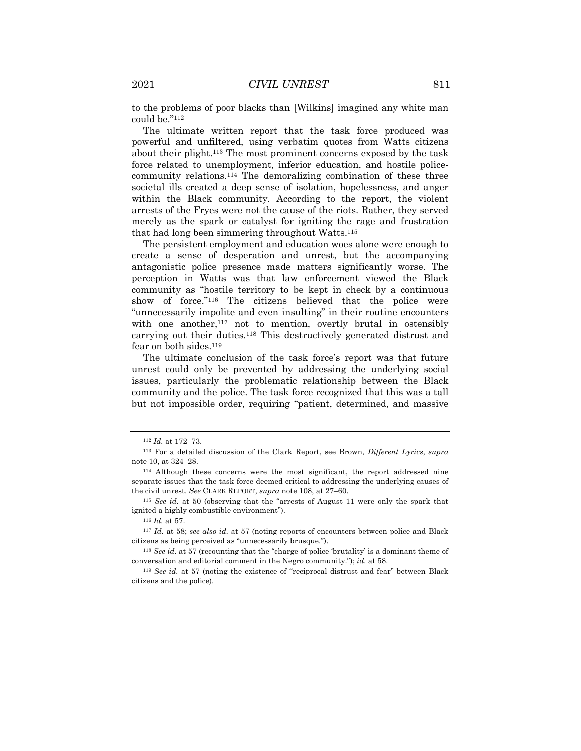to the problems of poor blacks than [Wilkins] imagined any white man could be."[112]

The ultimate written report that the task force produced was powerful and unfiltered, using verbatim quotes from Watts citizens about their plight.[113] The most prominent concerns exposed by the task force related to unemployment, inferior education, and hostile police-community relations.[114] The demoralizing combination of these three societal ills created a deep sense of isolation, hopelessness, and anger within the Black community. According to the report, the violent arrests of the Fryes were not the cause of the riots. Rather, they served merely as the spark or catalyst for igniting the rage and frustration that had long been simmering throughout Watts.[115]

The persistent employment and education woes alone were enough to create a sense of desperation and unrest, but the accompanying antagonistic police presence made matters significantly worse. The perception in Watts was that law enforcement viewed the Black community as "hostile territory to be kept in check by a continuous show of force."[116] The citizens believed that the police were "unnecessarily impolite and even insulting" in their routine encounters with one another,[117] not to mention, overtly brutal in ostensibly carrying out their duties.[118] This destructively generated distrust and fear on both sides.[119]

The ultimate conclusion of the task force's report was that future unrest could only be prevented by addressing the underlying social issues, particularly the problematic relationship between the Black community and the police. The task force recognized that this was a tall but not impossible order, requiring "patient, determined, and massive

---

[112] *Id.* at 172–73.

[113] For a detailed discussion of the Clark Report, see Brown, *Different Lyrics*, *supra* note 10, at 324–28.

[114] Although these concerns were the most significant, the report addressed nine separate issues that the task force deemed critical to addressing the underlying causes of the civil unrest. *See* CLARK REPORT, *supra* note 108, at 27–60.

[115] *See id.* at 50 (observing that the "arrests of August 11 were only the spark that ignited a highly combustible environment").

[116] *Id.* at 57.

[117] *Id.* at 58; *see also id.* at 57 (noting reports of encounters between police and Black citizens as being perceived as "unnecessarily brusque.").

[118] *See id.* at 57 (recounting that the "charge of police 'brutality' is a dominant theme of conversation and editorial comment in the Negro community."); *id.* at 58.

[119] *See id.* at 57 (noting the existence of "reciprocal distrust and fear" between Black citizens and the police).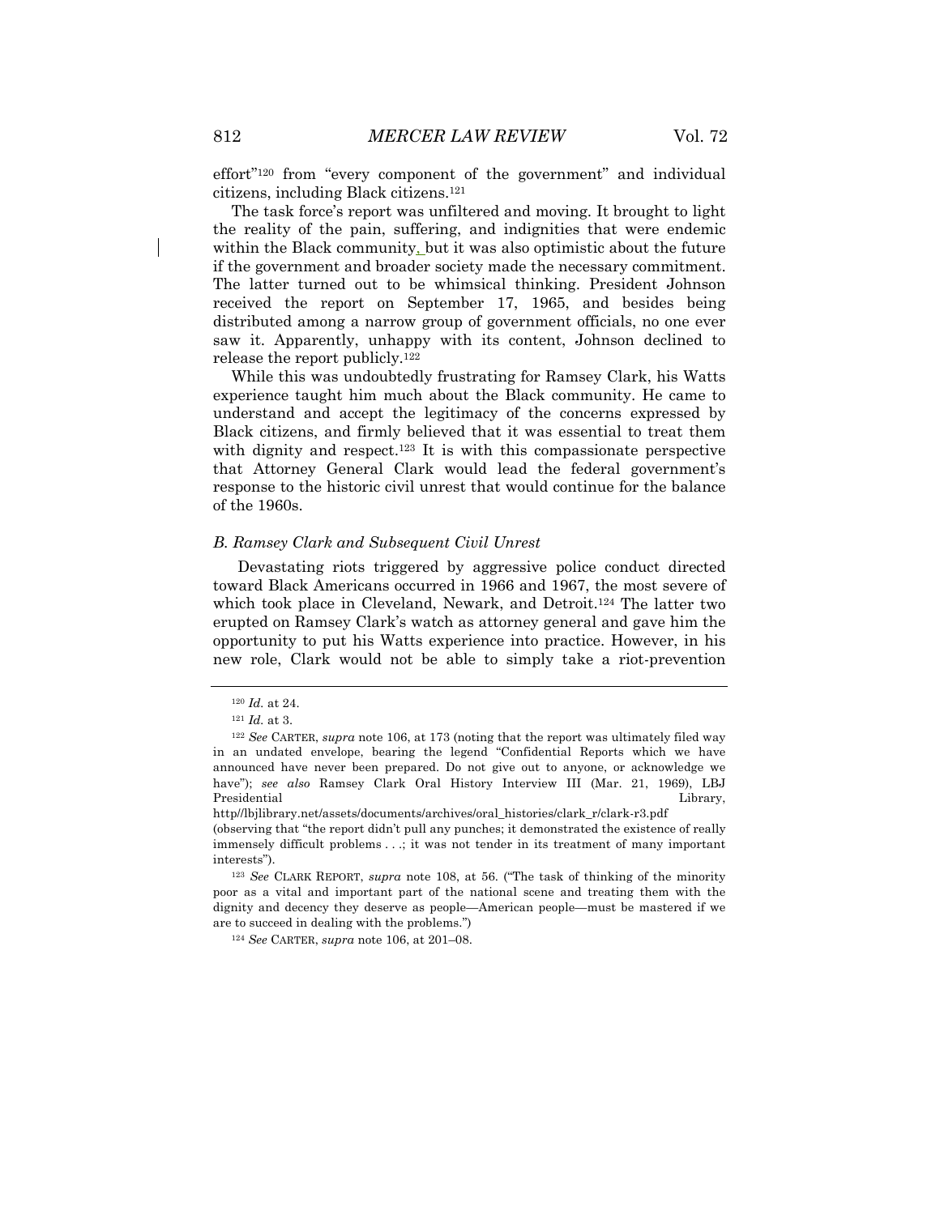effort"[120] from "every component of the government" and individual citizens, including Black citizens.[121]

The task force's report was unfiltered and moving. It brought to light the reality of the pain, suffering, and indignities that were endemic within the Black community, but it was also optimistic about the future if the government and broader society made the necessary commitment. The latter turned out to be whimsical thinking. President Johnson received the report on September 17, 1965, and besides being distributed among a narrow group of government officials, no one ever saw it. Apparently, unhappy with its content, Johnson declined to release the report publicly.[122]

While this was undoubtedly frustrating for Ramsey Clark, his Watts experience taught him much about the Black community. He came to understand and accept the legitimacy of the concerns expressed by Black citizens, and firmly believed that it was essential to treat them with dignity and respect.[123] It is with this compassionate perspective that Attorney General Clark would lead the federal government's response to the historic civil unrest that would continue for the balance of the 1960s.

### *B. Ramsey Clark and Subsequent Civil Unrest*

Devastating riots triggered by aggressive police conduct directed toward Black Americans occurred in 1966 and 1967, the most severe of which took place in Cleveland, Newark, and Detroit.[124] The latter two erupted on Ramsey Clark's watch as attorney general and gave him the opportunity to put his Watts experience into practice. However, in his new role, Clark would not be able to simply take a riot-prevention

---

[120] *Id.* at 24.

[121] *Id.* at 3.

[122] *See* CARTER, *supra* note 106, at 173 (noting that the report was ultimately filed way in an undated envelope, bearing the legend "Confidential Reports which we have announced have never been prepared. Do not give out to anyone, or acknowledge we have"); *see also* Ramsey Clark Oral History Interview III (Mar. 21, 1969), LBJ Presidential Library, http//lbjlibrary.net/assets/documents/archives/oral_histories/clark_r/clark-r3.pdf (observing that "the report didn't pull any punches; it demonstrated the existence of really immensely difficult problems . . .; it was not tender in its treatment of many important interests").

[123] *See* CLARK REPORT, *supra* note 108, at 56. ("The task of thinking of the minority poor as a vital and important part of the national scene and treating them with the dignity and decency they deserve as people—American people—must be mastered if we are to succeed in dealing with the problems.")

[124] *See* CARTER, *supra* note 106, at 201–08.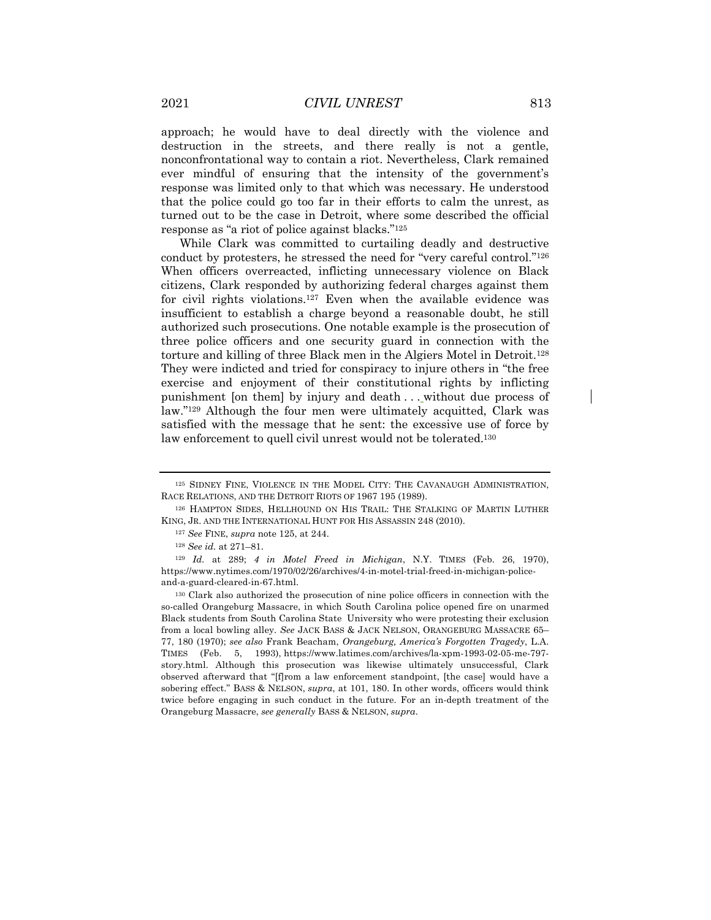approach; he would have to deal directly with the violence and destruction in the streets, and there really is not a gentle, nonconfrontational way to contain a riot. Nevertheless, Clark remained ever mindful of ensuring that the intensity of the government's response was limited only to that which was necessary. He understood that the police could go too far in their efforts to calm the unrest, as turned out to be the case in Detroit, where some described the official response as "a riot of police against blacks."[125]

While Clark was committed to curtailing deadly and destructive conduct by protesters, he stressed the need for "very careful control."[126] When officers overreacted, inflicting unnecessary violence on Black citizens, Clark responded by authorizing federal charges against them for civil rights violations.[127] Even when the available evidence was insufficient to establish a charge beyond a reasonable doubt, he still authorized such prosecutions. One notable example is the prosecution of three police officers and one security guard in connection with the torture and killing of three Black men in the Algiers Motel in Detroit.[128] They were indicted and tried for conspiracy to injure others in "the free exercise and enjoyment of their constitutional rights by inflicting punishment [on them] by injury and death . . . without due process of law."[129] Although the four men were ultimately acquitted, Clark was satisfied with the message that he sent: the excessive use of force by law enforcement to quell civil unrest would not be tolerated.[130]

---

[125] SIDNEY FINE, VIOLENCE IN THE MODEL CITY: THE CAVANAUGH ADMINISTRATION, RACE RELATIONS, AND THE DETROIT RIOTS OF 1967 195 (1989).

[126] HAMPTON SIDES, HELLHOUND ON HIS TRAIL: THE STALKING OF MARTIN LUTHER KING, JR. AND THE INTERNATIONAL HUNT FOR HIS ASSASSIN 248 (2010).

[127] *See* FINE, *supra* note 125, at 244.

[128] *See id.* at 271–81.

[129] *Id.* at 289; *4 in Motel Freed in Michigan*, N.Y. TIMES (Feb. 26, 1970), https://www.nytimes.com/1970/02/26/archives/4-in-motel-trial-freed-in-michigan-police-and-a-guard-cleared-in-67.html.

[130] Clark also authorized the prosecution of nine police officers in connection with the so-called Orangeburg Massacre, in which South Carolina police opened fire on unarmed Black students from South Carolina State University who were protesting their exclusion from a local bowling alley. *See* JACK BASS & JACK NELSON, ORANGEBURG MASSACRE 65–77, 180 (1970); *see also* Frank Beacham, *Orangeburg, America's Forgotten Tragedy*, L.A. TIMES (Feb. 5, 1993), https://www.latimes.com/archives/la-xpm-1993-02-05-me-797-story.html. Although this prosecution was likewise ultimately unsuccessful, Clark observed afterward that "[f]rom a law enforcement standpoint, [the case] would have a sobering effect." BASS & NELSON, *supra*, at 101, 180. In other words, officers would think twice before engaging in such conduct in the future. For an in-depth treatment of the Orangeburg Massacre, *see generally* BASS & NELSON, *supra*.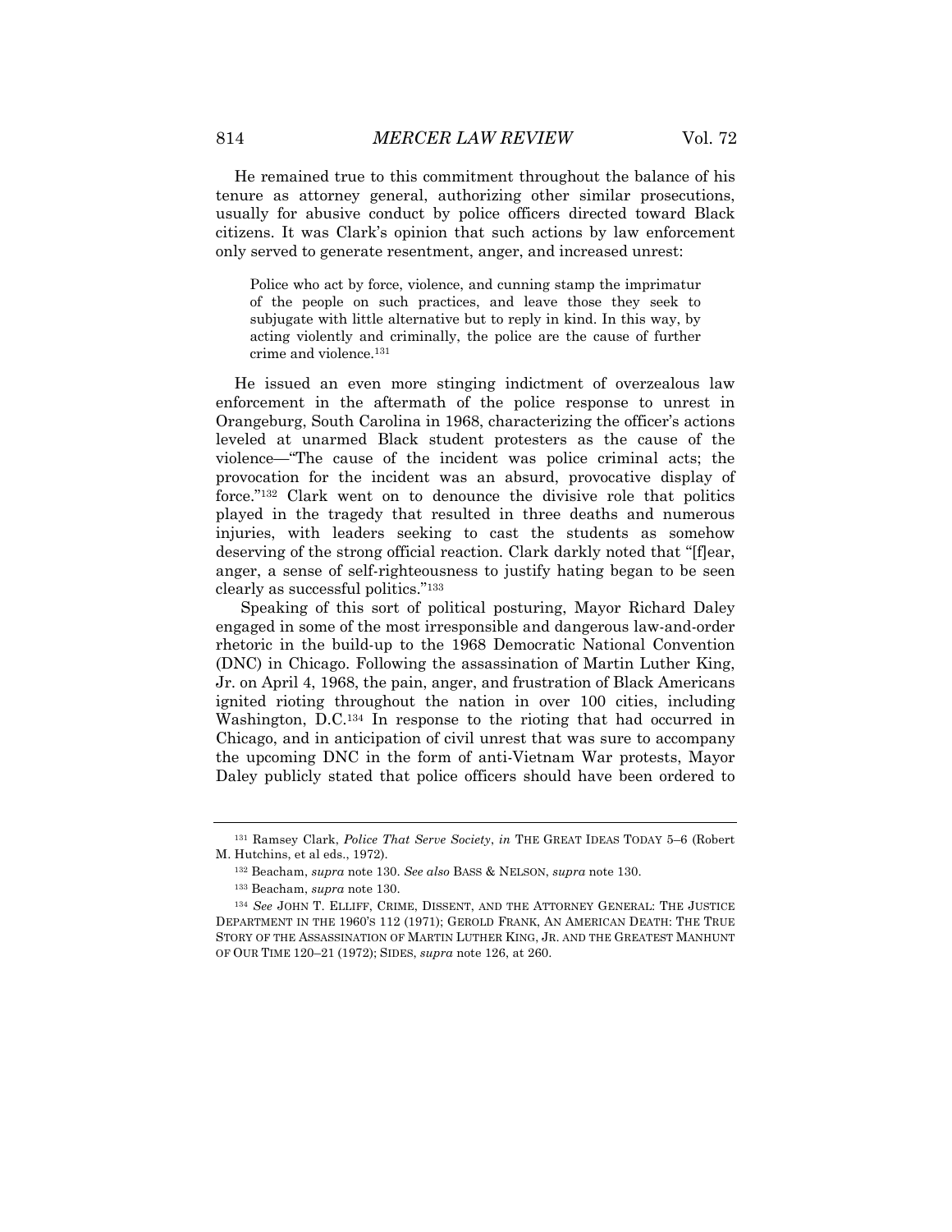He remained true to this commitment throughout the balance of his tenure as attorney general, authorizing other similar prosecutions, usually for abusive conduct by police officers directed toward Black citizens. It was Clark's opinion that such actions by law enforcement only served to generate resentment, anger, and increased unrest:

> Police who act by force, violence, and cunning stamp the imprimatur of the people on such practices, and leave those they seek to subjugate with little alternative but to reply in kind. In this way, by acting violently and criminally, the police are the cause of further crime and violence.[131]

He issued an even more stinging indictment of overzealous law enforcement in the aftermath of the police response to unrest in Orangeburg, South Carolina in 1968, characterizing the officer's actions leveled at unarmed Black student protesters as the cause of the violence—"The cause of the incident was police criminal acts; the provocation for the incident was an absurd, provocative display of force."[132] Clark went on to denounce the divisive role that politics played in the tragedy that resulted in three deaths and numerous injuries, with leaders seeking to cast the students as somehow deserving of the strong official reaction. Clark darkly noted that "[f]ear, anger, a sense of self-righteousness to justify hating began to be seen clearly as successful politics."[133]

Speaking of this sort of political posturing, Mayor Richard Daley engaged in some of the most irresponsible and dangerous law-and-order rhetoric in the build-up to the 1968 Democratic National Convention (DNC) in Chicago. Following the assassination of Martin Luther King, Jr. on April 4, 1968, the pain, anger, and frustration of Black Americans ignited rioting throughout the nation in over 100 cities, including Washington, D.C.[134] In response to the rioting that had occurred in Chicago, and in anticipation of civil unrest that was sure to accompany the upcoming DNC in the form of anti-Vietnam War protests, Mayor Daley publicly stated that police officers should have been ordered to

---

[131] Ramsey Clark, *Police That Serve Society*, *in* THE GREAT IDEAS TODAY 5–6 (Robert M. Hutchins, et al eds., 1972).

[132] Beacham, *supra* note 130. *See also* BASS & NELSON, *supra* note 130.

[133] Beacham, *supra* note 130.

[134] *See* JOHN T. ELLIFF, CRIME, DISSENT, AND THE ATTORNEY GENERAL: THE JUSTICE DEPARTMENT IN THE 1960'S 112 (1971); GEROLD FRANK, AN AMERICAN DEATH: THE TRUE STORY OF THE ASSASSINATION OF MARTIN LUTHER KING, JR. AND THE GREATEST MANHUNT OF OUR TIME 120–21 (1972); SIDES, *supra* note 126, at 260.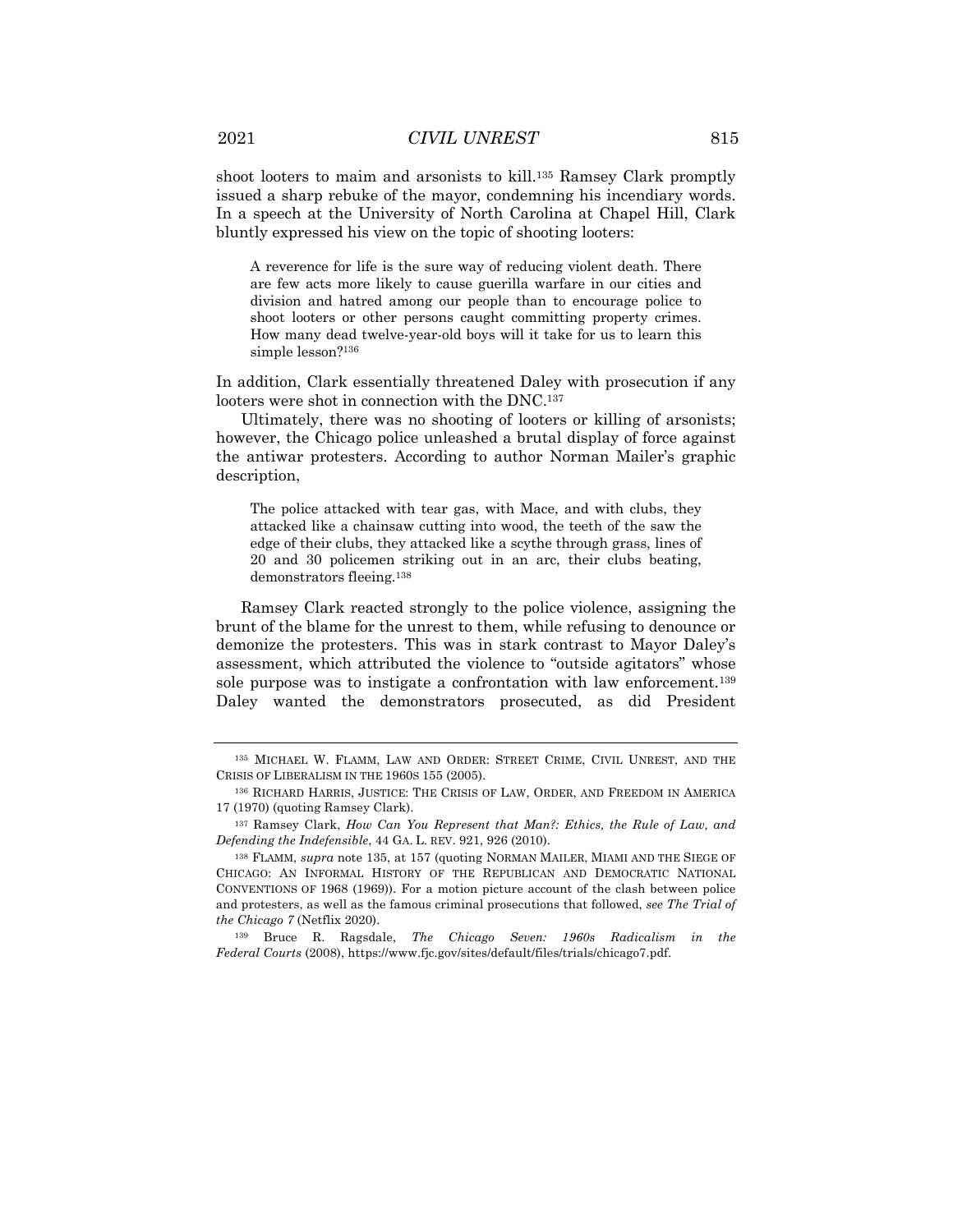shoot looters to maim and arsonists to kill.[135] Ramsey Clark promptly issued a sharp rebuke of the mayor, condemning his incendiary words. In a speech at the University of North Carolina at Chapel Hill, Clark bluntly expressed his view on the topic of shooting looters:

> A reverence for life is the sure way of reducing violent death. There are few acts more likely to cause guerilla warfare in our cities and division and hatred among our people than to encourage police to shoot looters or other persons caught committing property crimes. How many dead twelve-year-old boys will it take for us to learn this simple lesson?[136]

In addition, Clark essentially threatened Daley with prosecution if any looters were shot in connection with the DNC.[137]

Ultimately, there was no shooting of looters or killing of arsonists; however, the Chicago police unleashed a brutal display of force against the antiwar protesters. According to author Norman Mailer's graphic description,

> The police attacked with tear gas, with Mace, and with clubs, they attacked like a chainsaw cutting into wood, the teeth of the saw the edge of their clubs, they attacked like a scythe through grass, lines of 20 and 30 policemen striking out in an arc, their clubs beating, demonstrators fleeing.[138]

Ramsey Clark reacted strongly to the police violence, assigning the brunt of the blame for the unrest to them, while refusing to denounce or demonize the protesters. This was in stark contrast to Mayor Daley's assessment, which attributed the violence to "outside agitators" whose sole purpose was to instigate a confrontation with law enforcement.[139] Daley wanted the demonstrators prosecuted, as did President

---

[135] MICHAEL W. FLAMM, LAW AND ORDER: STREET CRIME, CIVIL UNREST, AND THE CRISIS OF LIBERALISM IN THE 1960S 155 (2005).

[136] RICHARD HARRIS, JUSTICE: THE CRISIS OF LAW, ORDER, AND FREEDOM IN AMERICA 17 (1970) (quoting Ramsey Clark).

[137] Ramsey Clark, *How Can You Represent that Man?: Ethics, the Rule of Law, and Defending the Indefensible*, 44 GA. L. REV. 921, 926 (2010).

[138] FLAMM, *supra* note 135, at 157 (quoting NORMAN MAILER, MIAMI AND THE SIEGE OF CHICAGO: AN INFORMAL HISTORY OF THE REPUBLICAN AND DEMOCRATIC NATIONAL CONVENTIONS OF 1968 (1969)). For a motion picture account of the clash between police and protesters, as well as the famous criminal prosecutions that followed, *see The Trial of the Chicago 7* (Netflix 2020).

[139] Bruce R. Ragsdale, *The Chicago Seven: 1960s Radicalism in the Federal Courts* (2008), https://www.fjc.gov/sites/default/files/trials/chicago7.pdf.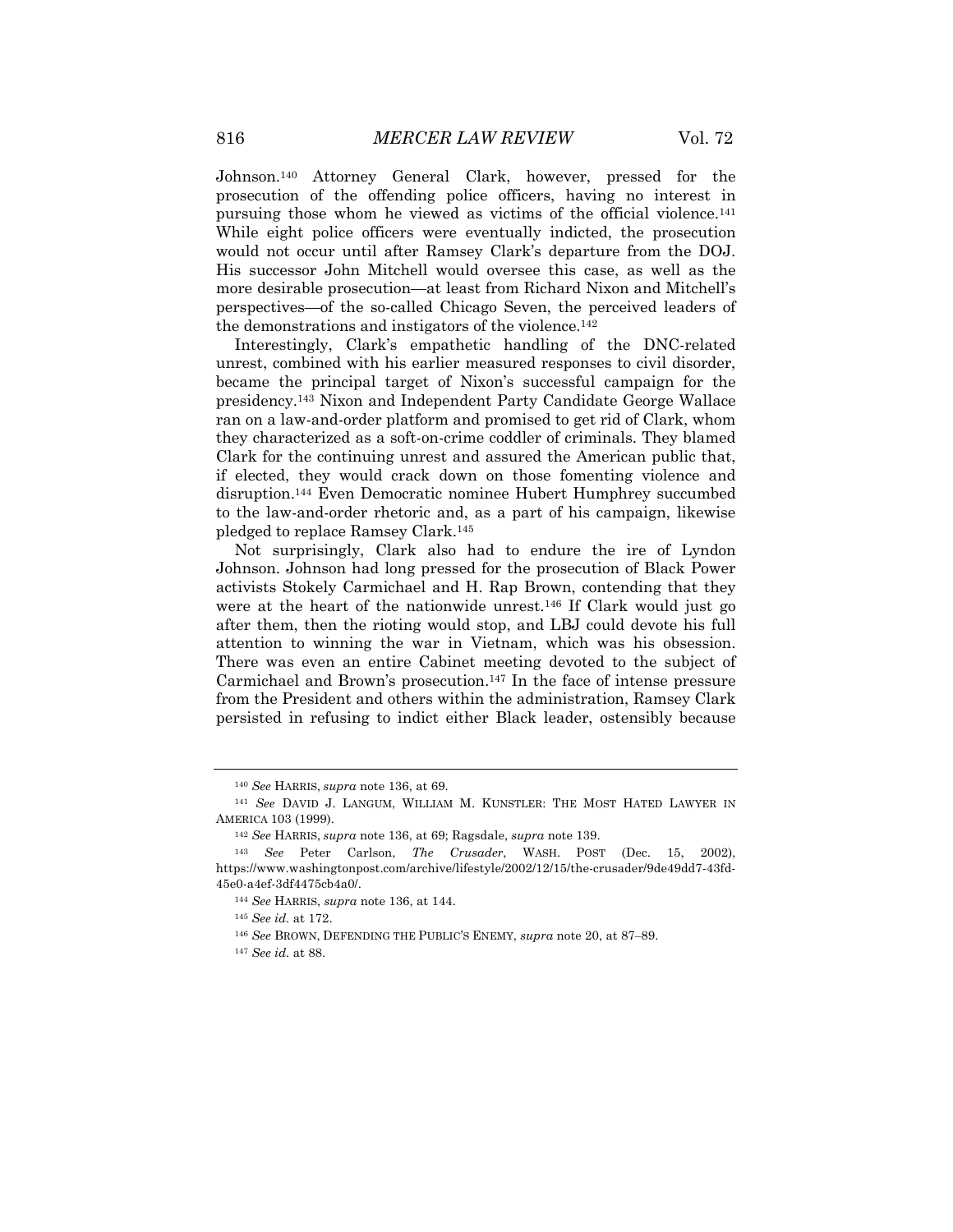Johnson.[140] Attorney General Clark, however, pressed for the prosecution of the offending police officers, having no interest in pursuing those whom he viewed as victims of the official violence.[141] While eight police officers were eventually indicted, the prosecution would not occur until after Ramsey Clark's departure from the DOJ. His successor John Mitchell would oversee this case, as well as the more desirable prosecution—at least from Richard Nixon and Mitchell's perspectives—of the so-called Chicago Seven, the perceived leaders of the demonstrations and instigators of the violence.[142]

Interestingly, Clark's empathetic handling of the DNC-related unrest, combined with his earlier measured responses to civil disorder, became the principal target of Nixon's successful campaign for the presidency.[143] Nixon and Independent Party Candidate George Wallace ran on a law-and-order platform and promised to get rid of Clark, whom they characterized as a soft-on-crime coddler of criminals. They blamed Clark for the continuing unrest and assured the American public that, if elected, they would crack down on those fomenting violence and disruption.[144] Even Democratic nominee Hubert Humphrey succumbed to the law-and-order rhetoric and, as a part of his campaign, likewise pledged to replace Ramsey Clark.[145]

Not surprisingly, Clark also had to endure the ire of Lyndon Johnson. Johnson had long pressed for the prosecution of Black Power activists Stokely Carmichael and H. Rap Brown, contending that they were at the heart of the nationwide unrest.[146] If Clark would just go after them, then the rioting would stop, and LBJ could devote his full attention to winning the war in Vietnam, which was his obsession. There was even an entire Cabinet meeting devoted to the subject of Carmichael and Brown's prosecution.[147] In the face of intense pressure from the President and others within the administration, Ramsey Clark persisted in refusing to indict either Black leader, ostensibly because

---

[140] *See* HARRIS, *supra* note 136, at 69.

[141] *See* DAVID J. LANGUM, WILLIAM M. KUNSTLER: THE MOST HATED LAWYER IN AMERICA 103 (1999).

[142] *See* HARRIS, *supra* note 136, at 69; Ragsdale, *supra* note 139.

[143] *See* Peter Carlson, *The Crusader*, WASH. POST (Dec. 15, 2002), https://www.washingtonpost.com/archive/lifestyle/2002/12/15/the-crusader/9de49dd7-43fd-45e0-a4ef-3df4475cb4a0/.

[144] *See* HARRIS, *supra* note 136, at 144.

[145] *See id.* at 172.

[146] *See* BROWN, DEFENDING THE PUBLIC'S ENEMY, *supra* note 20, at 87–89.

[147] *See id.* at 88.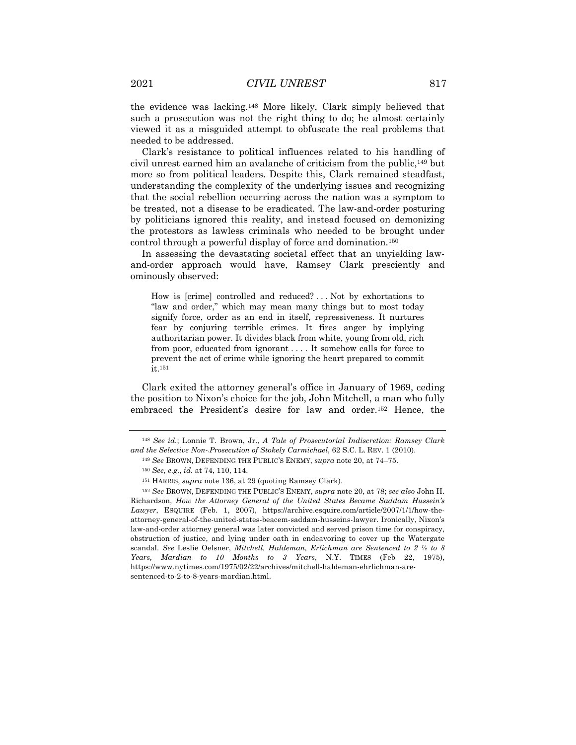the evidence was lacking.[148] More likely, Clark simply believed that such a prosecution was not the right thing to do; he almost certainly viewed it as a misguided attempt to obfuscate the real problems that needed to be addressed.

Clark's resistance to political influences related to his handling of civil unrest earned him an avalanche of criticism from the public,[149] but more so from political leaders. Despite this, Clark remained steadfast, understanding the complexity of the underlying issues and recognizing that the social rebellion occurring across the nation was a symptom to be treated, not a disease to be eradicated. The law-and-order posturing by politicians ignored this reality, and instead focused on demonizing the protestors as lawless criminals who needed to be brought under control through a powerful display of force and domination.[150]

In assessing the devastating societal effect that an unyielding law-and-order approach would have, Ramsey Clark presciently and ominously observed:

> How is [crime] controlled and reduced? . . . Not by exhortations to "law and order," which may mean many things but to most today signify force, order as an end in itself, repressiveness. It nurtures fear by conjuring terrible crimes. It fires anger by implying authoritarian power. It divides black from white, young from old, rich from poor, educated from ignorant . . . . It somehow calls for force to prevent the act of crime while ignoring the heart prepared to commit it.[151]

Clark exited the attorney general's office in January of 1969, ceding the position to Nixon's choice for the job, John Mitchell, a man who fully embraced the President's desire for law and order.[152] Hence, the

---

[148] *See id.*; Lonnie T. Brown, Jr., *A Tale of Prosecutorial Indiscretion: Ramsey Clark and the Selective Non-Prosecution of Stokely Carmichael*, 62 S.C. L. REV. 1 (2010).

[149] *See* BROWN, DEFENDING THE PUBLIC'S ENEMY, *supra* note 20, at 74–75.

[150] *See, e.g.*, *id.* at 74, 110, 114.

[151] HARRIS, *supra* note 136, at 29 (quoting Ramsey Clark).

[152] *See* BROWN, DEFENDING THE PUBLIC'S ENEMY, *supra* note 20, at 78; *see also* John H. Richardson, *How the Attorney General of the United States Became Saddam Hussein's Lawyer*, ESQUIRE (Feb. 1, 2007), https://archive.esquire.com/article/2007/1/1/how-the-attorney-general-of-the-united-states-beacem-saddam-husseins-lawyer. Ironically, Nixon's law-and-order attorney general was later convicted and served prison time for conspiracy, obstruction of justice, and lying under oath in endeavoring to cover up the Watergate scandal. *See* Leslie Oelsner, *Mitchell, Haldeman, Erlichman are Sentenced to 2 ½ to 8 Years, Mardian to 10 Months to 3 Years*, N.Y. TIMES (Feb 22, 1975), https://www.nytimes.com/1975/02/22/archives/mitchell-haldeman-ehrlichman-are-sentenced-to-2-to-8-years-mardian.html.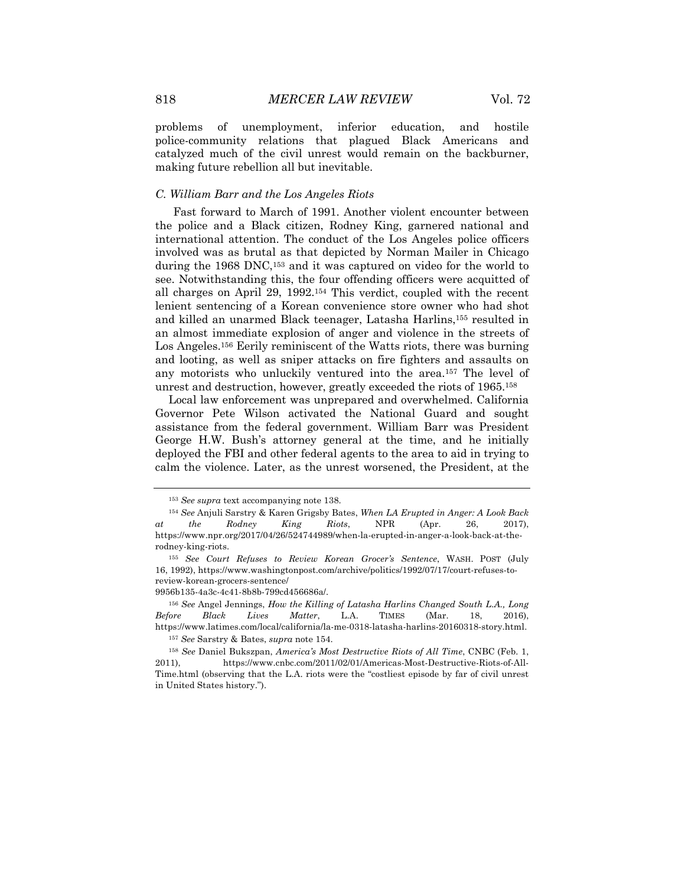problems of unemployment, inferior education, and hostile police-community relations that plagued Black Americans and catalyzed much of the civil unrest would remain on the backburner, making future rebellion all but inevitable.

### *C. William Barr and the Los Angeles Riots*

Fast forward to March of 1991. Another violent encounter between the police and a Black citizen, Rodney King, garnered national and international attention. The conduct of the Los Angeles police officers involved was as brutal as that depicted by Norman Mailer in Chicago during the 1968 DNC,[153] and it was captured on video for the world to see. Notwithstanding this, the four offending officers were acquitted of all charges on April 29, 1992.[154] This verdict, coupled with the recent lenient sentencing of a Korean convenience store owner who had shot and killed an unarmed Black teenager, Latasha Harlins,[155] resulted in an almost immediate explosion of anger and violence in the streets of Los Angeles.[156] Eerily reminiscent of the Watts riots, there was burning and looting, as well as sniper attacks on fire fighters and assaults on any motorists who unluckily ventured into the area.[157] The level of unrest and destruction, however, greatly exceeded the riots of 1965.[158]

Local law enforcement was unprepared and overwhelmed. California Governor Pete Wilson activated the National Guard and sought assistance from the federal government. William Barr was President George H.W. Bush's attorney general at the time, and he initially deployed the FBI and other federal agents to the area to aid in trying to calm the violence. Later, as the unrest worsened, the President, at the

---

[153] *See supra* text accompanying note 138.

[154] *See* Anjuli Sarstry & Karen Grigsby Bates, *When LA Erupted in Anger: A Look Back at the Rodney King Riots*, NPR (Apr. 26, 2017), https://www.npr.org/2017/04/26/524744989/when-la-erupted-in-anger-a-look-back-at-the-rodney-king-riots.

[155] *See Court Refuses to Review Korean Grocer's Sentence*, WASH. POST (July 16, 1992), https://www.washingtonpost.com/archive/politics/1992/07/17/court-refuses-to-review-korean-grocers-sentence/9956b135-4a3c-4c41-8b8b-799cd456686a/.

[156] *See* Angel Jennings, *How the Killing of Latasha Harlins Changed South L.A., Long Before Black Lives Matter*, L.A. TIMES (Mar. 18, 2016), https://www.latimes.com/local/california/la-me-0318-latasha-harlins-20160318-story.html.

[157] *See* Sarstry & Bates, *supra* note 154.

[158] *See* Daniel Bukszpan, *America's Most Destructive Riots of All Time*, CNBC (Feb. 1, 2011), https://www.cnbc.com/2011/02/01/Americas-Most-Destructive-Riots-of-All-Time.html (observing that the L.A. riots were the "costliest episode by far of civil unrest in United States history.").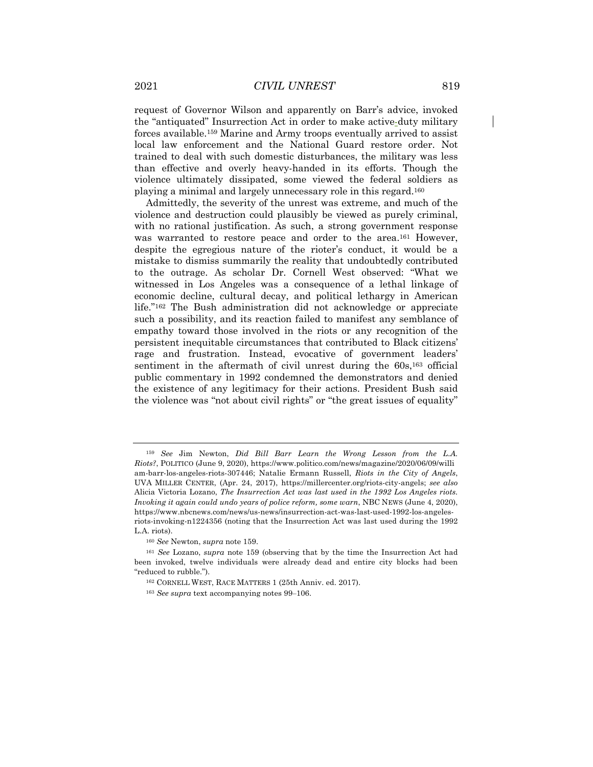request of Governor Wilson and apparently on Barr's advice, invoked the "antiquated" Insurrection Act in order to make active-duty military forces available.[159] Marine and Army troops eventually arrived to assist local law enforcement and the National Guard restore order. Not trained to deal with such domestic disturbances, the military was less than effective and overly heavy-handed in its efforts. Though the violence ultimately dissipated, some viewed the federal soldiers as playing a minimal and largely unnecessary role in this regard.[160]

Admittedly, the severity of the unrest was extreme, and much of the violence and destruction could plausibly be viewed as purely criminal, with no rational justification. As such, a strong government response was warranted to restore peace and order to the area.[161] However, despite the egregious nature of the rioter's conduct, it would be a mistake to dismiss summarily the reality that undoubtedly contributed to the outrage. As scholar Dr. Cornell West observed: "What we witnessed in Los Angeles was a consequence of a lethal linkage of economic decline, cultural decay, and political lethargy in American life."[162] The Bush administration did not acknowledge or appreciate such a possibility, and its reaction failed to manifest any semblance of empathy toward those involved in the riots or any recognition of the persistent inequitable circumstances that contributed to Black citizens' rage and frustration. Instead, evocative of government leaders' sentiment in the aftermath of civil unrest during the 60s,[163] official public commentary in 1992 condemned the demonstrators and denied the existence of any legitimacy for their actions. President Bush said the violence was "not about civil rights" or "the great issues of equality"

---

[159] *See* Jim Newton, *Did Bill Barr Learn the Wrong Lesson from the L.A. Riots?*, POLITICO (June 9, 2020), https://www.politico.com/news/magazine/2020/06/09/william-barr-los-angeles-riots-307446; Natalie Ermann Russell, *Riots in the City of Angels*, UVA MILLER CENTER, (Apr. 24, 2017), https://millercenter.org/riots-city-angels; *see also* Alicia Victoria Lozano, *The Insurrection Act was last used in the 1992 Los Angeles riots. Invoking it again could undo years of police reform, some warn*, NBC NEWS (June 4, 2020), https://www.nbcnews.com/news/us-news/insurrection-act-was-last-used-1992-los-angeles-riots-invoking-n1224356 (noting that the Insurrection Act was last used during the 1992 L.A. riots).

[160] *See* Newton, *supra* note 159.

[161] *See* Lozano, *supra* note 159 (observing that by the time the Insurrection Act had been invoked, twelve individuals were already dead and entire city blocks had been "reduced to rubble.").

[162] CORNELL WEST, RACE MATTERS 1 (25th Anniv. ed. 2017).

[163] *See supra* text accompanying notes 99–106.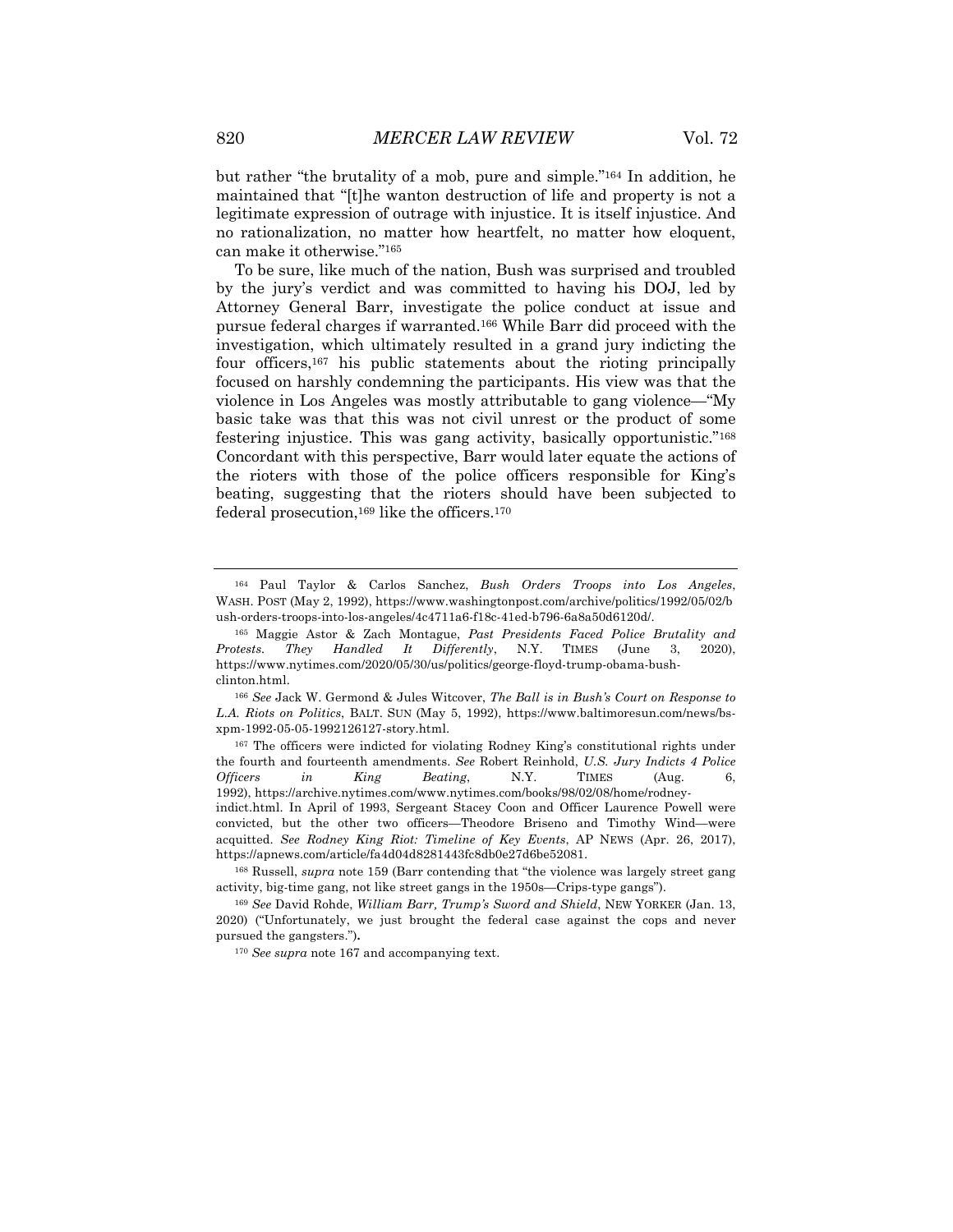but rather "the brutality of a mob, pure and simple."[164] In addition, he maintained that "[t]he wanton destruction of life and property is not a legitimate expression of outrage with injustice. It is itself injustice. And no rationalization, no matter how heartfelt, no matter how eloquent, can make it otherwise."[165]

To be sure, like much of the nation, Bush was surprised and troubled by the jury's verdict and was committed to having his DOJ, led by Attorney General Barr, investigate the police conduct at issue and pursue federal charges if warranted.[166] While Barr did proceed with the investigation, which ultimately resulted in a grand jury indicting the four officers,[167] his public statements about the rioting principally focused on harshly condemning the participants. His view was that the violence in Los Angeles was mostly attributable to gang violence—"My basic take was that this was not civil unrest or the product of some festering injustice. This was gang activity, basically opportunistic."[168] Concordant with this perspective, Barr would later equate the actions of the rioters with those of the police officers responsible for King's beating, suggesting that the rioters should have been subjected to federal prosecution,[169] like the officers.[170]

---

[164] Paul Taylor & Carlos Sanchez, *Bush Orders Troops into Los Angeles*, WASH. POST (May 2, 1992), https://www.washingtonpost.com/archive/politics/1992/05/02/bush-orders-troops-into-los-angeles/4c4711a6-f18c-41ed-b796-6a8a50d6120d/.

[165] Maggie Astor & Zach Montague, *Past Presidents Faced Police Brutality and Protests. They Handled It Differently*, N.Y. TIMES (June 3, 2020), https://www.nytimes.com/2020/05/30/us/politics/george-floyd-trump-obama-bush-clinton.html.

[166] *See* Jack W. Germond & Jules Witcover, *The Ball is in Bush's Court on Response to L.A. Riots on Politics*, BALT. SUN (May 5, 1992), https://www.baltimoresun.com/news/bs-xpm-1992-05-05-1992126127-story.html.

[167] The officers were indicted for violating Rodney King's constitutional rights under the fourth and fourteenth amendments. *See* Robert Reinhold, *U.S. Jury Indicts 4 Police Officers in King Beating*, N.Y. TIMES (Aug. 6, 1992), https://archive.nytimes.com/www.nytimes.com/books/98/02/08/home/rodney-indict.html. In April of 1993, Sergeant Stacey Coon and Officer Laurence Powell were convicted, but the other two officers—Theodore Briseno and Timothy Wind—were acquitted. *See Rodney King Riot: Timeline of Key Events*, AP NEWS (Apr. 26, 2017), https://apnews.com/article/fa4d04d8281443fc8db0e27d6be52081.

[168] Russell, *supra* note 159 (Barr contending that "the violence was largely street gang activity, big-time gang, not like street gangs in the 1950s—Crips-type gangs").

[169] *See* David Rohde, *William Barr, Trump's Sword and Shield*, NEW YORKER (Jan. 13, 2020) ("Unfortunately, we just brought the federal case against the cops and never pursued the gangsters.").

[170] *See supra* note 167 and accompanying text.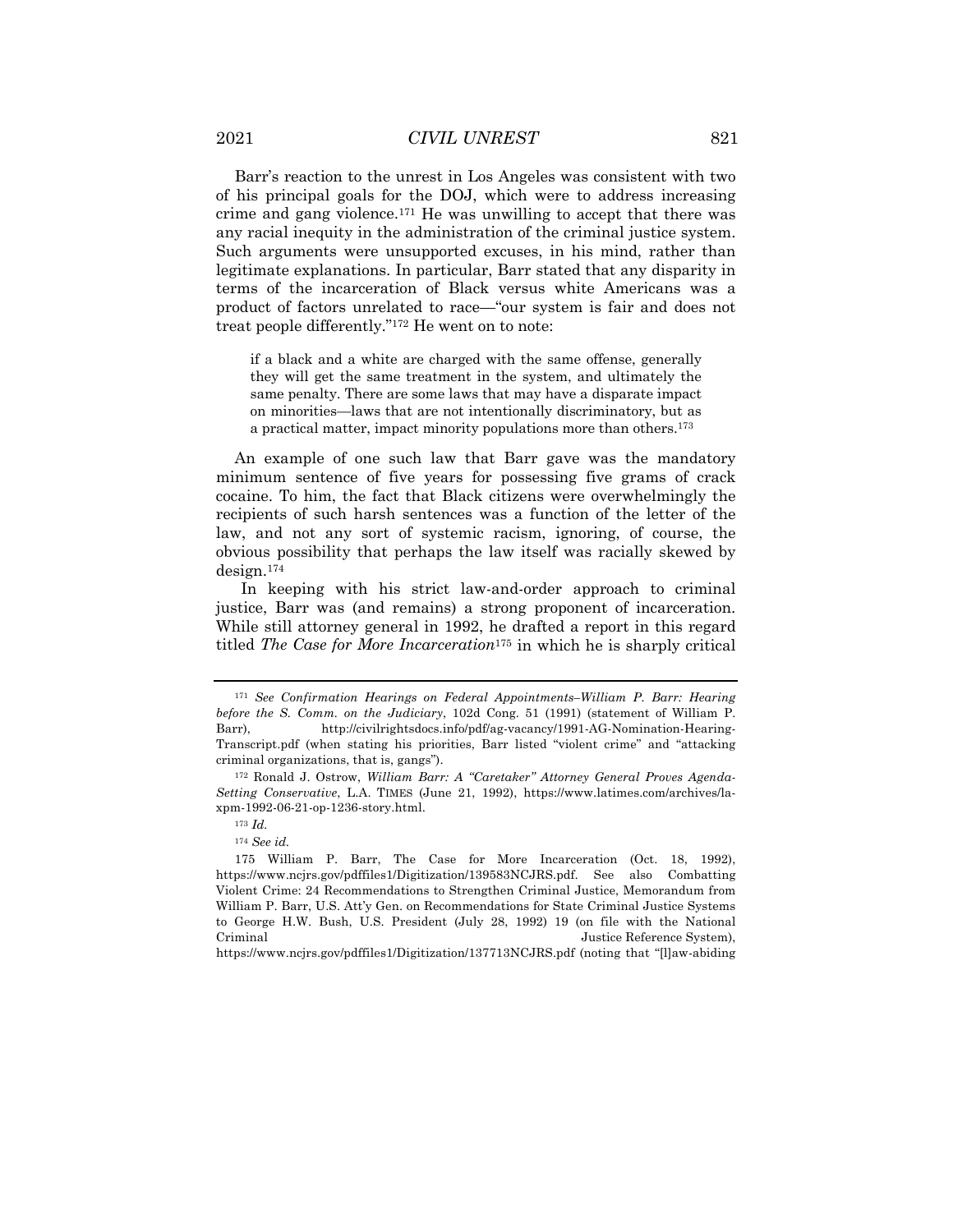Barr's reaction to the unrest in Los Angeles was consistent with two of his principal goals for the DOJ, which were to address increasing crime and gang violence.[171] He was unwilling to accept that there was any racial inequity in the administration of the criminal justice system. Such arguments were unsupported excuses, in his mind, rather than legitimate explanations. In particular, Barr stated that any disparity in terms of the incarceration of Black versus white Americans was a product of factors unrelated to race—"our system is fair and does not treat people differently."[172] He went on to note:

> if a black and a white are charged with the same offense, generally they will get the same treatment in the system, and ultimately the same penalty. There are some laws that may have a disparate impact on minorities—laws that are not intentionally discriminatory, but as a practical matter, impact minority populations more than others.[173]

An example of one such law that Barr gave was the mandatory minimum sentence of five years for possessing five grams of crack cocaine. To him, the fact that Black citizens were overwhelmingly the recipients of such harsh sentences was a function of the letter of the law, and not any sort of systemic racism, ignoring, of course, the obvious possibility that perhaps the law itself was racially skewed by design.[174]

In keeping with his strict law-and-order approach to criminal justice, Barr was (and remains) a strong proponent of incarceration. While still attorney general in 1992, he drafted a report in this regard titled *The Case for More Incarceration*[175] in which he is sharply critical

---

[171] *See Confirmation Hearings on Federal Appointments–William P. Barr: Hearing before the S. Comm. on the Judiciary*, 102d Cong. 51 (1991) (statement of William P. Barr), http://civilrightsdocs.info/pdf/ag-vacancy/1991-AG-Nomination-Hearing-Transcript.pdf (when stating his priorities, Barr listed "violent crime" and "attacking criminal organizations, that is, gangs").

[172] Ronald J. Ostrow, *William Barr: A "Caretaker" Attorney General Proves Agenda-Setting Conservative*, L.A. TIMES (June 21, 1992), https://www.latimes.com/archives/la-xpm-1992-06-21-op-1236-story.html.

[173] *Id.*

[174] *See id.*

[175] William P. Barr, The Case for More Incarceration (Oct. 18, 1992), https://www.ncjrs.gov/pdffiles1/Digitization/139583NCJRS.pdf. See also Combatting Violent Crime: 24 Recommendations to Strengthen Criminal Justice, Memorandum from William P. Barr, U.S. Att'y Gen. on Recommendations for State Criminal Justice Systems to George H.W. Bush, U.S. President (July 28, 1992) 19 (on file with the National Criminal Justice Reference System), https://www.ncjrs.gov/pdffiles1/Digitization/137713NCJRS.pdf (noting that "[l]aw-abiding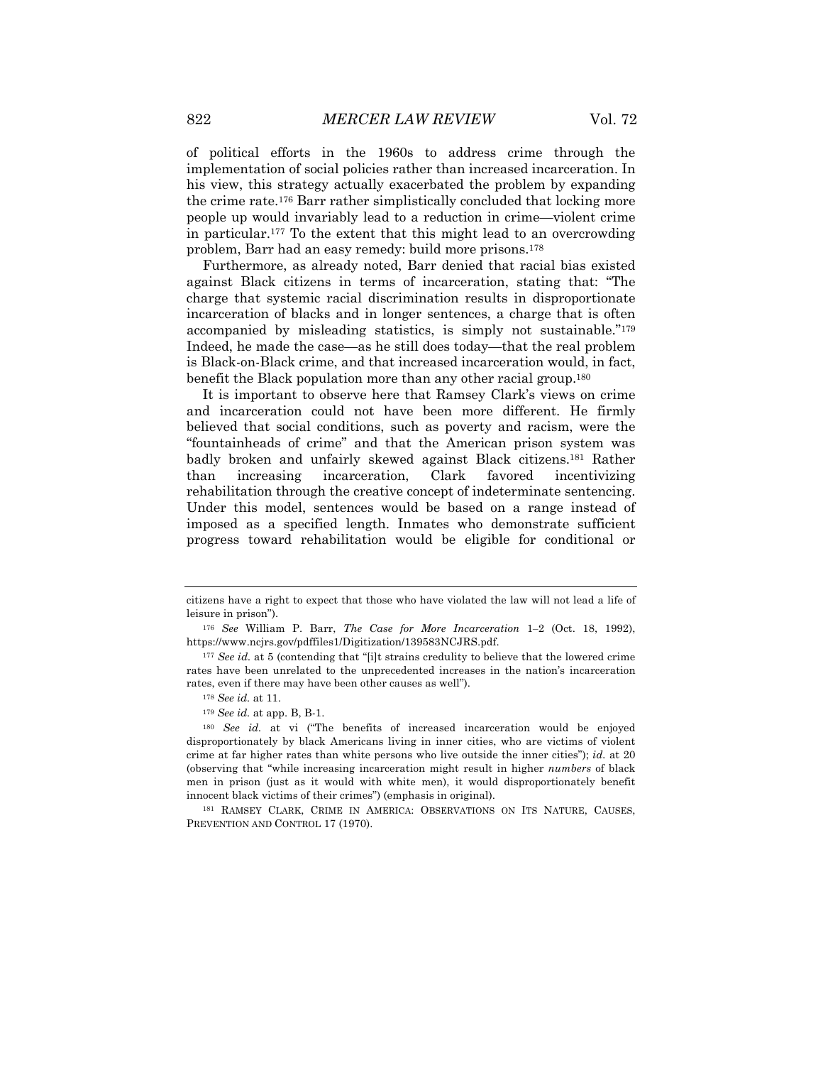of political efforts in the 1960s to address crime through the implementation of social policies rather than increased incarceration. In his view, this strategy actually exacerbated the problem by expanding the crime rate.[176] Barr rather simplistically concluded that locking more people up would invariably lead to a reduction in crime—violent crime in particular.[177] To the extent that this might lead to an overcrowding problem, Barr had an easy remedy: build more prisons.[178]

Furthermore, as already noted, Barr denied that racial bias existed against Black citizens in terms of incarceration, stating that: "The charge that systemic racial discrimination results in disproportionate incarceration of blacks and in longer sentences, a charge that is often accompanied by misleading statistics, is simply not sustainable."[179] Indeed, he made the case—as he still does today—that the real problem is Black-on-Black crime, and that increased incarceration would, in fact, benefit the Black population more than any other racial group.[180]

It is important to observe here that Ramsey Clark's views on crime and incarceration could not have been more different. He firmly believed that social conditions, such as poverty and racism, were the "fountainheads of crime" and that the American prison system was badly broken and unfairly skewed against Black citizens.[181] Rather than increasing incarceration, Clark favored incentivizing rehabilitation through the creative concept of indeterminate sentencing. Under this model, sentences would be based on a range instead of imposed as a specified length. Inmates who demonstrate sufficient progress toward rehabilitation would be eligible for conditional or

---

citizens have a right to expect that those who have violated the law will not lead a life of leisure in prison").

[176] *See* William P. Barr, *The Case for More Incarceration* 1–2 (Oct. 18, 1992), https://www.ncjrs.gov/pdffiles1/Digitization/139583NCJRS.pdf.

[177] *See id.* at 5 (contending that "[i]t strains credulity to believe that the lowered crime rates have been unrelated to the unprecedented increases in the nation's incarceration rates, even if there may have been other causes as well").

[178] *See id.* at 11.

[179] *See id.* at app. B, B-1.

[180] *See id.* at vi ("The benefits of increased incarceration would be enjoyed disproportionately by black Americans living in inner cities, who are victims of violent crime at far higher rates than white persons who live outside the inner cities"); *id.* at 20 (observing that "while increasing incarceration might result in higher *numbers* of black men in prison (just as it would with white men), it would disproportionately benefit innocent black victims of their crimes") (emphasis in original).

[181] RAMSEY CLARK, CRIME IN AMERICA: OBSERVATIONS ON ITS NATURE, CAUSES, PREVENTION AND CONTROL 17 (1970).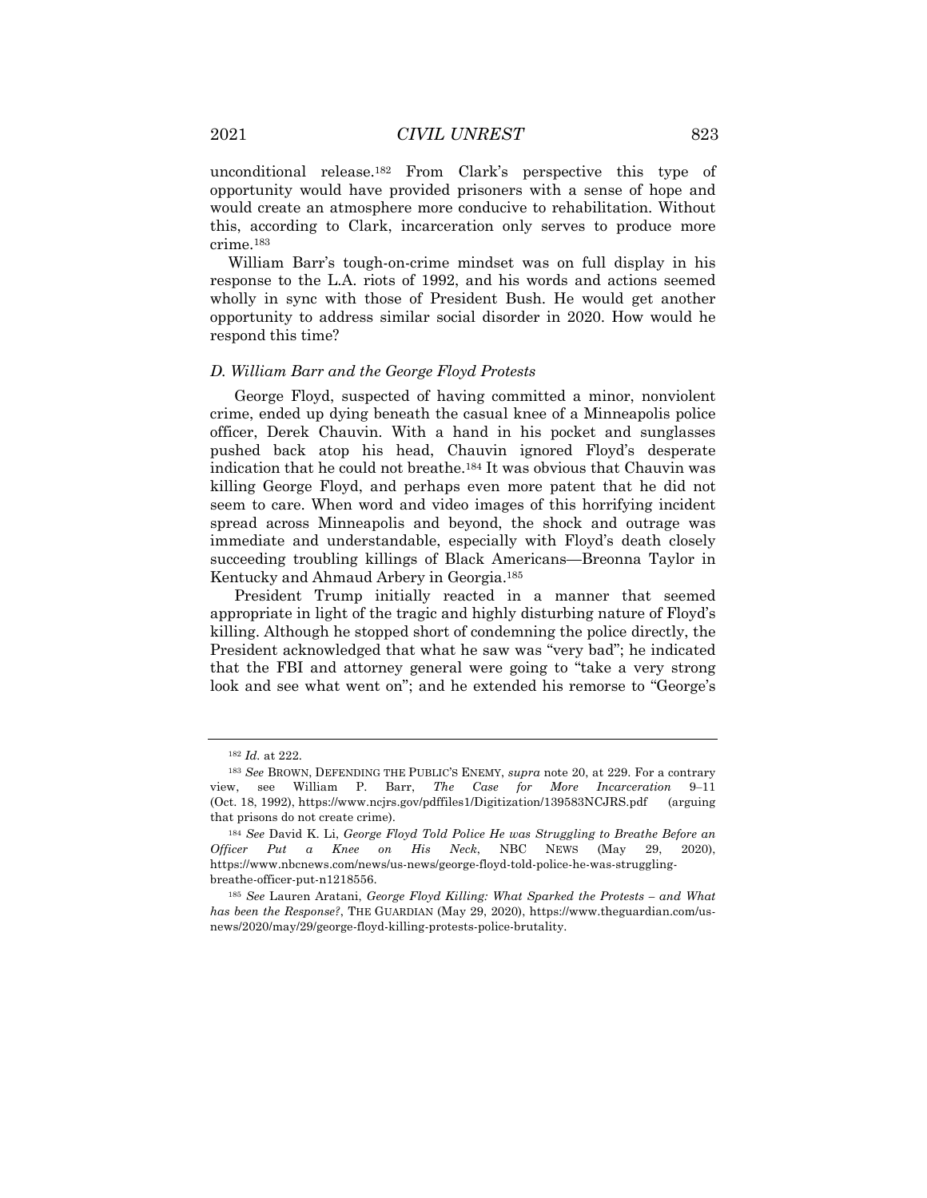unconditional release.[182] From Clark's perspective this type of opportunity would have provided prisoners with a sense of hope and would create an atmosphere more conducive to rehabilitation. Without this, according to Clark, incarceration only serves to produce more crime.[183]

William Barr's tough-on-crime mindset was on full display in his response to the L.A. riots of 1992, and his words and actions seemed wholly in sync with those of President Bush. He would get another opportunity to address similar social disorder in 2020. How would he respond this time?

### *D. William Barr and the George Floyd Protests*

George Floyd, suspected of having committed a minor, nonviolent crime, ended up dying beneath the casual knee of a Minneapolis police officer, Derek Chauvin. With a hand in his pocket and sunglasses pushed back atop his head, Chauvin ignored Floyd's desperate indication that he could not breathe.[184] It was obvious that Chauvin was killing George Floyd, and perhaps even more patent that he did not seem to care. When word and video images of this horrifying incident spread across Minneapolis and beyond, the shock and outrage was immediate and understandable, especially with Floyd's death closely succeeding troubling killings of Black Americans—Breonna Taylor in Kentucky and Ahmaud Arbery in Georgia.[185]

President Trump initially reacted in a manner that seemed appropriate in light of the tragic and highly disturbing nature of Floyd's killing. Although he stopped short of condemning the police directly, the President acknowledged that what he saw was "very bad"; he indicated that the FBI and attorney general were going to "take a very strong look and see what went on"; and he extended his remorse to "George's

---

[182] *Id.* at 222.

[183] *See* BROWN, DEFENDING THE PUBLIC'S ENEMY, *supra* note 20, at 229. For a contrary view, see William P. Barr, *The Case for More Incarceration* 9–11 (Oct. 18, 1992), https://www.ncjrs.gov/pdffiles1/Digitization/139583NCJRS.pdf (arguing that prisons do not create crime).

[184] *See* David K. Li, *George Floyd Told Police He was Struggling to Breathe Before an Officer Put a Knee on His Neck*, NBC NEWS (May 29, 2020), https://www.nbcnews.com/news/us-news/george-floyd-told-police-he-was-struggling-breathe-officer-put-n1218556.

[185] *See* Lauren Aratani, *George Floyd Killing: What Sparked the Protests – and What has been the Response?*, THE GUARDIAN (May 29, 2020), https://www.theguardian.com/us-news/2020/may/29/george-floyd-killing-protests-police-brutality.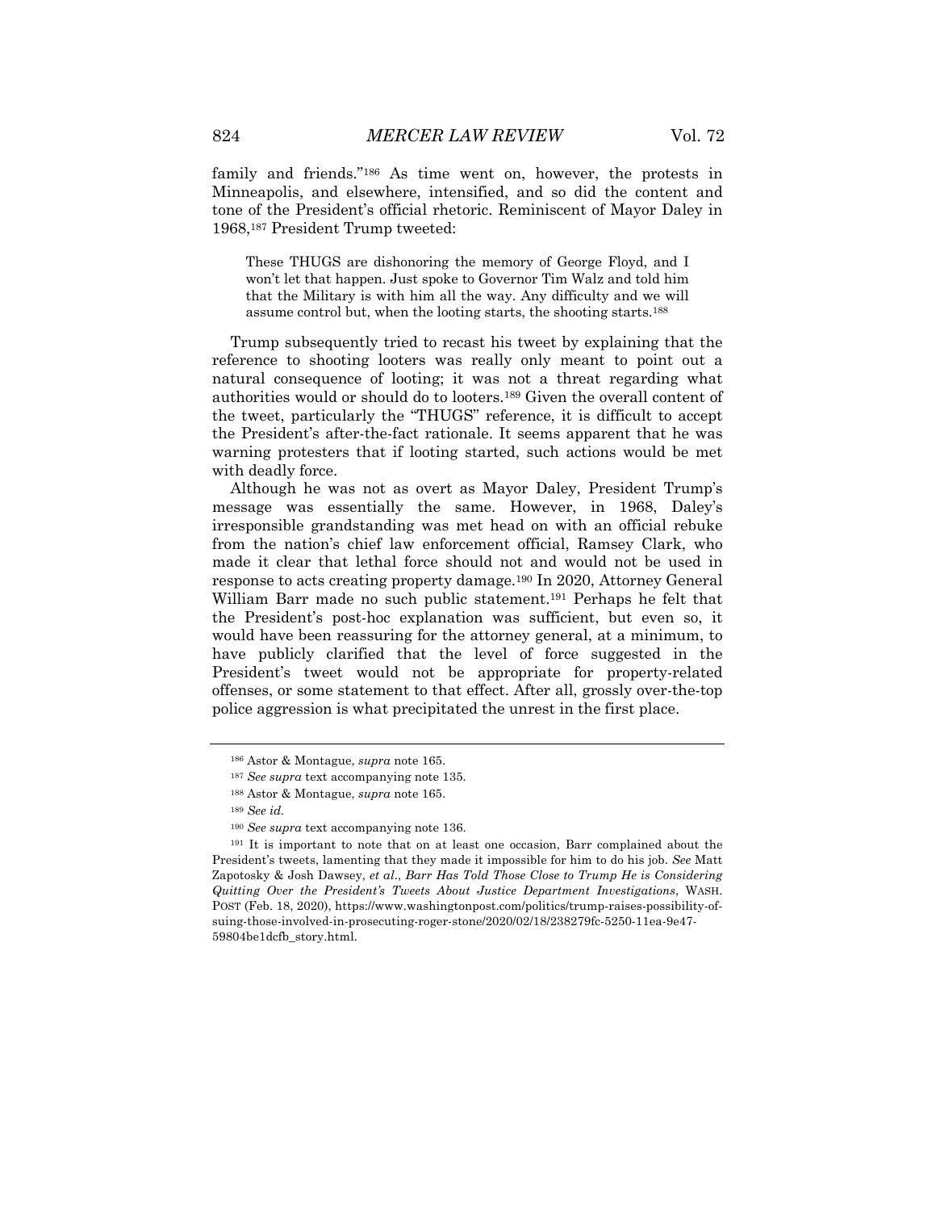family and friends."[186] As time went on, however, the protests in Minneapolis, and elsewhere, intensified, and so did the content and tone of the President's official rhetoric. Reminiscent of Mayor Daley in 1968,[187] President Trump tweeted:

> These THUGS are dishonoring the memory of George Floyd, and I won't let that happen. Just spoke to Governor Tim Walz and told him that the Military is with him all the way. Any difficulty and we will assume control but, when the looting starts, the shooting starts.[188]

Trump subsequently tried to recast his tweet by explaining that the reference to shooting looters was really only meant to point out a natural consequence of looting; it was not a threat regarding what authorities would or should do to looters.[189] Given the overall content of the tweet, particularly the "THUGS" reference, it is difficult to accept the President's after-the-fact rationale. It seems apparent that he was warning protesters that if looting started, such actions would be met with deadly force.

Although he was not as overt as Mayor Daley, President Trump's message was essentially the same. However, in 1968, Daley's irresponsible grandstanding was met head on with an official rebuke from the nation's chief law enforcement official, Ramsey Clark, who made it clear that lethal force should not and would not be used in response to acts creating property damage.[190] In 2020, Attorney General William Barr made no such public statement.[191] Perhaps he felt that the President's post-hoc explanation was sufficient, but even so, it would have been reassuring for the attorney general, at a minimum, to have publicly clarified that the level of force suggested in the President's tweet would not be appropriate for property-related offenses, or some statement to that effect. After all, grossly over-the-top police aggression is what precipitated the unrest in the first place.

---

[186] Astor & Montague, *supra* note 165.

[187] *See supra* text accompanying note 135.

[188] Astor & Montague, *supra* note 165.

[189] *See id.*

[190] *See supra* text accompanying note 136.

[191] It is important to note that on at least one occasion, Barr complained about the President's tweets, lamenting that they made it impossible for him to do his job. *See* Matt Zapotosky & Josh Dawsey, *et al*., *Barr Has Told Those Close to Trump He is Considering Quitting Over the President's Tweets About Justice Department Investigations*, WASH. POST (Feb. 18, 2020), https://www.washingtonpost.com/politics/trump-raises-possibility-of-suing-those-involved-in-prosecuting-roger-stone/2020/02/18/238279fc-5250-11ea-9e47-59804be1dcfb_story.html.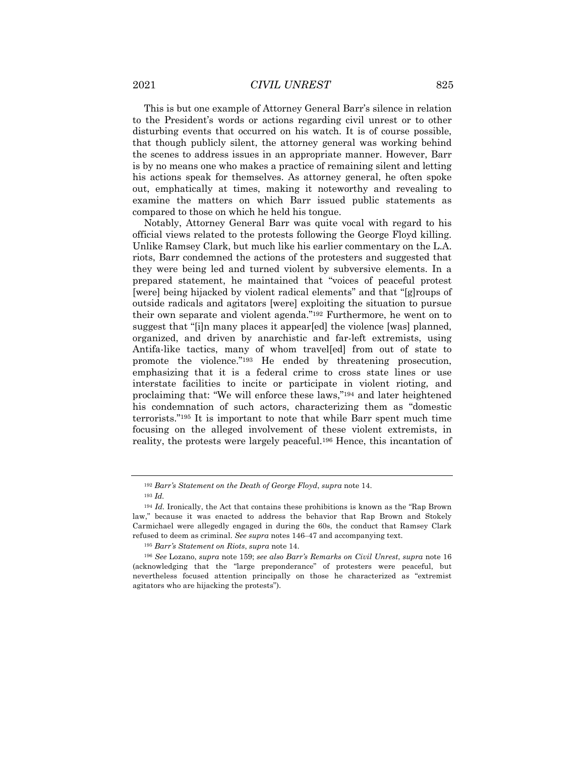This is but one example of Attorney General Barr's silence in relation to the President's words or actions regarding civil unrest or to other disturbing events that occurred on his watch. It is of course possible, that though publicly silent, the attorney general was working behind the scenes to address issues in an appropriate manner. However, Barr is by no means one who makes a practice of remaining silent and letting his actions speak for themselves. As attorney general, he often spoke out, emphatically at times, making it noteworthy and revealing to examine the matters on which Barr issued public statements as compared to those on which he held his tongue.

Notably, Attorney General Barr was quite vocal with regard to his official views related to the protests following the George Floyd killing. Unlike Ramsey Clark, but much like his earlier commentary on the L.A. riots, Barr condemned the actions of the protesters and suggested that they were being led and turned violent by subversive elements. In a prepared statement, he maintained that "voices of peaceful protest [were] being hijacked by violent radical elements" and that "[g]roups of outside radicals and agitators [were] exploiting the situation to pursue their own separate and violent agenda."[192] Furthermore, he went on to suggest that "[i]n many places it appear[ed] the violence [was] planned, organized, and driven by anarchistic and far-left extremists, using Antifa-like tactics, many of whom travel[ed] from out of state to promote the violence."[193] He ended by threatening prosecution, emphasizing that it is a federal crime to cross state lines or use interstate facilities to incite or participate in violent rioting, and proclaiming that: "We will enforce these laws,"[194] and later heightened his condemnation of such actors, characterizing them as "domestic terrorists."[195] It is important to note that while Barr spent much time focusing on the alleged involvement of these violent extremists, in reality, the protests were largely peaceful.[196] Hence, this incantation of

---

[192] *Barr's Statement on the Death of George Floyd*, *supra* note 14.

[193] *Id.*

[194] *Id.* Ironically, the Act that contains these prohibitions is known as the "Rap Brown law," because it was enacted to address the behavior that Rap Brown and Stokely Carmichael were allegedly engaged in during the 60s, the conduct that Ramsey Clark refused to deem as criminal. *See supra* notes 146–47 and accompanying text.

[195] *Barr's Statement on Riots*, *supra* note 14.

[196] *See* Lozano, *supra* note 159; *see also Barr's Remarks on Civil Unrest*, *supra* note 16 (acknowledging that the "large preponderance" of protesters were peaceful, but nevertheless focused attention principally on those he characterized as "extremist agitators who are hijacking the protests").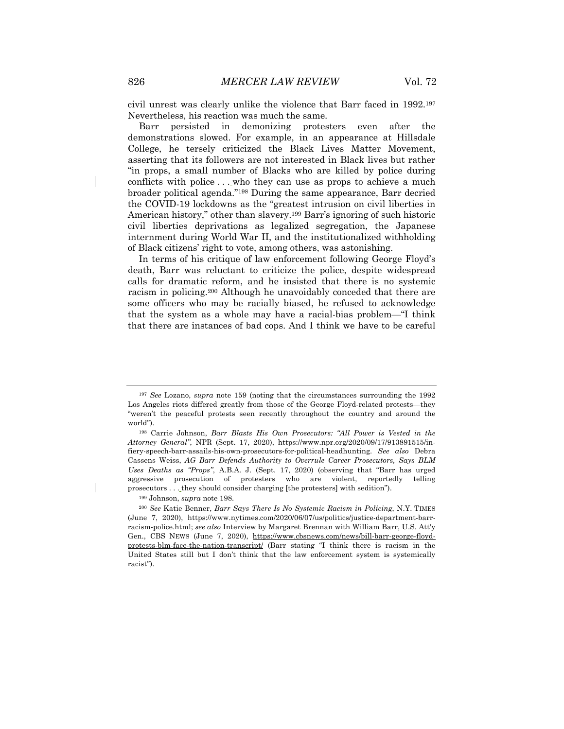civil unrest was clearly unlike the violence that Barr faced in 1992.[197] Nevertheless, his reaction was much the same.

Barr persisted in demonizing protesters even after the demonstrations slowed. For example, in an appearance at Hillsdale College, he tersely criticized the Black Lives Matter Movement, asserting that its followers are not interested in Black lives but rather "in props, a small number of Blacks who are killed by police during conflicts with police . . . who they can use as props to achieve a much broader political agenda."[198] During the same appearance, Barr decried the COVID-19 lockdowns as the "greatest intrusion on civil liberties in American history," other than slavery.[199] Barr's ignoring of such historic civil liberties deprivations as legalized segregation, the Japanese internment during World War II, and the institutionalized withholding of Black citizens' right to vote, among others, was astonishing.

In terms of his critique of law enforcement following George Floyd's death, Barr was reluctant to criticize the police, despite widespread calls for dramatic reform, and he insisted that there is no systemic racism in policing.[200] Although he unavoidably conceded that there are some officers who may be racially biased, he refused to acknowledge that the system as a whole may have a racial-bias problem—"I think that there are instances of bad cops. And I think we have to be careful

---

[197] *See* Lozano, *supra* note 159 (noting that the circumstances surrounding the 1992 Los Angeles riots differed greatly from those of the George Floyd-related protests—they "weren't the peaceful protests seen recently throughout the country and around the world").

[198] Carrie Johnson, *Barr Blasts His Own Prosecutors: "All Power is Vested in the Attorney General"*, NPR (Sept. 17, 2020), https://www.npr.org/2020/09/17/913891515/in-fiery-speech-barr-assails-his-own-prosecutors-for-political-headhunting. *See also* Debra Cassens Weiss, *AG Barr Defends Authority to Overrule Career Prosecutors, Says BLM Uses Deaths as "Props"*, A.B.A. J. (Sept. 17, 2020) (observing that "Barr has urged aggressive prosecution of protesters who are violent, reportedly telling prosecutors . . . they should consider charging [the protesters] with sedition").

[199] Johnson, *supra* note 198.

[200] *See* Katie Benner, *Barr Says There Is No Systemic Racism in Policing*, N.Y. TIMES (June 7, 2020), https://www.nytimes.com/2020/06/07/us/politics/justice-department-barr-racism-police.html; *see also* Interview by Margaret Brennan with William Barr, U.S. Att'y Gen., CBS NEWS (June 7, 2020), https://www.cbsnews.com/news/bill-barr-george-floyd-protests-blm-face-the-nation-transcript/ (Barr stating "I think there is racism in the United States still but I don't think that the law enforcement system is systemically racist").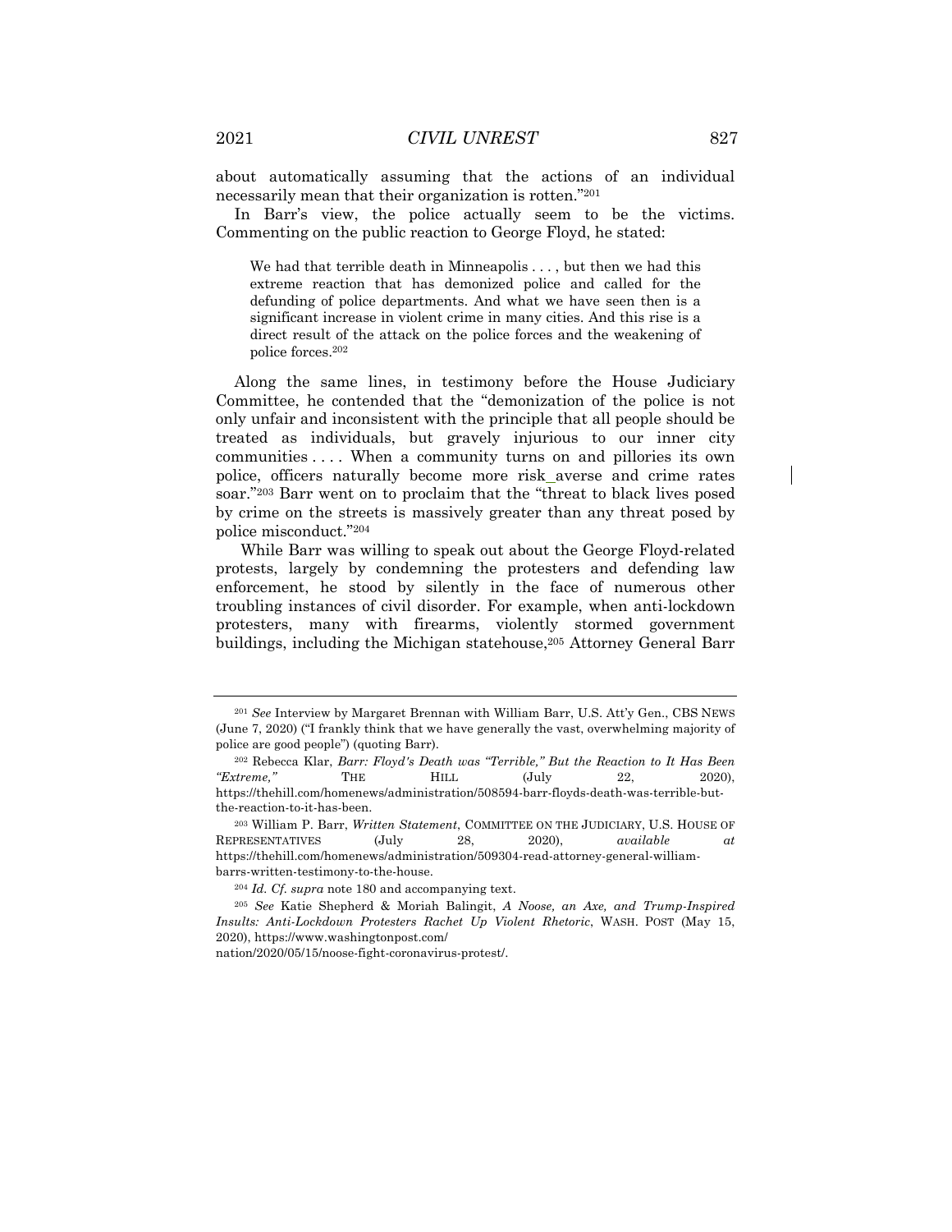about automatically assuming that the actions of an individual necessarily mean that their organization is rotten."[201]

In Barr's view, the police actually seem to be the victims. Commenting on the public reaction to George Floyd, he stated:

> We had that terrible death in Minneapolis . . . , but then we had this extreme reaction that has demonized police and called for the defunding of police departments. And what we have seen then is a significant increase in violent crime in many cities. And this rise is a direct result of the attack on the police forces and the weakening of police forces.[202]

Along the same lines, in testimony before the House Judiciary Committee, he contended that the "demonization of the police is not only unfair and inconsistent with the principle that all people should be treated as individuals, but gravely injurious to our inner city communities . . . . When a community turns on and pillories its own police, officers naturally become more risk_averse and crime rates soar."[203] Barr went on to proclaim that the "threat to black lives posed by crime on the streets is massively greater than any threat posed by police misconduct."[204]

While Barr was willing to speak out about the George Floyd-related protests, largely by condemning the protesters and defending law enforcement, he stood by silently in the face of numerous other troubling instances of civil disorder. For example, when anti-lockdown protesters, many with firearms, violently stormed government buildings, including the Michigan statehouse,[205] Attorney General Barr

---

[201] *See* Interview by Margaret Brennan with William Barr, U.S. Att'y Gen., CBS NEWS (June 7, 2020) ("I frankly think that we have generally the vast, overwhelming majority of police are good people") (quoting Barr).

[202] Rebecca Klar, *Barr: Floyd's Death was "Terrible," But the Reaction to It Has Been "Extreme,"* THE HILL (July 22, 2020), https://thehill.com/homenews/administration/508594-barr-floyds-death-was-terrible-but-the-reaction-to-it-has-been.

[203] William P. Barr, *Written Statement*, COMMITTEE ON THE JUDICIARY, U.S. HOUSE OF REPRESENTATIVES (July 28, 2020), *available at* https://thehill.com/homenews/administration/509304-read-attorney-general-william-barrs-written-testimony-to-the-house.

[204] *Id. Cf. supra* note 180 and accompanying text.

[205] *See* Katie Shepherd & Moriah Balingit, *A Noose, an Axe, and Trump-Inspired Insults: Anti-Lockdown Protesters Rachet Up Violent Rhetoric*, WASH. POST (May 15, 2020), https://www.washingtonpost.com/nation/2020/05/15/noose-fight-coronavirus-protest/.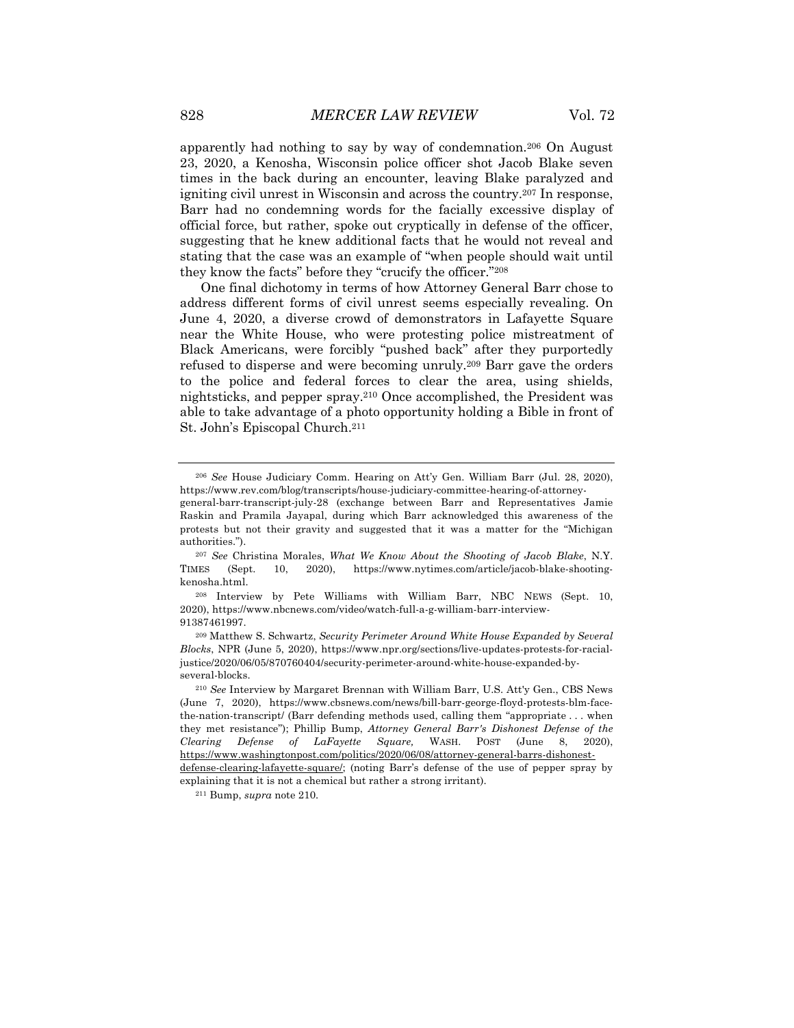apparently had nothing to say by way of condemnation.[206] On August 23, 2020, a Kenosha, Wisconsin police officer shot Jacob Blake seven times in the back during an encounter, leaving Blake paralyzed and igniting civil unrest in Wisconsin and across the country.[207] In response, Barr had no condemning words for the facially excessive display of official force, but rather, spoke out cryptically in defense of the officer, suggesting that he knew additional facts that he would not reveal and stating that the case was an example of "when people should wait until they know the facts" before they "crucify the officer."[208]

One final dichotomy in terms of how Attorney General Barr chose to address different forms of civil unrest seems especially revealing. On June 4, 2020, a diverse crowd of demonstrators in Lafayette Square near the White House, who were protesting police mistreatment of Black Americans, were forcibly "pushed back" after they purportedly refused to disperse and were becoming unruly.[209] Barr gave the orders to the police and federal forces to clear the area, using shields, nightsticks, and pepper spray.[210] Once accomplished, the President was able to take advantage of a photo opportunity holding a Bible in front of St. John's Episcopal Church.[211]

---

[206] *See* House Judiciary Comm. Hearing on Att'y Gen. William Barr (Jul. 28, 2020), https://www.rev.com/blog/transcripts/house-judiciary-committee-hearing-of-attorney-general-barr-transcript-july-28 (exchange between Barr and Representatives Jamie Raskin and Pramila Jayapal, during which Barr acknowledged this awareness of the protests but not their gravity and suggested that it was a matter for the "Michigan authorities.").

[207] *See* Christina Morales, *What We Know About the Shooting of Jacob Blake*, N.Y. TIMES (Sept. 10, 2020), https://www.nytimes.com/article/jacob-blake-shooting-kenosha.html.

[208] Interview by Pete Williams with William Barr, NBC NEWS (Sept. 10, 2020), https://www.nbcnews.com/video/watch-full-a-g-william-barr-interview-91387461997.

[209] Matthew S. Schwartz, *Security Perimeter Around White House Expanded by Several Blocks*, NPR (June 5, 2020), https://www.npr.org/sections/live-updates-protests-for-racial-justice/2020/06/05/870760404/security-perimeter-around-white-house-expanded-by-several-blocks.

[210] *See* Interview by Margaret Brennan with William Barr, U.S. Att'y Gen., CBS News (June 7, 2020), https://www.cbsnews.com/news/bill-barr-george-floyd-protests-blm-face-the-nation-transcript/ (Barr defending methods used, calling them "appropriate . . . when they met resistance"); Phillip Bump, *Attorney General Barr's Dishonest Defense of the Clearing Defense of LaFayette Square,* WASH. POST (June 8, 2020), https://www.washingtonpost.com/politics/2020/06/08/attorney-general-barrs-dishonest-defense-clearing-lafayette-square/; (noting Barr's defense of the use of pepper spray by explaining that it is not a chemical but rather a strong irritant).

[211] Bump, *supra* note 210.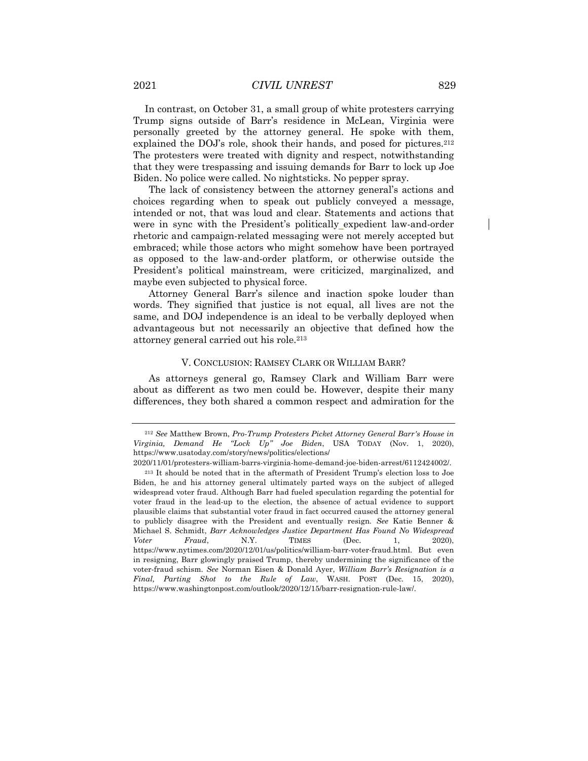In contrast, on October 31, a small group of white protesters carrying Trump signs outside of Barr's residence in McLean, Virginia were personally greeted by the attorney general. He spoke with them, explained the DOJ's role, shook their hands, and posed for pictures.[212] The protesters were treated with dignity and respect, notwithstanding that they were trespassing and issuing demands for Barr to lock up Joe Biden. No police were called. No nightsticks. No pepper spray.

The lack of consistency between the attorney general's actions and choices regarding when to speak out publicly conveyed a message, intended or not, that was loud and clear. Statements and actions that were in sync with the President's politically expedient law-and-order rhetoric and campaign-related messaging were not merely accepted but embraced; while those actors who might somehow have been portrayed as opposed to the law-and-order platform, or otherwise outside the President's political mainstream, were criticized, marginalized, and maybe even subjected to physical force.

Attorney General Barr's silence and inaction spoke louder than words. They signified that justice is not equal, all lives are not the same, and DOJ independence is an ideal to be verbally deployed when advantageous but not necessarily an objective that defined how the attorney general carried out his role.[213]

## V. Conclusion: Ramsey Clark or William Barr?

As attorneys general go, Ramsey Clark and William Barr were about as different as two men could be. However, despite their many differences, they both shared a common respect and admiration for the

---

[212] *See* Matthew Brown, *Pro-Trump Protesters Picket Attorney General Barr's House in Virginia, Demand He "Lock Up" Joe Biden*, USA TODAY (Nov. 1, 2020), https://www.usatoday.com/story/news/politics/elections/2020/11/01/protesters-william-barrs-virginia-home-demand-joe-biden-arrest/6112424002/.

[213] It should be noted that in the aftermath of President Trump's election loss to Joe Biden, he and his attorney general ultimately parted ways on the subject of alleged widespread voter fraud. Although Barr had fueled speculation regarding the potential for voter fraud in the lead-up to the election, the absence of actual evidence to support plausible claims that substantial voter fraud in fact occurred caused the attorney general to publicly disagree with the President and eventually resign. *See* Katie Benner & Michael S. Schmidt, *Barr Acknowledges Justice Department Has Found No Widespread Voter Fraud*, N.Y. TIMES (Dec. 1, 2020), https://www.nytimes.com/2020/12/01/us/politics/william-barr-voter-fraud.html. But even in resigning, Barr glowingly praised Trump, thereby undermining the significance of the voter-fraud schism. *See* Norman Eisen & Donald Ayer, *William Barr's Resignation is a Final, Parting Shot to the Rule of Law*, WASH. POST (Dec. 15, 2020), https://www.washingtonpost.com/outlook/2020/12/15/barr-resignation-rule-law/.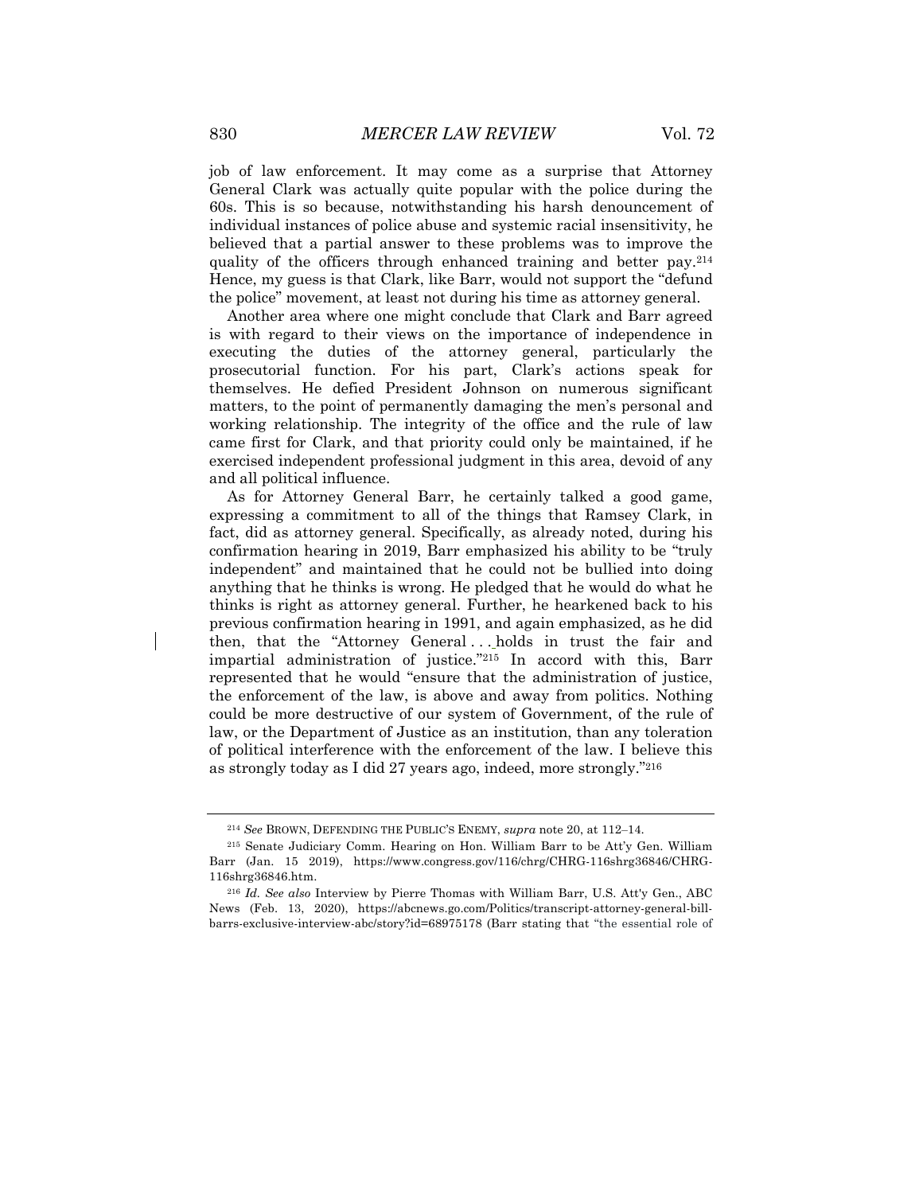job of law enforcement. It may come as a surprise that Attorney General Clark was actually quite popular with the police during the 60s. This is so because, notwithstanding his harsh denouncement of individual instances of police abuse and systemic racial insensitivity, he believed that a partial answer to these problems was to improve the quality of the officers through enhanced training and better pay.[214] Hence, my guess is that Clark, like Barr, would not support the "defund the police" movement, at least not during his time as attorney general.

Another area where one might conclude that Clark and Barr agreed is with regard to their views on the importance of independence in executing the duties of the attorney general, particularly the prosecutorial function. For his part, Clark's actions speak for themselves. He defied President Johnson on numerous significant matters, to the point of permanently damaging the men's personal and working relationship. The integrity of the office and the rule of law came first for Clark, and that priority could only be maintained, if he exercised independent professional judgment in this area, devoid of any and all political influence.

As for Attorney General Barr, he certainly talked a good game, expressing a commitment to all of the things that Ramsey Clark, in fact, did as attorney general. Specifically, as already noted, during his confirmation hearing in 2019, Barr emphasized his ability to be "truly independent" and maintained that he could not be bullied into doing anything that he thinks is wrong. He pledged that he would do what he thinks is right as attorney general. Further, he hearkened back to his previous confirmation hearing in 1991, and again emphasized, as he did then, that the "Attorney General . . . holds in trust the fair and impartial administration of justice."[215] In accord with this, Barr represented that he would "ensure that the administration of justice, the enforcement of the law, is above and away from politics. Nothing could be more destructive of our system of Government, of the rule of law, or the Department of Justice as an institution, than any toleration of political interference with the enforcement of the law. I believe this as strongly today as I did 27 years ago, indeed, more strongly."[216]

---

[214] *See* BROWN, DEFENDING THE PUBLIC'S ENEMY, *supra* note 20, at 112–14.

[215] Senate Judiciary Comm. Hearing on Hon. William Barr to be Att'y Gen. William Barr (Jan. 15 2019), https://www.congress.gov/116/chrg/CHRG-116shrg36846/CHRG-116shrg36846.htm.

[216] *Id. See also* Interview by Pierre Thomas with William Barr, U.S. Att'y Gen., ABC News (Feb. 13, 2020), https://abcnews.go.com/Politics/transcript-attorney-general-bill-barrs-exclusive-interview-abc/story?id=68975178 (Barr stating that "the essential role of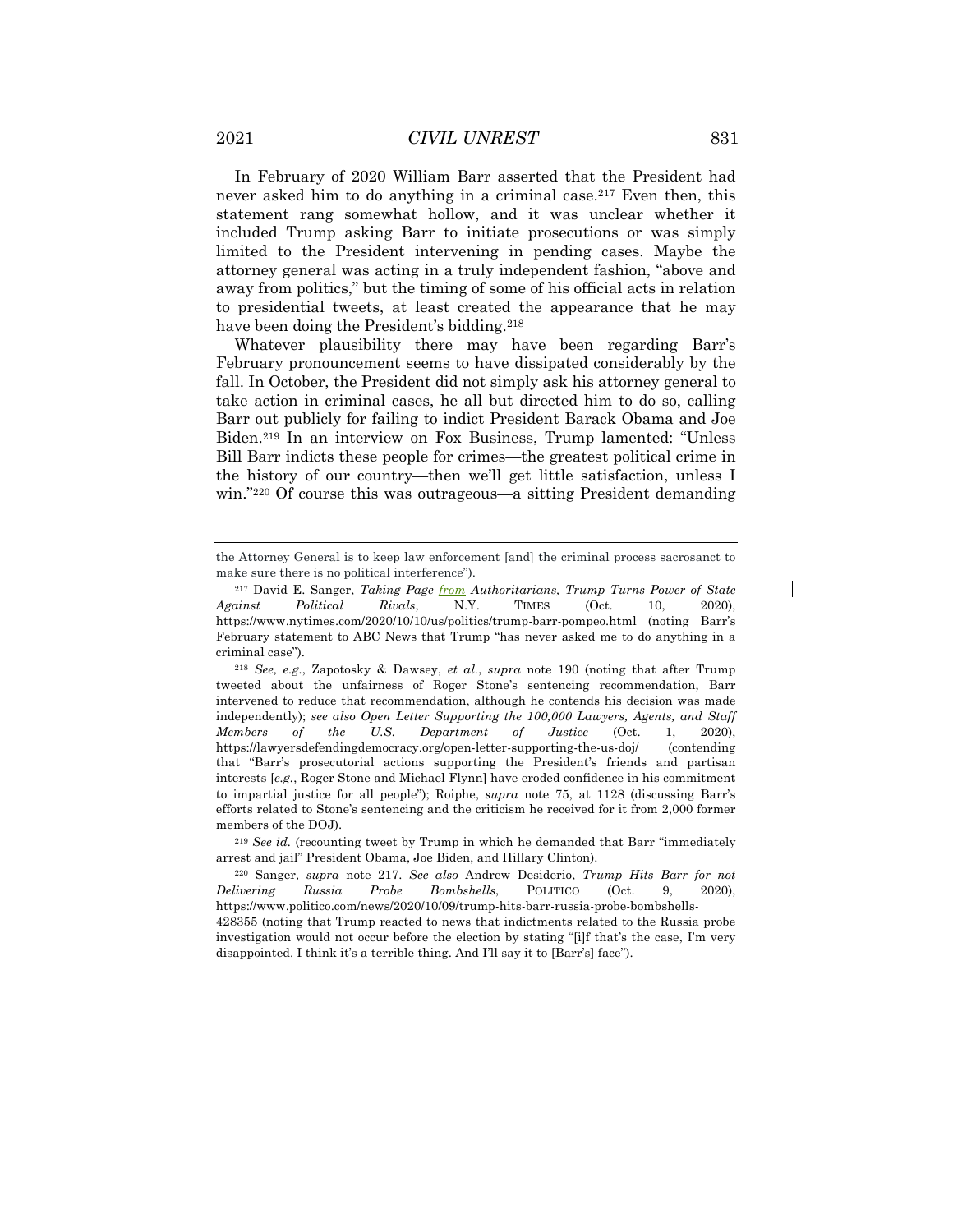In February of 2020 William Barr asserted that the President had never asked him to do anything in a criminal case.[217] Even then, this statement rang somewhat hollow, and it was unclear whether it included Trump asking Barr to initiate prosecutions or was simply limited to the President intervening in pending cases. Maybe the attorney general was acting in a truly independent fashion, "above and away from politics," but the timing of some of his official acts in relation to presidential tweets, at least created the appearance that he may have been doing the President's bidding.[218]

Whatever plausibility there may have been regarding Barr's February pronouncement seems to have dissipated considerably by the fall. In October, the President did not simply ask his attorney general to take action in criminal cases, he all but directed him to do so, calling Barr out publicly for failing to indict President Barack Obama and Joe Biden.[219] In an interview on Fox Business, Trump lamented: "Unless Bill Barr indicts these people for crimes—the greatest political crime in the history of our country—then we'll get little satisfaction, unless I win."[220] Of course this was outrageous—a sitting President demanding

---

the Attorney General is to keep law enforcement [and] the criminal process sacrosanct to make sure there is no political interference").

[217] David E. Sanger, *Taking Page from Authoritarians, Trump Turns Power of State Against Political Rivals*, N.Y. TIMES (Oct. 10, 2020), https://www.nytimes.com/2020/10/10/us/politics/trump-barr-pompeo.html (noting Barr's February statement to ABC News that Trump "has never asked me to do anything in a criminal case").

[218] *See, e.g.*, Zapotosky & Dawsey, *et al.*, *supra* note 190 (noting that after Trump tweeted about the unfairness of Roger Stone's sentencing recommendation, Barr intervened to reduce that recommendation, although he contends his decision was made independently); *see also Open Letter Supporting the 100,000 Lawyers, Agents, and Staff Members of the U.S. Department of Justice* (Oct. 1, 2020), https://lawyersdefendingdemocracy.org/open-letter-supporting-the-us-doj/ (contending that "Barr's prosecutorial actions supporting the President's friends and partisan interests [*e.g.*, Roger Stone and Michael Flynn] have eroded confidence in his commitment to impartial justice for all people"); Roiphe, *supra* note 75, at 1128 (discussing Barr's efforts related to Stone's sentencing and the criticism he received for it from 2,000 former members of the DOJ).

[219] *See id.* (recounting tweet by Trump in which he demanded that Barr "immediately arrest and jail" President Obama, Joe Biden, and Hillary Clinton).

[220] Sanger, *supra* note 217. *See also* Andrew Desiderio, *Trump Hits Barr for not Delivering Russia Probe Bombshells*, POLITICO (Oct. 9, 2020), https://www.politico.com/news/2020/10/09/trump-hits-barr-russia-probe-bombshells-428355 (noting that Trump reacted to news that indictments related to the Russia probe investigation would not occur before the election by stating "[i]f that's the case, I'm very disappointed. I think it's a terrible thing. And I'll say it to [Barr's] face").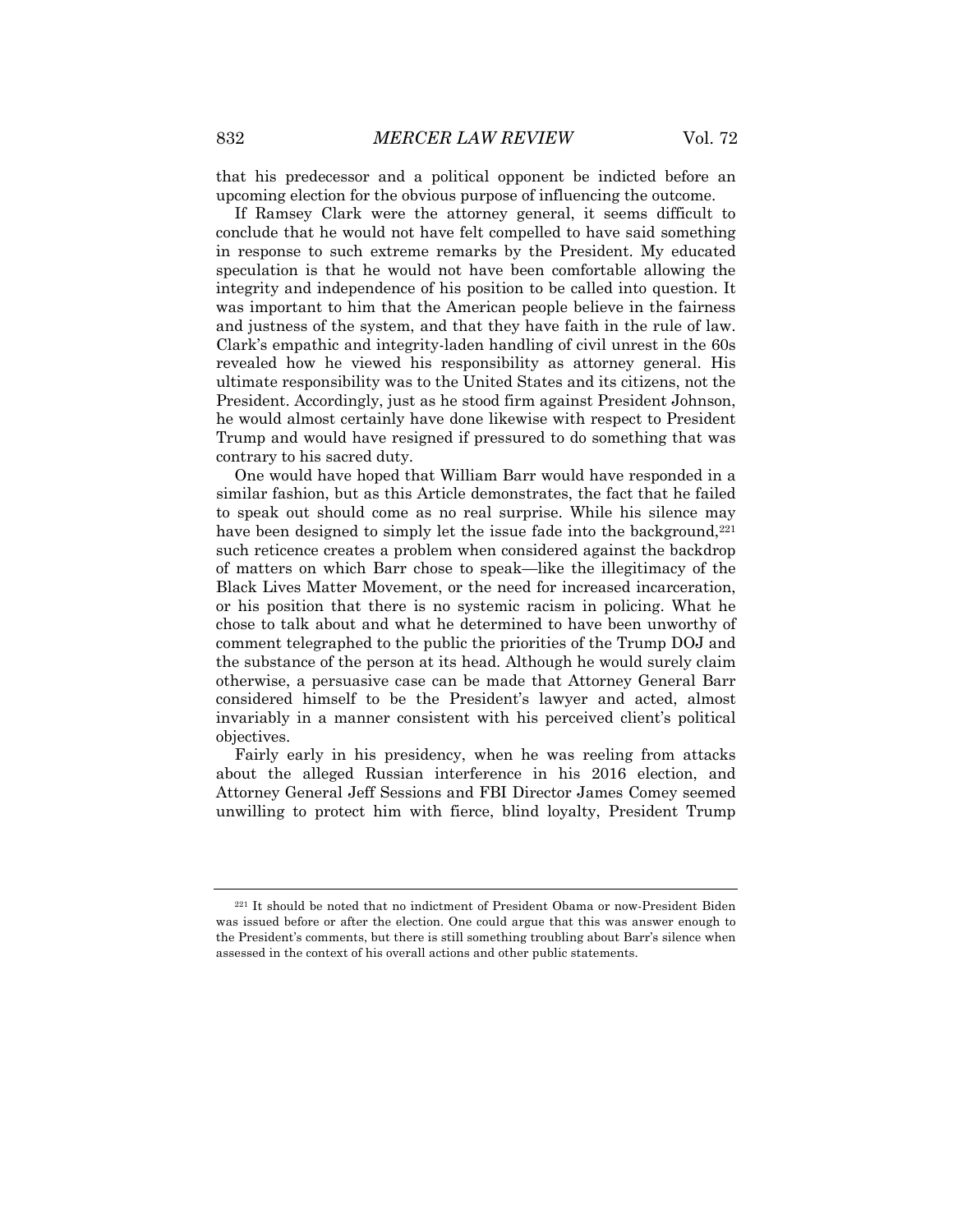that his predecessor and a political opponent be indicted before an upcoming election for the obvious purpose of influencing the outcome.

If Ramsey Clark were the attorney general, it seems difficult to conclude that he would not have felt compelled to have said something in response to such extreme remarks by the President. My educated speculation is that he would not have been comfortable allowing the integrity and independence of his position to be called into question. It was important to him that the American people believe in the fairness and justness of the system, and that they have faith in the rule of law. Clark's empathic and integrity-laden handling of civil unrest in the 60s revealed how he viewed his responsibility as attorney general. His ultimate responsibility was to the United States and its citizens, not the President. Accordingly, just as he stood firm against President Johnson, he would almost certainly have done likewise with respect to President Trump and would have resigned if pressured to do something that was contrary to his sacred duty.

One would have hoped that William Barr would have responded in a similar fashion, but as this Article demonstrates, the fact that he failed to speak out should come as no real surprise. While his silence may have been designed to simply let the issue fade into the background,[221] such reticence creates a problem when considered against the backdrop of matters on which Barr chose to speak—like the illegitimacy of the Black Lives Matter Movement, or the need for increased incarceration, or his position that there is no systemic racism in policing. What he chose to talk about and what he determined to have been unworthy of comment telegraphed to the public the priorities of the Trump DOJ and the substance of the person at its head. Although he would surely claim otherwise, a persuasive case can be made that Attorney General Barr considered himself to be the President's lawyer and acted, almost invariably in a manner consistent with his perceived client's political objectives.

Fairly early in his presidency, when he was reeling from attacks about the alleged Russian interference in his 2016 election, and Attorney General Jeff Sessions and FBI Director James Comey seemed unwilling to protect him with fierce, blind loyalty, President Trump

---

[221] It should be noted that no indictment of President Obama or now-President Biden was issued before or after the election. One could argue that this was answer enough to the President's comments, but there is still something troubling about Barr's silence when assessed in the context of his overall actions and other public statements.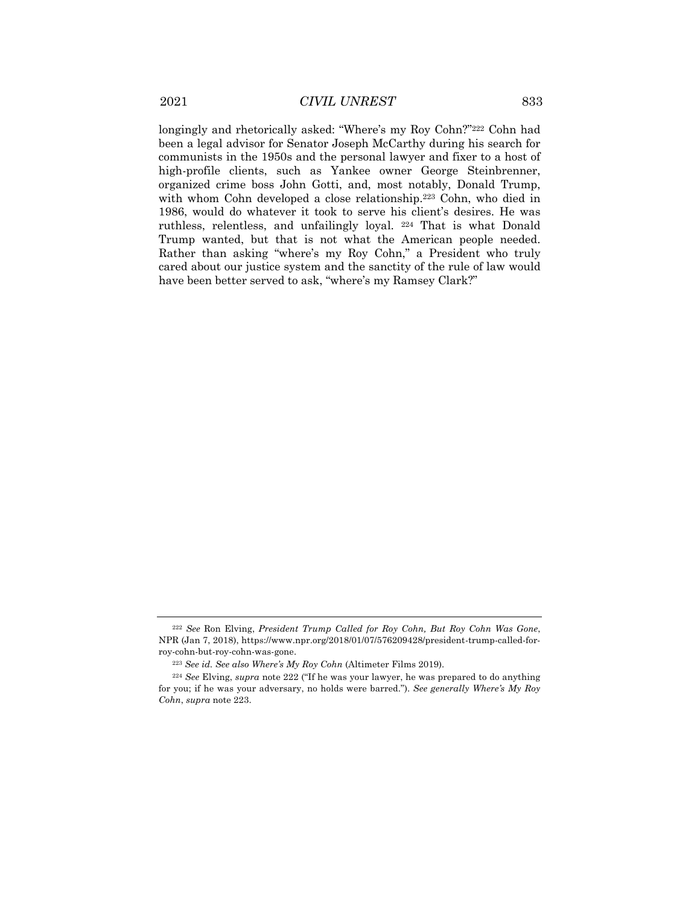longingly and rhetorically asked: "Where's my Roy Cohn?"[222] Cohn had been a legal advisor for Senator Joseph McCarthy during his search for communists in the 1950s and the personal lawyer and fixer to a host of high-profile clients, such as Yankee owner George Steinbrenner, organized crime boss John Gotti, and, most notably, Donald Trump, with whom Cohn developed a close relationship.[223] Cohn, who died in 1986, would do whatever it took to serve his client's desires. He was ruthless, relentless, and unfailingly loyal. [224] That is what Donald Trump wanted, but that is not what the American people needed. Rather than asking "where's my Roy Cohn," a President who truly cared about our justice system and the sanctity of the rule of law would have been better served to ask, "where's my Ramsey Clark?"

---

[222] *See* Ron Elving, *President Trump Called for Roy Cohn, But Roy Cohn Was Gone*, NPR (Jan 7, 2018), https://www.npr.org/2018/01/07/576209428/president-trump-called-for-roy-cohn-but-roy-cohn-was-gone.

[223] *See id*. *See also Where's My Roy Cohn* (Altimeter Films 2019).

[224] *See* Elving, *supra* note 222 ("If he was your lawyer, he was prepared to do anything for you; if he was your adversary, no holds were barred."). *See generally Where's My Roy Cohn*, *supra* note 223.